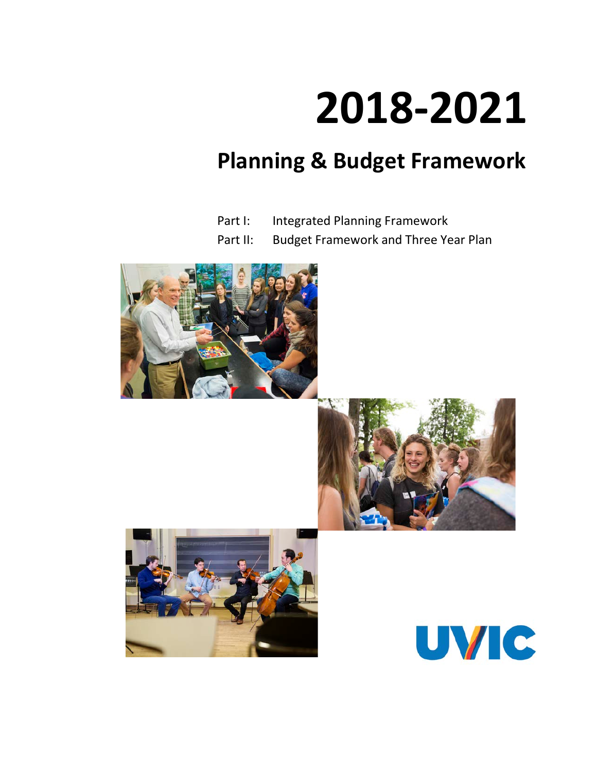# 2018-2021

## Planning & Budget Framework

Part I: Integrated Planning Framework

Part II: Budget Framework and Three Year Plan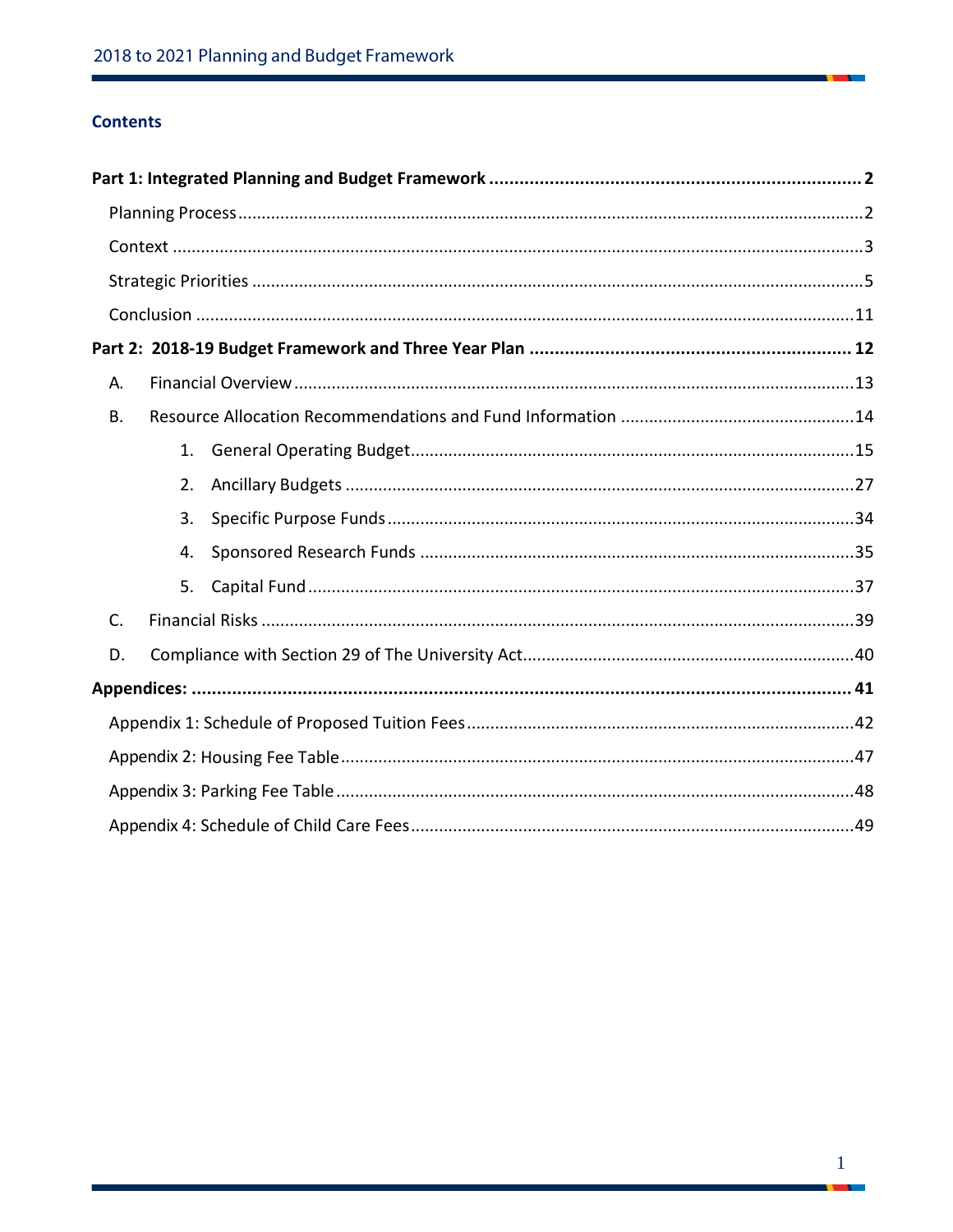## Contents

**Part 1: Integrated Planning and Budget Framework .......... 2**

Planning Process .......... 2

Context .......... 3

Strategic Priorities .......... 5

Conclusion .......... 11

**Part 2: 2018-19 Budget Framework and Three Year Plan .......... 12**

A. Financial Overview .......... 13

B. Resource Allocation Recommendations and Fund Information .......... 14

1. General Operating Budget .......... 15
2. Ancillary Budgets .......... 27
3. Specific Purpose Funds .......... 34
4. Sponsored Research Funds .......... 35
5. Capital Fund .......... 37

C. Financial Risks .......... 39

D. Compliance with Section 29 of The University Act .......... 40

**Appendices: .......... 41**

Appendix 1: Schedule of Proposed Tuition Fees .......... 42

Appendix 2: Housing Fee Table .......... 47

Appendix 3: Parking Fee Table .......... 48

Appendix 4: Schedule of Child Care Fees .......... 49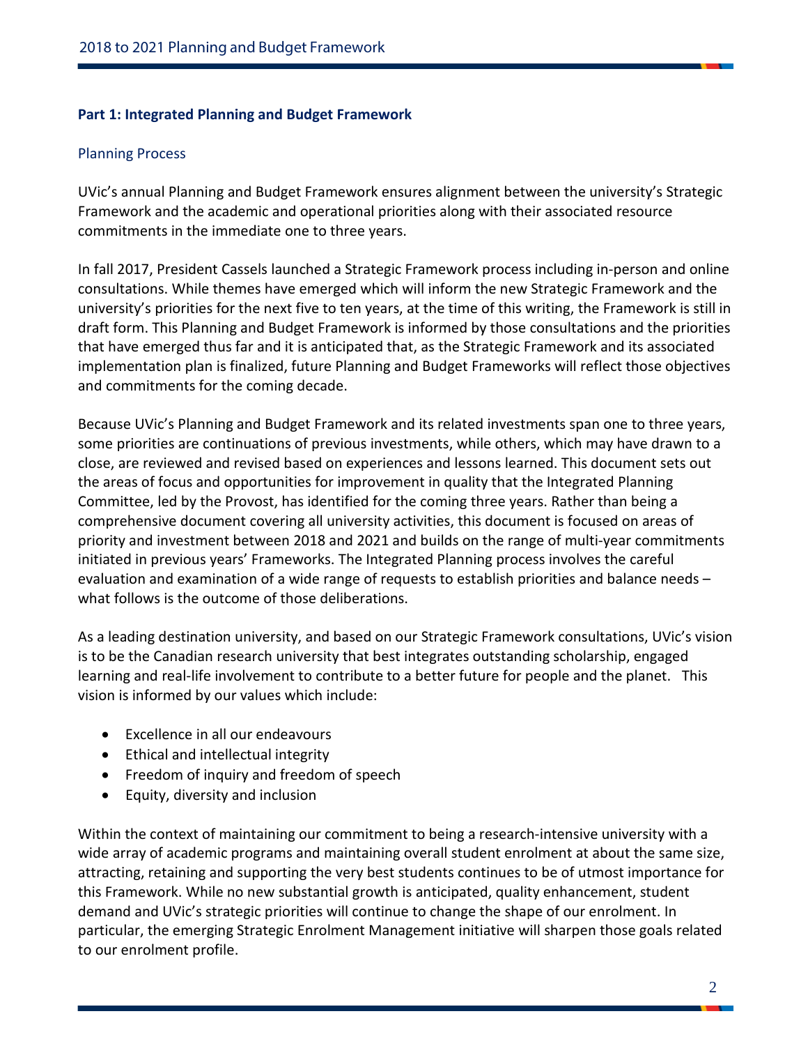## Part 1: Integrated Planning and Budget Framework

### Planning Process

UVic's annual Planning and Budget Framework ensures alignment between the university's Strategic Framework and the academic and operational priorities along with their associated resource commitments in the immediate one to three years.

In fall 2017, President Cassels launched a Strategic Framework process including in-person and online consultations. While themes have emerged which will inform the new Strategic Framework and the university's priorities for the next five to ten years, at the time of this writing, the Framework is still in draft form. This Planning and Budget Framework is informed by those consultations and the priorities that have emerged thus far and it is anticipated that, as the Strategic Framework and its associated implementation plan is finalized, future Planning and Budget Frameworks will reflect those objectives and commitments for the coming decade.

Because UVic's Planning and Budget Framework and its related investments span one to three years, some priorities are continuations of previous investments, while others, which may have drawn to a close, are reviewed and revised based on experiences and lessons learned. This document sets out the areas of focus and opportunities for improvement in quality that the Integrated Planning Committee, led by the Provost, has identified for the coming three years. Rather than being a comprehensive document covering all university activities, this document is focused on areas of priority and investment between 2018 and 2021 and builds on the range of multi-year commitments initiated in previous years' Frameworks. The Integrated Planning process involves the careful evaluation and examination of a wide range of requests to establish priorities and balance needs – what follows is the outcome of those deliberations.

As a leading destination university, and based on our Strategic Framework consultations, UVic's vision is to be the Canadian research university that best integrates outstanding scholarship, engaged learning and real-life involvement to contribute to a better future for people and the planet. This vision is informed by our values which include:

- Excellence in all our endeavours
- Ethical and intellectual integrity
- Freedom of inquiry and freedom of speech
- Equity, diversity and inclusion

Within the context of maintaining our commitment to being a research-intensive university with a wide array of academic programs and maintaining overall student enrolment at about the same size, attracting, retaining and supporting the very best students continues to be of utmost importance for this Framework. While no new substantial growth is anticipated, quality enhancement, student demand and UVic's strategic priorities will continue to change the shape of our enrolment. In particular, the emerging Strategic Enrolment Management initiative will sharpen those goals related to our enrolment profile.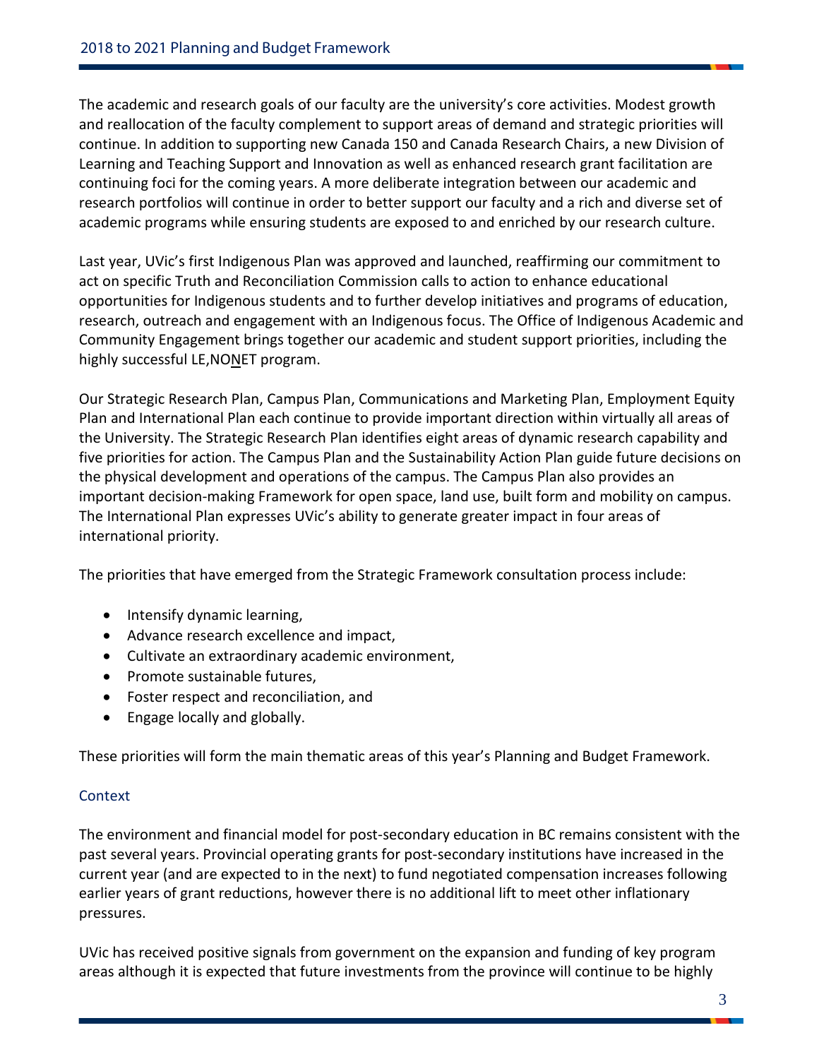The academic and research goals of our faculty are the university's core activities. Modest growth and reallocation of the faculty complement to support areas of demand and strategic priorities will continue. In addition to supporting new Canada 150 and Canada Research Chairs, a new Division of Learning and Teaching Support and Innovation as well as enhanced research grant facilitation are continuing foci for the coming years. A more deliberate integration between our academic and research portfolios will continue in order to better support our faculty and a rich and diverse set of academic programs while ensuring students are exposed to and enriched by our research culture.

Last year, UVic's first Indigenous Plan was approved and launched, reaffirming our commitment to act on specific Truth and Reconciliation Commission calls to action to enhance educational opportunities for Indigenous students and to further develop initiatives and programs of education, research, outreach and engagement with an Indigenous focus. The Office of Indigenous Academic and Community Engagement brings together our academic and student support priorities, including the highly successful LE,NOṈET program.

Our Strategic Research Plan, Campus Plan, Communications and Marketing Plan, Employment Equity Plan and International Plan each continue to provide important direction within virtually all areas of the University. The Strategic Research Plan identifies eight areas of dynamic research capability and five priorities for action. The Campus Plan and the Sustainability Action Plan guide future decisions on the physical development and operations of the campus. The Campus Plan also provides an important decision-making Framework for open space, land use, built form and mobility on campus. The International Plan expresses UVic's ability to generate greater impact in four areas of international priority.

The priorities that have emerged from the Strategic Framework consultation process include:

- Intensify dynamic learning,
- Advance research excellence and impact,
- Cultivate an extraordinary academic environment,
- Promote sustainable futures,
- Foster respect and reconciliation, and
- Engage locally and globally.

These priorities will form the main thematic areas of this year's Planning and Budget Framework.

## Context

The environment and financial model for post-secondary education in BC remains consistent with the past several years. Provincial operating grants for post-secondary institutions have increased in the current year (and are expected to in the next) to fund negotiated compensation increases following earlier years of grant reductions, however there is no additional lift to meet other inflationary pressures.

UVic has received positive signals from government on the expansion and funding of key program areas although it is expected that future investments from the province will continue to be highly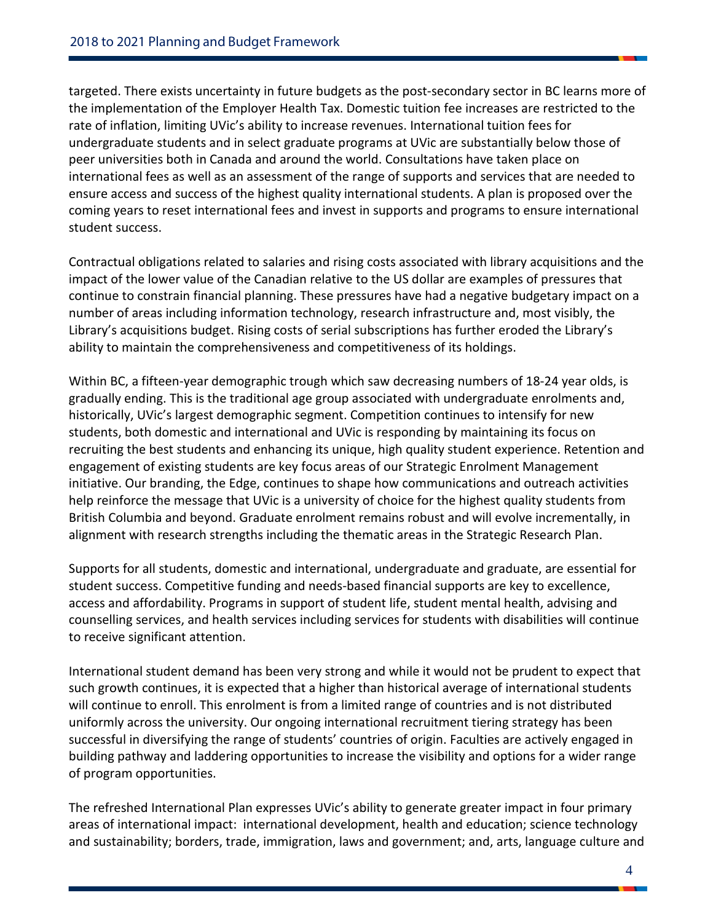targeted. There exists uncertainty in future budgets as the post-secondary sector in BC learns more of the implementation of the Employer Health Tax. Domestic tuition fee increases are restricted to the rate of inflation, limiting UVic's ability to increase revenues. International tuition fees for undergraduate students and in select graduate programs at UVic are substantially below those of peer universities both in Canada and around the world. Consultations have taken place on international fees as well as an assessment of the range of supports and services that are needed to ensure access and success of the highest quality international students. A plan is proposed over the coming years to reset international fees and invest in supports and programs to ensure international student success.

Contractual obligations related to salaries and rising costs associated with library acquisitions and the impact of the lower value of the Canadian relative to the US dollar are examples of pressures that continue to constrain financial planning. These pressures have had a negative budgetary impact on a number of areas including information technology, research infrastructure and, most visibly, the Library's acquisitions budget. Rising costs of serial subscriptions has further eroded the Library's ability to maintain the comprehensiveness and competitiveness of its holdings.

Within BC, a fifteen-year demographic trough which saw decreasing numbers of 18-24 year olds, is gradually ending. This is the traditional age group associated with undergraduate enrolments and, historically, UVic's largest demographic segment. Competition continues to intensify for new students, both domestic and international and UVic is responding by maintaining its focus on recruiting the best students and enhancing its unique, high quality student experience. Retention and engagement of existing students are key focus areas of our Strategic Enrolment Management initiative. Our branding, the Edge, continues to shape how communications and outreach activities help reinforce the message that UVic is a university of choice for the highest quality students from British Columbia and beyond. Graduate enrolment remains robust and will evolve incrementally, in alignment with research strengths including the thematic areas in the Strategic Research Plan.

Supports for all students, domestic and international, undergraduate and graduate, are essential for student success. Competitive funding and needs-based financial supports are key to excellence, access and affordability. Programs in support of student life, student mental health, advising and counselling services, and health services including services for students with disabilities will continue to receive significant attention.

International student demand has been very strong and while it would not be prudent to expect that such growth continues, it is expected that a higher than historical average of international students will continue to enroll. This enrolment is from a limited range of countries and is not distributed uniformly across the university. Our ongoing international recruitment tiering strategy has been successful in diversifying the range of students' countries of origin. Faculties are actively engaged in building pathway and laddering opportunities to increase the visibility and options for a wider range of program opportunities.

The refreshed International Plan expresses UVic's ability to generate greater impact in four primary areas of international impact: international development, health and education; science technology and sustainability; borders, trade, immigration, laws and government; and, arts, language culture and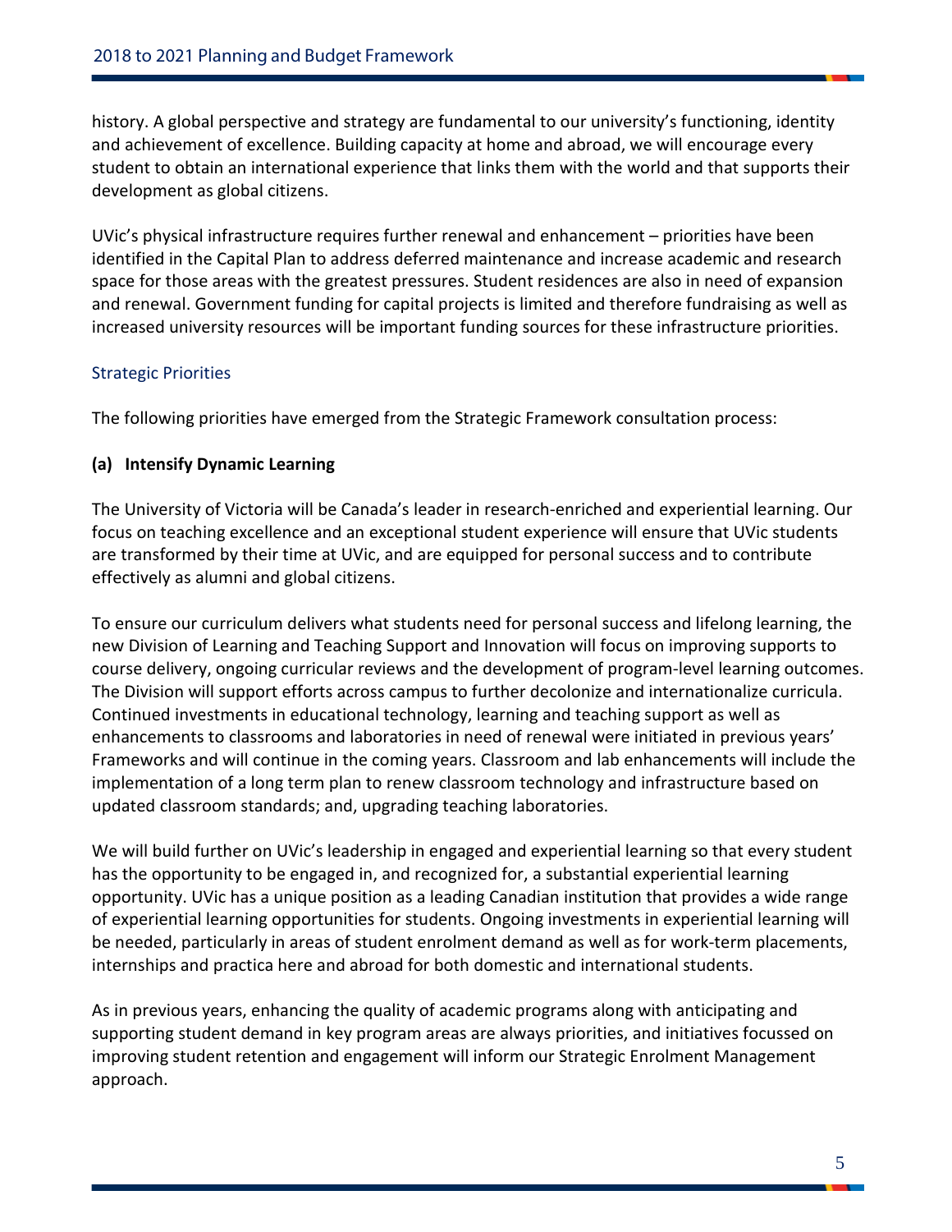history. A global perspective and strategy are fundamental to our university's functioning, identity and achievement of excellence. Building capacity at home and abroad, we will encourage every student to obtain an international experience that links them with the world and that supports their development as global citizens.

UVic's physical infrastructure requires further renewal and enhancement – priorities have been identified in the Capital Plan to address deferred maintenance and increase academic and research space for those areas with the greatest pressures. Student residences are also in need of expansion and renewal. Government funding for capital projects is limited and therefore fundraising as well as increased university resources will be important funding sources for these infrastructure priorities.

### Strategic Priorities

The following priorities have emerged from the Strategic Framework consultation process:

**(a) Intensify Dynamic Learning**

The University of Victoria will be Canada's leader in research-enriched and experiential learning. Our focus on teaching excellence and an exceptional student experience will ensure that UVic students are transformed by their time at UVic, and are equipped for personal success and to contribute effectively as alumni and global citizens.

To ensure our curriculum delivers what students need for personal success and lifelong learning, the new Division of Learning and Teaching Support and Innovation will focus on improving supports to course delivery, ongoing curricular reviews and the development of program-level learning outcomes. The Division will support efforts across campus to further decolonize and internationalize curricula. Continued investments in educational technology, learning and teaching support as well as enhancements to classrooms and laboratories in need of renewal were initiated in previous years' Frameworks and will continue in the coming years. Classroom and lab enhancements will include the implementation of a long term plan to renew classroom technology and infrastructure based on updated classroom standards; and, upgrading teaching laboratories.

We will build further on UVic's leadership in engaged and experiential learning so that every student has the opportunity to be engaged in, and recognized for, a substantial experiential learning opportunity. UVic has a unique position as a leading Canadian institution that provides a wide range of experiential learning opportunities for students. Ongoing investments in experiential learning will be needed, particularly in areas of student enrolment demand as well as for work-term placements, internships and practica here and abroad for both domestic and international students.

As in previous years, enhancing the quality of academic programs along with anticipating and supporting student demand in key program areas are always priorities, and initiatives focussed on improving student retention and engagement will inform our Strategic Enrolment Management approach.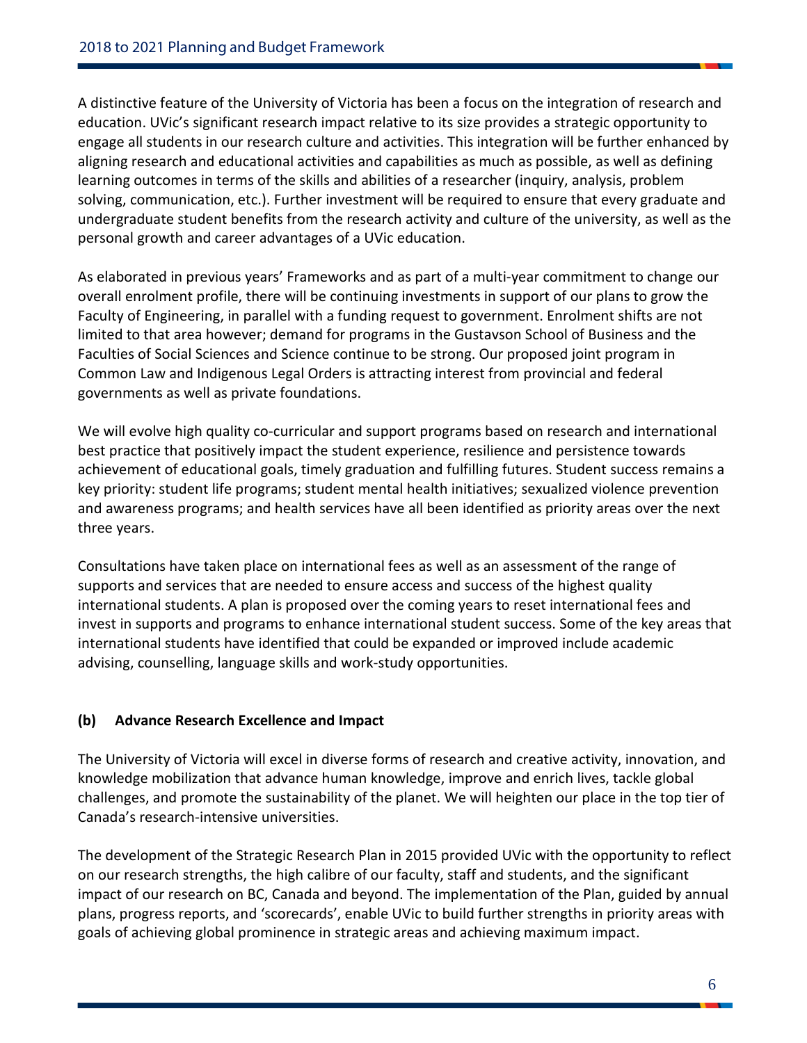A distinctive feature of the University of Victoria has been a focus on the integration of research and education. UVic's significant research impact relative to its size provides a strategic opportunity to engage all students in our research culture and activities. This integration will be further enhanced by aligning research and educational activities and capabilities as much as possible, as well as defining learning outcomes in terms of the skills and abilities of a researcher (inquiry, analysis, problem solving, communication, etc.). Further investment will be required to ensure that every graduate and undergraduate student benefits from the research activity and culture of the university, as well as the personal growth and career advantages of a UVic education.

As elaborated in previous years' Frameworks and as part of a multi-year commitment to change our overall enrolment profile, there will be continuing investments in support of our plans to grow the Faculty of Engineering, in parallel with a funding request to government. Enrolment shifts are not limited to that area however; demand for programs in the Gustavson School of Business and the Faculties of Social Sciences and Science continue to be strong. Our proposed joint program in Common Law and Indigenous Legal Orders is attracting interest from provincial and federal governments as well as private foundations.

We will evolve high quality co-curricular and support programs based on research and international best practice that positively impact the student experience, resilience and persistence towards achievement of educational goals, timely graduation and fulfilling futures. Student success remains a key priority: student life programs; student mental health initiatives; sexualized violence prevention and awareness programs; and health services have all been identified as priority areas over the next three years.

Consultations have taken place on international fees as well as an assessment of the range of supports and services that are needed to ensure access and success of the highest quality international students. A plan is proposed over the coming years to reset international fees and invest in supports and programs to enhance international student success. Some of the key areas that international students have identified that could be expanded or improved include academic advising, counselling, language skills and work-study opportunities.

### (b) Advance Research Excellence and Impact

The University of Victoria will excel in diverse forms of research and creative activity, innovation, and knowledge mobilization that advance human knowledge, improve and enrich lives, tackle global challenges, and promote the sustainability of the planet. We will heighten our place in the top tier of Canada's research-intensive universities.

The development of the Strategic Research Plan in 2015 provided UVic with the opportunity to reflect on our research strengths, the high calibre of our faculty, staff and students, and the significant impact of our research on BC, Canada and beyond. The implementation of the Plan, guided by annual plans, progress reports, and 'scorecards', enable UVic to build further strengths in priority areas with goals of achieving global prominence in strategic areas and achieving maximum impact.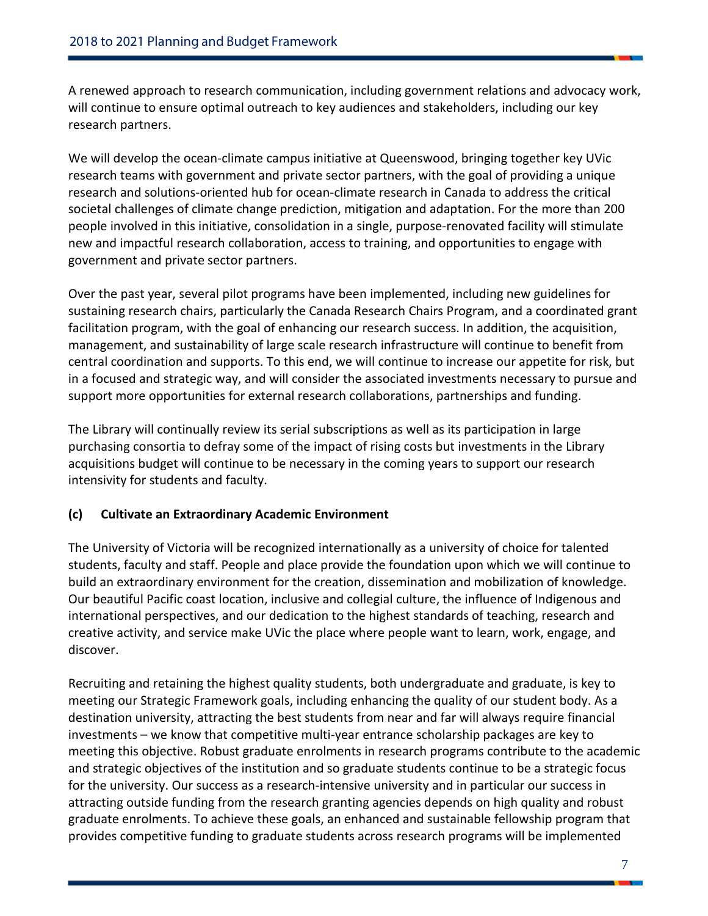A renewed approach to research communication, including government relations and advocacy work, will continue to ensure optimal outreach to key audiences and stakeholders, including our key research partners.

We will develop the ocean-climate campus initiative at Queenswood, bringing together key UVic research teams with government and private sector partners, with the goal of providing a unique research and solutions-oriented hub for ocean-climate research in Canada to address the critical societal challenges of climate change prediction, mitigation and adaptation. For the more than 200 people involved in this initiative, consolidation in a single, purpose-renovated facility will stimulate new and impactful research collaboration, access to training, and opportunities to engage with government and private sector partners.

Over the past year, several pilot programs have been implemented, including new guidelines for sustaining research chairs, particularly the Canada Research Chairs Program, and a coordinated grant facilitation program, with the goal of enhancing our research success. In addition, the acquisition, management, and sustainability of large scale research infrastructure will continue to benefit from central coordination and supports. To this end, we will continue to increase our appetite for risk, but in a focused and strategic way, and will consider the associated investments necessary to pursue and support more opportunities for external research collaborations, partnerships and funding.

The Library will continually review its serial subscriptions as well as its participation in large purchasing consortia to defray some of the impact of rising costs but investments in the Library acquisitions budget will continue to be necessary in the coming years to support our research intensivity for students and faculty.

### (c) Cultivate an Extraordinary Academic Environment

The University of Victoria will be recognized internationally as a university of choice for talented students, faculty and staff. People and place provide the foundation upon which we will continue to build an extraordinary environment for the creation, dissemination and mobilization of knowledge. Our beautiful Pacific coast location, inclusive and collegial culture, the influence of Indigenous and international perspectives, and our dedication to the highest standards of teaching, research and creative activity, and service make UVic the place where people want to learn, work, engage, and discover.

Recruiting and retaining the highest quality students, both undergraduate and graduate, is key to meeting our Strategic Framework goals, including enhancing the quality of our student body. As a destination university, attracting the best students from near and far will always require financial investments – we know that competitive multi-year entrance scholarship packages are key to meeting this objective. Robust graduate enrolments in research programs contribute to the academic and strategic objectives of the institution and so graduate students continue to be a strategic focus for the university. Our success as a research-intensive university and in particular our success in attracting outside funding from the research granting agencies depends on high quality and robust graduate enrolments. To achieve these goals, an enhanced and sustainable fellowship program that provides competitive funding to graduate students across research programs will be implemented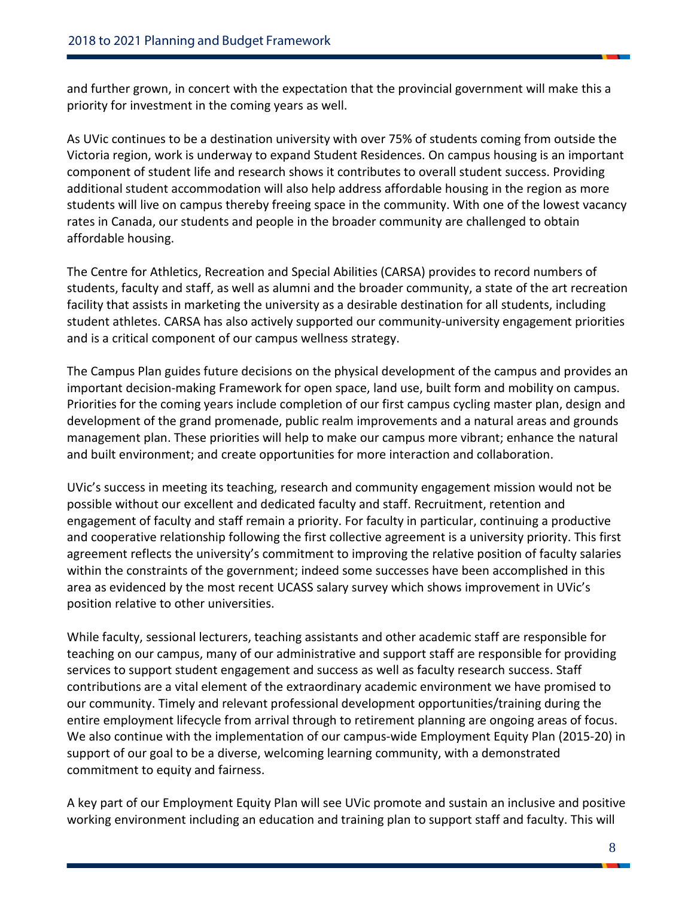and further grown, in concert with the expectation that the provincial government will make this a priority for investment in the coming years as well.

As UVic continues to be a destination university with over 75% of students coming from outside the Victoria region, work is underway to expand Student Residences. On campus housing is an important component of student life and research shows it contributes to overall student success. Providing additional student accommodation will also help address affordable housing in the region as more students will live on campus thereby freeing space in the community. With one of the lowest vacancy rates in Canada, our students and people in the broader community are challenged to obtain affordable housing.

The Centre for Athletics, Recreation and Special Abilities (CARSA) provides to record numbers of students, faculty and staff, as well as alumni and the broader community, a state of the art recreation facility that assists in marketing the university as a desirable destination for all students, including student athletes. CARSA has also actively supported our community-university engagement priorities and is a critical component of our campus wellness strategy.

The Campus Plan guides future decisions on the physical development of the campus and provides an important decision-making Framework for open space, land use, built form and mobility on campus. Priorities for the coming years include completion of our first campus cycling master plan, design and development of the grand promenade, public realm improvements and a natural areas and grounds management plan. These priorities will help to make our campus more vibrant; enhance the natural and built environment; and create opportunities for more interaction and collaboration.

UVic's success in meeting its teaching, research and community engagement mission would not be possible without our excellent and dedicated faculty and staff. Recruitment, retention and engagement of faculty and staff remain a priority. For faculty in particular, continuing a productive and cooperative relationship following the first collective agreement is a university priority. This first agreement reflects the university's commitment to improving the relative position of faculty salaries within the constraints of the government; indeed some successes have been accomplished in this area as evidenced by the most recent UCASS salary survey which shows improvement in UVic's position relative to other universities.

While faculty, sessional lecturers, teaching assistants and other academic staff are responsible for teaching on our campus, many of our administrative and support staff are responsible for providing services to support student engagement and success as well as faculty research success. Staff contributions are a vital element of the extraordinary academic environment we have promised to our community. Timely and relevant professional development opportunities/training during the entire employment lifecycle from arrival through to retirement planning are ongoing areas of focus. We also continue with the implementation of our campus-wide Employment Equity Plan (2015-20) in support of our goal to be a diverse, welcoming learning community, with a demonstrated commitment to equity and fairness.

A key part of our Employment Equity Plan will see UVic promote and sustain an inclusive and positive working environment including an education and training plan to support staff and faculty. This will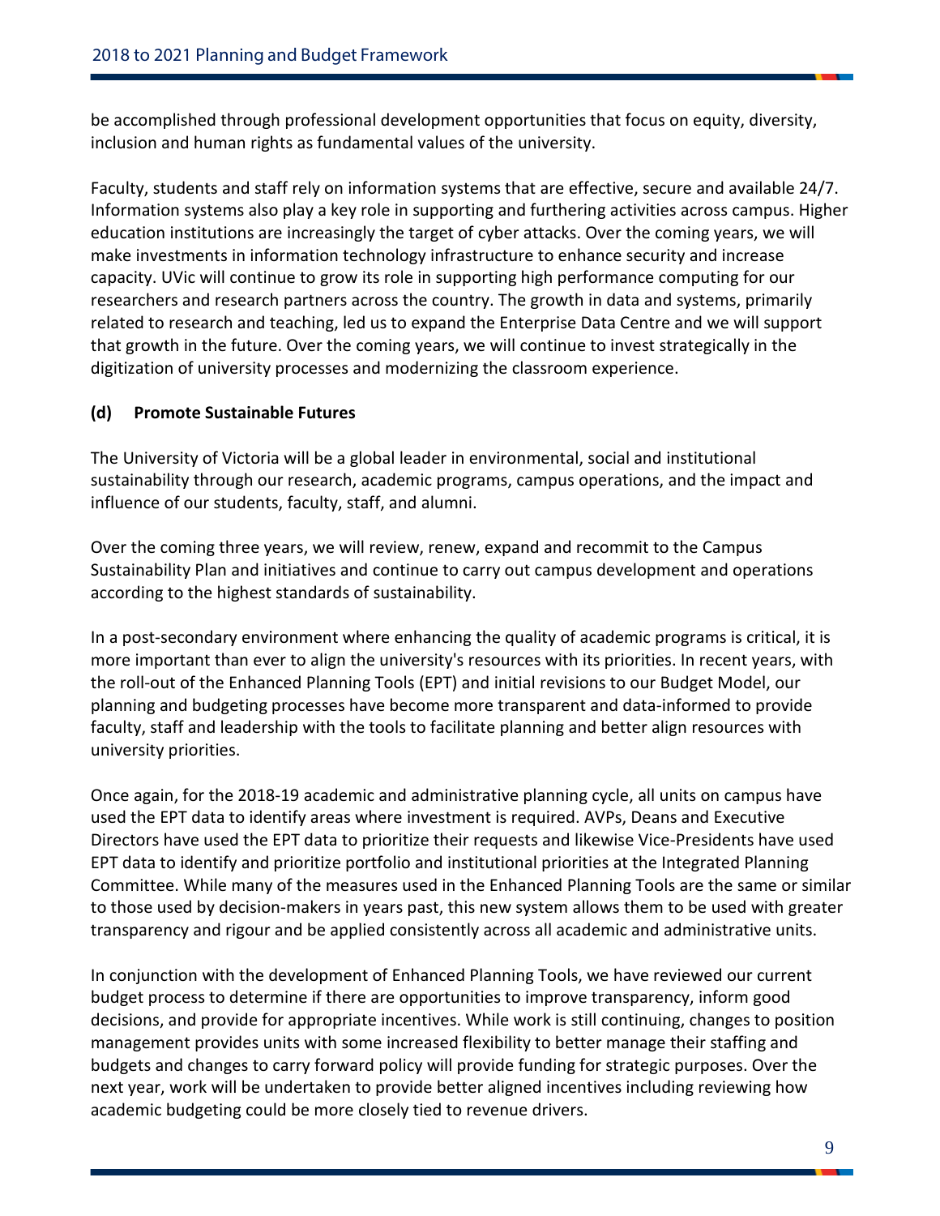be accomplished through professional development opportunities that focus on equity, diversity, inclusion and human rights as fundamental values of the university.

Faculty, students and staff rely on information systems that are effective, secure and available 24/7. Information systems also play a key role in supporting and furthering activities across campus. Higher education institutions are increasingly the target of cyber attacks. Over the coming years, we will make investments in information technology infrastructure to enhance security and increase capacity. UVic will continue to grow its role in supporting high performance computing for our researchers and research partners across the country. The growth in data and systems, primarily related to research and teaching, led us to expand the Enterprise Data Centre and we will support that growth in the future. Over the coming years, we will continue to invest strategically in the digitization of university processes and modernizing the classroom experience.

**(d) Promote Sustainable Futures**

The University of Victoria will be a global leader in environmental, social and institutional sustainability through our research, academic programs, campus operations, and the impact and influence of our students, faculty, staff, and alumni.

Over the coming three years, we will review, renew, expand and recommit to the Campus Sustainability Plan and initiatives and continue to carry out campus development and operations according to the highest standards of sustainability.

In a post-secondary environment where enhancing the quality of academic programs is critical, it is more important than ever to align the university's resources with its priorities. In recent years, with the roll-out of the Enhanced Planning Tools (EPT) and initial revisions to our Budget Model, our planning and budgeting processes have become more transparent and data-informed to provide faculty, staff and leadership with the tools to facilitate planning and better align resources with university priorities.

Once again, for the 2018-19 academic and administrative planning cycle, all units on campus have used the EPT data to identify areas where investment is required. AVPs, Deans and Executive Directors have used the EPT data to prioritize their requests and likewise Vice-Presidents have used EPT data to identify and prioritize portfolio and institutional priorities at the Integrated Planning Committee. While many of the measures used in the Enhanced Planning Tools are the same or similar to those used by decision-makers in years past, this new system allows them to be used with greater transparency and rigour and be applied consistently across all academic and administrative units.

In conjunction with the development of Enhanced Planning Tools, we have reviewed our current budget process to determine if there are opportunities to improve transparency, inform good decisions, and provide for appropriate incentives. While work is still continuing, changes to position management provides units with some increased flexibility to better manage their staffing and budgets and changes to carry forward policy will provide funding for strategic purposes. Over the next year, work will be undertaken to provide better aligned incentives including reviewing how academic budgeting could be more closely tied to revenue drivers.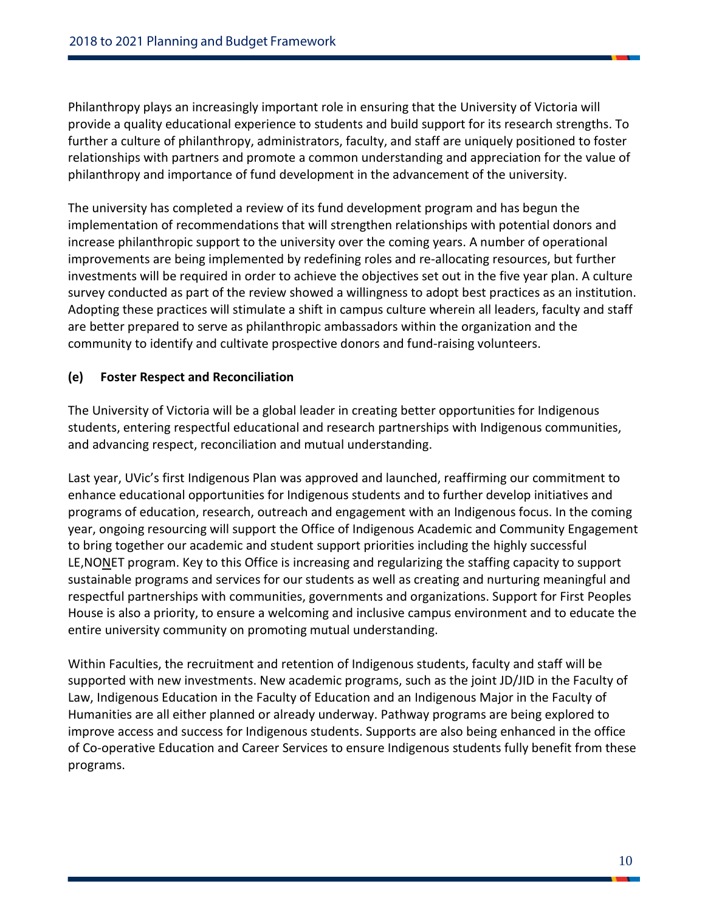Philanthropy plays an increasingly important role in ensuring that the University of Victoria will provide a quality educational experience to students and build support for its research strengths. To further a culture of philanthropy, administrators, faculty, and staff are uniquely positioned to foster relationships with partners and promote a common understanding and appreciation for the value of philanthropy and importance of fund development in the advancement of the university.

The university has completed a review of its fund development program and has begun the implementation of recommendations that will strengthen relationships with potential donors and increase philanthropic support to the university over the coming years. A number of operational improvements are being implemented by redefining roles and re-allocating resources, but further investments will be required in order to achieve the objectives set out in the five year plan. A culture survey conducted as part of the review showed a willingness to adopt best practices as an institution. Adopting these practices will stimulate a shift in campus culture wherein all leaders, faculty and staff are better prepared to serve as philanthropic ambassadors within the organization and the community to identify and cultivate prospective donors and fund-raising volunteers.

**(e) Foster Respect and Reconciliation**

The University of Victoria will be a global leader in creating better opportunities for Indigenous students, entering respectful educational and research partnerships with Indigenous communities, and advancing respect, reconciliation and mutual understanding.

Last year, UVic's first Indigenous Plan was approved and launched, reaffirming our commitment to enhance educational opportunities for Indigenous students and to further develop initiatives and programs of education, research, outreach and engagement with an Indigenous focus. In the coming year, ongoing resourcing will support the Office of Indigenous Academic and Community Engagement to bring together our academic and student support priorities including the highly successful LE,NONET program. Key to this Office is increasing and regularizing the staffing capacity to support sustainable programs and services for our students as well as creating and nurturing meaningful and respectful partnerships with communities, governments and organizations. Support for First Peoples House is also a priority, to ensure a welcoming and inclusive campus environment and to educate the entire university community on promoting mutual understanding.

Within Faculties, the recruitment and retention of Indigenous students, faculty and staff will be supported with new investments. New academic programs, such as the joint JD/JID in the Faculty of Law, Indigenous Education in the Faculty of Education and an Indigenous Major in the Faculty of Humanities are all either planned or already underway. Pathway programs are being explored to improve access and success for Indigenous students. Supports are also being enhanced in the office of Co-operative Education and Career Services to ensure Indigenous students fully benefit from these programs.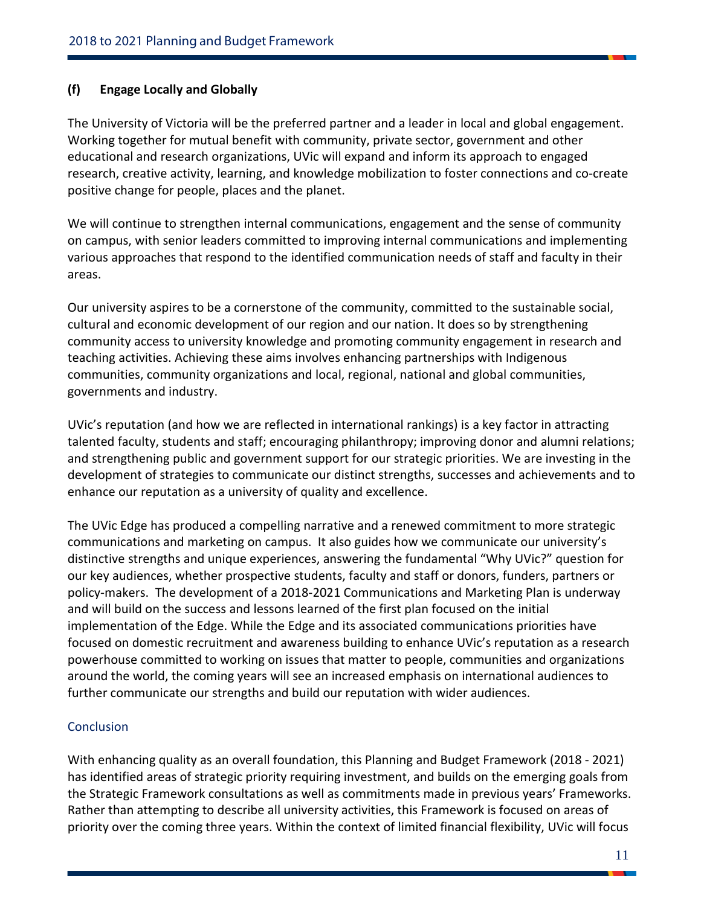### (f) Engage Locally and Globally

The University of Victoria will be the preferred partner and a leader in local and global engagement. Working together for mutual benefit with community, private sector, government and other educational and research organizations, UVic will expand and inform its approach to engaged research, creative activity, learning, and knowledge mobilization to foster connections and co-create positive change for people, places and the planet.

We will continue to strengthen internal communications, engagement and the sense of community on campus, with senior leaders committed to improving internal communications and implementing various approaches that respond to the identified communication needs of staff and faculty in their areas.

Our university aspires to be a cornerstone of the community, committed to the sustainable social, cultural and economic development of our region and our nation. It does so by strengthening community access to university knowledge and promoting community engagement in research and teaching activities. Achieving these aims involves enhancing partnerships with Indigenous communities, community organizations and local, regional, national and global communities, governments and industry.

UVic's reputation (and how we are reflected in international rankings) is a key factor in attracting talented faculty, students and staff; encouraging philanthropy; improving donor and alumni relations; and strengthening public and government support for our strategic priorities. We are investing in the development of strategies to communicate our distinct strengths, successes and achievements and to enhance our reputation as a university of quality and excellence.

The UVic Edge has produced a compelling narrative and a renewed commitment to more strategic communications and marketing on campus. It also guides how we communicate our university's distinctive strengths and unique experiences, answering the fundamental "Why UVic?" question for our key audiences, whether prospective students, faculty and staff or donors, funders, partners or policy-makers. The development of a 2018-2021 Communications and Marketing Plan is underway and will build on the success and lessons learned of the first plan focused on the initial implementation of the Edge. While the Edge and its associated communications priorities have focused on domestic recruitment and awareness building to enhance UVic's reputation as a research powerhouse committed to working on issues that matter to people, communities and organizations around the world, the coming years will see an increased emphasis on international audiences to further communicate our strengths and build our reputation with wider audiences.

## Conclusion

With enhancing quality as an overall foundation, this Planning and Budget Framework (2018 - 2021) has identified areas of strategic priority requiring investment, and builds on the emerging goals from the Strategic Framework consultations as well as commitments made in previous years' Frameworks. Rather than attempting to describe all university activities, this Framework is focused on areas of priority over the coming three years. Within the context of limited financial flexibility, UVic will focus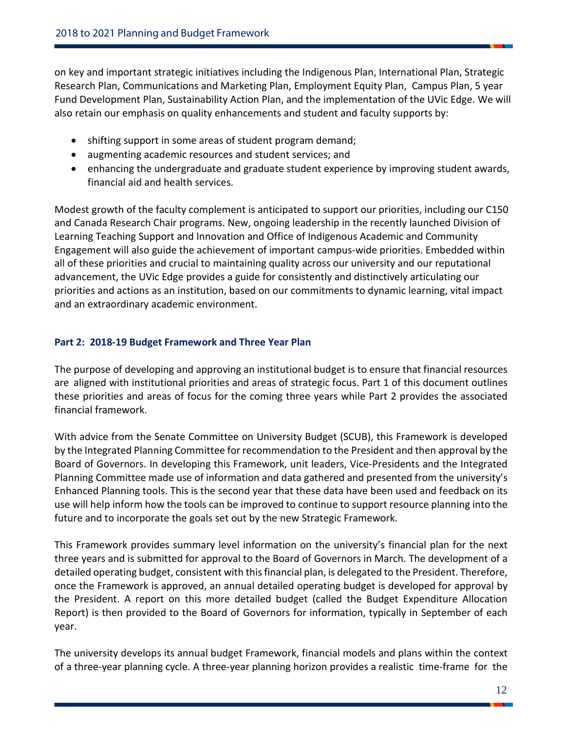on key and important strategic initiatives including the Indigenous Plan, International Plan, Strategic Research Plan, Communications and Marketing Plan, Employment Equity Plan, Campus Plan, 5 year Fund Development Plan, Sustainability Action Plan, and the implementation of the UVic Edge. We will also retain our emphasis on quality enhancements and student and faculty supports by:

- shifting support in some areas of student program demand;
- augmenting academic resources and student services; and
- enhancing the undergraduate and graduate student experience by improving student awards, financial aid and health services.

Modest growth of the faculty complement is anticipated to support our priorities, including our C150 and Canada Research Chair programs. New, ongoing leadership in the recently launched Division of Learning Teaching Support and Innovation and Office of Indigenous Academic and Community Engagement will also guide the achievement of important campus-wide priorities. Embedded within all of these priorities and crucial to maintaining quality across our university and our reputational advancement, the UVic Edge provides a guide for consistently and distinctively articulating our priorities and actions as an institution, based on our commitments to dynamic learning, vital impact and an extraordinary academic environment.

### Part 2: 2018-19 Budget Framework and Three Year Plan

The purpose of developing and approving an institutional budget is to ensure that financial resources are aligned with institutional priorities and areas of strategic focus. Part 1 of this document outlines these priorities and areas of focus for the coming three years while Part 2 provides the associated financial framework.

With advice from the Senate Committee on University Budget (SCUB), this Framework is developed by the Integrated Planning Committee for recommendation to the President and then approval by the Board of Governors. In developing this Framework, unit leaders, Vice-Presidents and the Integrated Planning Committee made use of information and data gathered and presented from the university's Enhanced Planning tools. This is the second year that these data have been used and feedback on its use will help inform how the tools can be improved to continue to support resource planning into the future and to incorporate the goals set out by the new Strategic Framework.

This Framework provides summary level information on the university's financial plan for the next three years and is submitted for approval to the Board of Governors in March. The development of a detailed operating budget, consistent with this financial plan, is delegated to the President. Therefore, once the Framework is approved, an annual detailed operating budget is developed for approval by the President. A report on this more detailed budget (called the Budget Expenditure Allocation Report) is then provided to the Board of Governors for information, typically in September of each year.

The university develops its annual budget Framework, financial models and plans within the context of a three-year planning cycle. A three-year planning horizon provides a realistic time-frame for the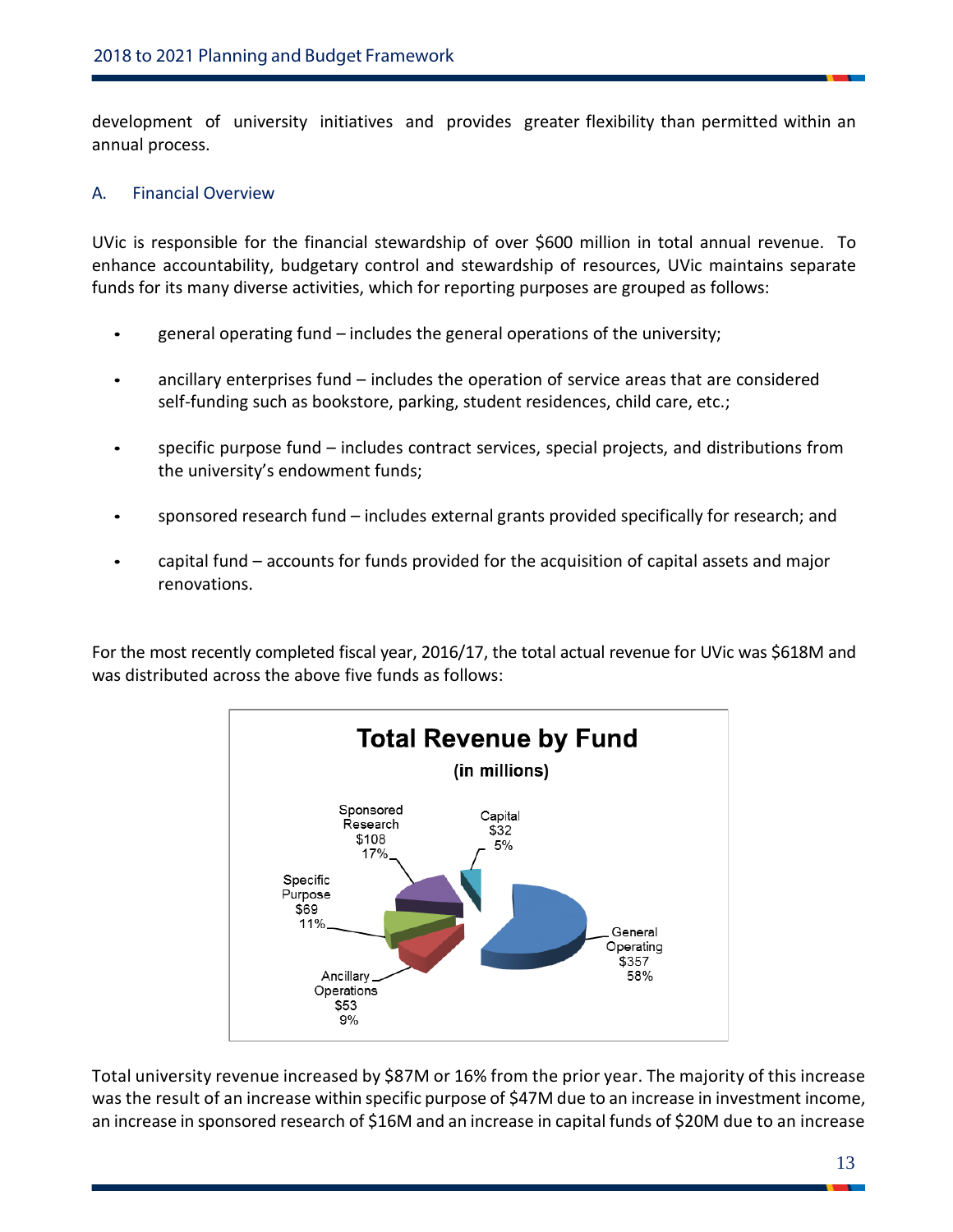development of university initiatives and provides greater flexibility than permitted within an annual process.

## A. Financial Overview

UVic is responsible for the financial stewardship of over $600 million in total annual revenue. To enhance accountability, budgetary control and stewardship of resources, UVic maintains separate funds for its many diverse activities, which for reporting purposes are grouped as follows:

- general operating fund – includes the general operations of the university;
- ancillary enterprises fund – includes the operation of service areas that are considered self-funding such as bookstore, parking, student residences, child care, etc.;
- specific purpose fund – includes contract services, special projects, and distributions from the university's endowment funds;
- sponsored research fund – includes external grants provided specifically for research; and
- capital fund – accounts for funds provided for the acquisition of capital assets and major renovations.

For the most recently completed fiscal year, 2016/17, the total actual revenue for UVic was $618M and was distributed across the above five funds as follows:

**Total Revenue by Fund**
(in millions)

Sponsored Research $108 17%
Capital $32 5%
Specific Purpose $69 11%
General Operating $357 58%
Ancillary Operations $53 9%

Total university revenue increased by $87M or 16% from the prior year. The majority of this increase was the result of an increase within specific purpose of $47M due to an increase in investment income, an increase in sponsored research of $16M and an increase in capital funds of $20M due to an increase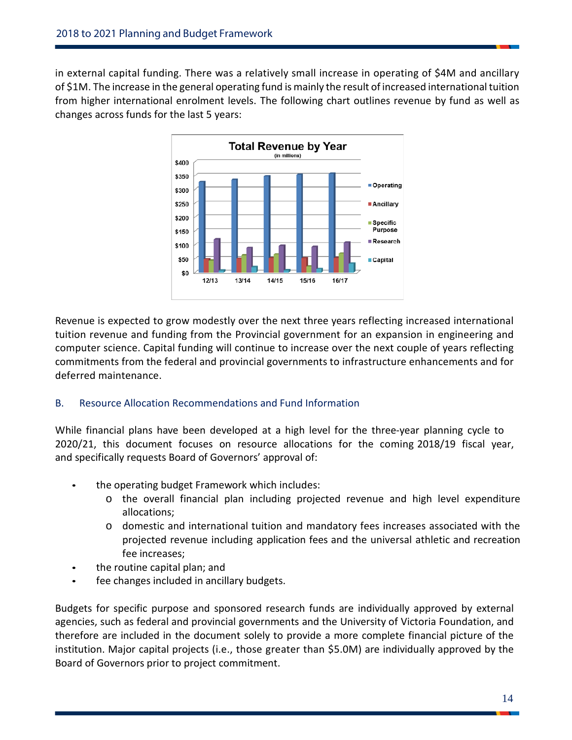in external capital funding. There was a relatively small increase in operating of $4M and ancillary of $1M. The increase in the general operating fund is mainly the result of increased international tuition from higher international enrolment levels. The following chart outlines revenue by fund as well as changes across funds for the last 5 years:

Total Revenue by Year
(in millions)

$400
$350
$300
$250
$200
$150
$100
$50
$0

12/13
13/14
14/15
15/16
16/17

Operating
Ancillary
Specific Purpose
Research
Capital

Revenue is expected to grow modestly over the next three years reflecting increased international tuition revenue and funding from the Provincial government for an expansion in engineering and computer science. Capital funding will continue to increase over the next couple of years reflecting commitments from the federal and provincial governments to infrastructure enhancements and for deferred maintenance.

## B. Resource Allocation Recommendations and Fund Information

While financial plans have been developed at a high level for the three-year planning cycle to 2020/21, this document focuses on resource allocations for the coming 2018/19 fiscal year, and specifically requests Board of Governors' approval of:

- the operating budget Framework which includes:
  - the overall financial plan including projected revenue and high level expenditure allocations;
  - domestic and international tuition and mandatory fees increases associated with the projected revenue including application fees and the universal athletic and recreation fee increases;
- the routine capital plan; and
- fee changes included in ancillary budgets.

Budgets for specific purpose and sponsored research funds are individually approved by external agencies, such as federal and provincial governments and the University of Victoria Foundation, and therefore are included in the document solely to provide a more complete financial picture of the institution. Major capital projects (i.e., those greater than $5.0M) are individually approved by the Board of Governors prior to project commitment.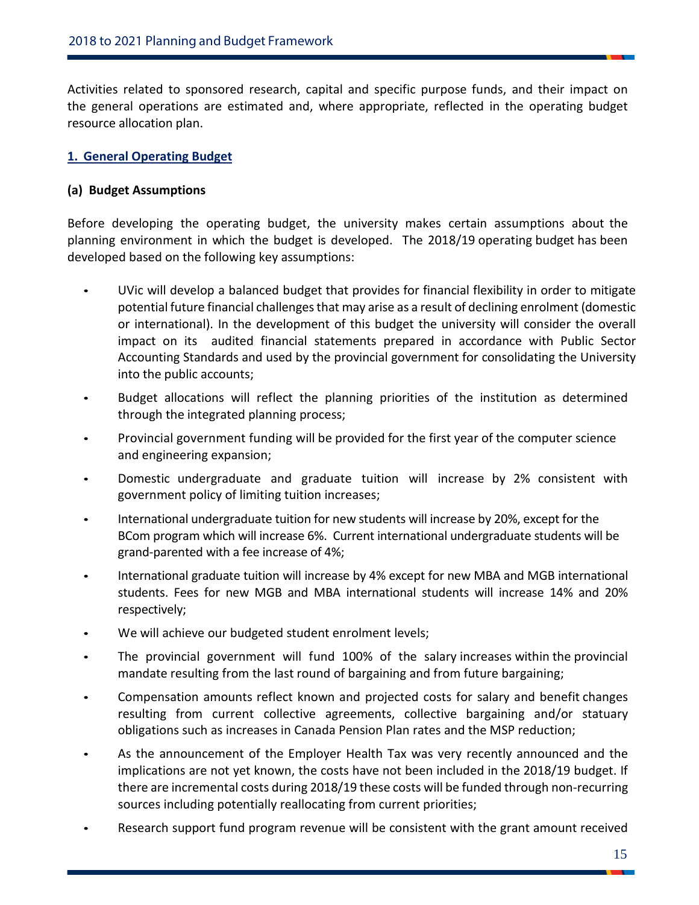Activities related to sponsored research, capital and specific purpose funds, and their impact on the general operations are estimated and, where appropriate, reflected in the operating budget resource allocation plan.

## 1. General Operating Budget

### (a) Budget Assumptions

Before developing the operating budget, the university makes certain assumptions about the planning environment in which the budget is developed. The 2018/19 operating budget has been developed based on the following key assumptions:

- UVic will develop a balanced budget that provides for financial flexibility in order to mitigate potential future financial challenges that may arise as a result of declining enrolment (domestic or international). In the development of this budget the university will consider the overall impact on its audited financial statements prepared in accordance with Public Sector Accounting Standards and used by the provincial government for consolidating the University into the public accounts;
- Budget allocations will reflect the planning priorities of the institution as determined through the integrated planning process;
- Provincial government funding will be provided for the first year of the computer science and engineering expansion;
- Domestic undergraduate and graduate tuition will increase by 2% consistent with government policy of limiting tuition increases;
- International undergraduate tuition for new students will increase by 20%, except for the BCom program which will increase 6%. Current international undergraduate students will be grand-parented with a fee increase of 4%;
- International graduate tuition will increase by 4% except for new MBA and MGB international students. Fees for new MGB and MBA international students will increase 14% and 20% respectively;
- We will achieve our budgeted student enrolment levels;
- The provincial government will fund 100% of the salary increases within the provincial mandate resulting from the last round of bargaining and from future bargaining;
- Compensation amounts reflect known and projected costs for salary and benefit changes resulting from current collective agreements, collective bargaining and/or statuary obligations such as increases in Canada Pension Plan rates and the MSP reduction;
- As the announcement of the Employer Health Tax was very recently announced and the implications are not yet known, the costs have not been included in the 2018/19 budget. If there are incremental costs during 2018/19 these costs will be funded through non-recurring sources including potentially reallocating from current priorities;
- Research support fund program revenue will be consistent with the grant amount received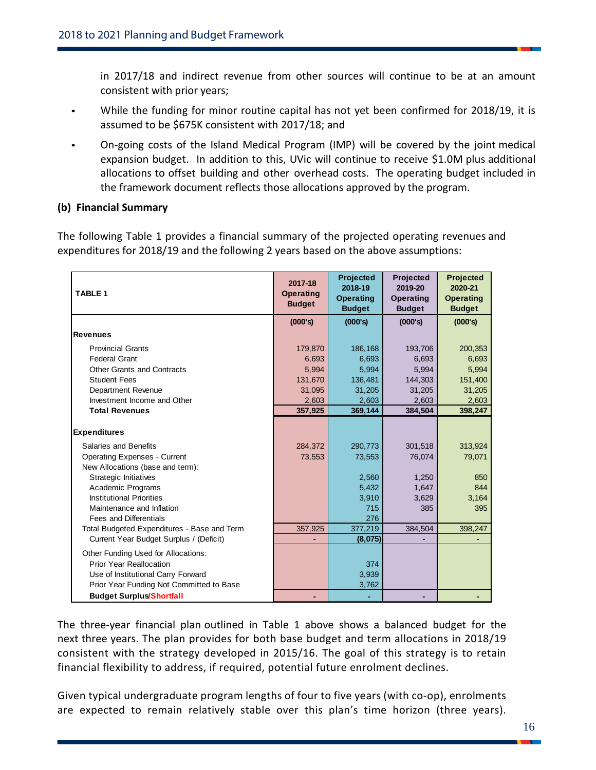in 2017/18 and indirect revenue from other sources will continue to be at an amount consistent with prior years;

- While the funding for minor routine capital has not yet been confirmed for 2018/19, it is assumed to be $675K consistent with 2017/18; and
- On-going costs of the Island Medical Program (IMP) will be covered by the joint medical expansion budget. In addition to this, UVic will continue to receive $1.0M plus additional allocations to offset building and other overhead costs. The operating budget included in the framework document reflects those allocations approved by the program.

### (b) Financial Summary

The following Table 1 provides a financial summary of the projected operating revenues and expenditures for 2018/19 and the following 2 years based on the above assumptions:

| TABLE 1 | 2017-18 Operating Budget | Projected 2018-19 Operating Budget | Projected 2019-20 Operating Budget | Projected 2020-21 Operating Budget |
|---|---|---|---|---|
| | (000's) | (000's) | (000's) | (000's) |
| **Revenues** | | | | |
| Provincial Grants | 179,870 | 186,168 | 193,706 | 200,353 |
| Federal Grant | 6,693 | 6,693 | 6,693 | 6,693 |
| Other Grants and Contracts | 5,994 | 5,994 | 5,994 | 5,994 |
| Student Fees | 131,670 | 136,481 | 144,303 | 151,400 |
| Department Revenue | 31,095 | 31,205 | 31,205 | 31,205 |
| Investment Income and Other | 2,603 | 2,603 | 2,603 | 2,603 |
| **Total Revenues** | **357,925** | **369,144** | **384,504** | **398,247** |
| **Expenditures** | | | | |
| Salaries and Benefits | 284,372 | 290,773 | 301,518 | 313,924 |
| Operating Expenses - Current | 73,553 | 73,553 | 76,074 | 79,071 |
| New Allocations (base and term): | | | | |
| Strategic Initiatives | | 2,560 | 1,250 | 850 |
| Academic Programs | | 5,432 | 1,647 | 844 |
| Institutional Priorities | | 3,910 | 3,629 | 3,164 |
| Maintenance and Inflation | | 715 | 385 | 395 |
| Fees and Differentials | | 276 | | |
| Total Budgeted Expenditures - Base and Term | 357,925 | 377,219 | 384,504 | 398,247 |
| Current Year Budget Surplus / (Deficit) | - | **(8,075)** | - | - |
| Other Funding Used for Allocations: | | | | |
| Prior Year Reallocation | | 374 | | |
| Use of Institutional Carry Forward | | 3,939 | | |
| Prior Year Funding Not Committed to Base | | 3,762 | | |
| **Budget Surplus/Shortfall** | - | - | - | - |

The three-year financial plan outlined in Table 1 above shows a balanced budget for the next three years. The plan provides for both base budget and term allocations in 2018/19 consistent with the strategy developed in 2015/16. The goal of this strategy is to retain financial flexibility to address, if required, potential future enrolment declines.

Given typical undergraduate program lengths of four to five years (with co-op), enrolments are expected to remain relatively stable over this plan's time horizon (three years).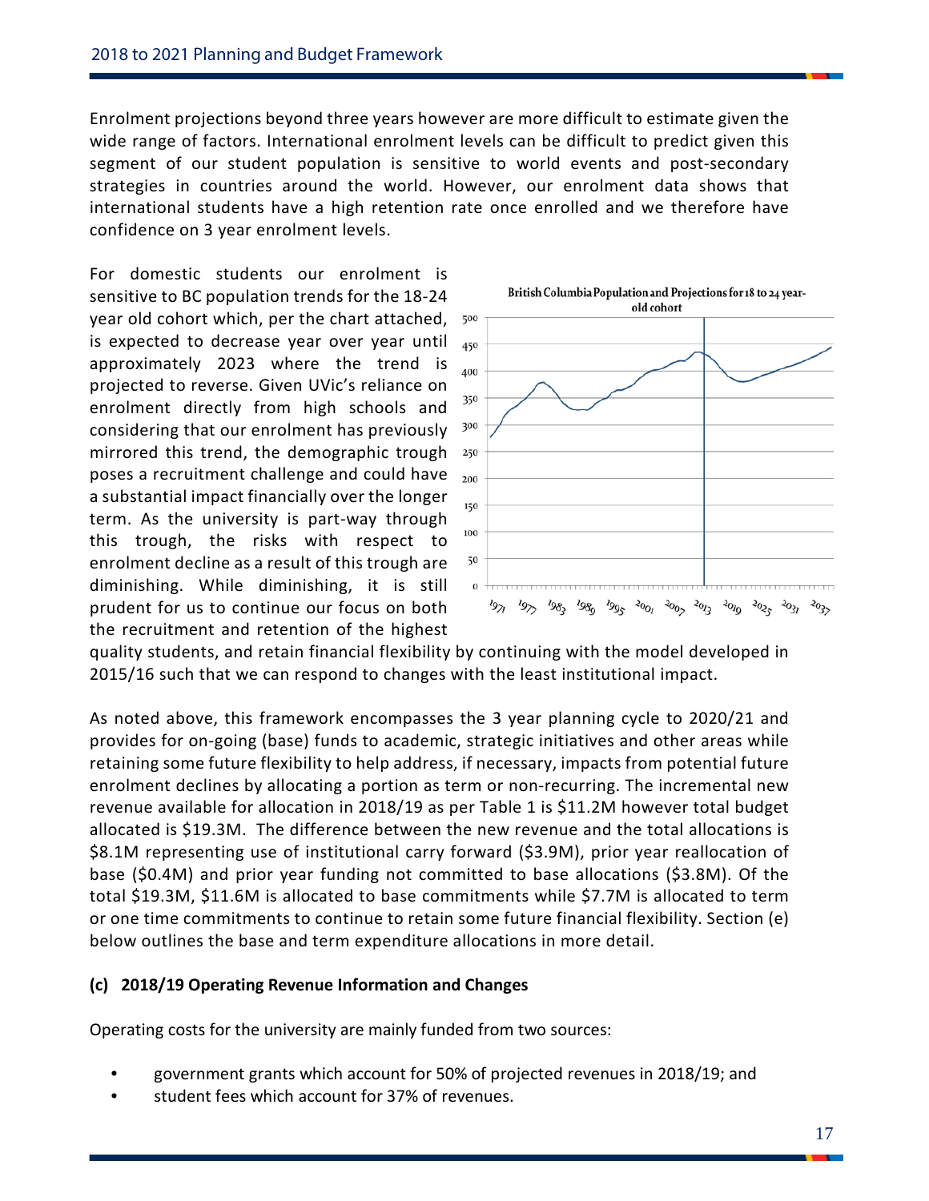Enrolment projections beyond three years however are more difficult to estimate given the wide range of factors. International enrolment levels can be difficult to predict given this segment of our student population is sensitive to world events and post-secondary strategies in countries around the world. However, our enrolment data shows that international students have a high retention rate once enrolled and we therefore have confidence on 3 year enrolment levels.

For domestic students our enrolment is sensitive to BC population trends for the 18-24 year old cohort which, per the chart attached, is expected to decrease year over year until approximately 2023 where the trend is projected to reverse. Given UVic's reliance on enrolment directly from high schools and considering that our enrolment has previously mirrored this trend, the demographic trough poses a recruitment challenge and could have a substantial impact financially over the longer term. As the university is part-way through this trough, the risks with respect to enrolment decline as a result of this trough are diminishing. While diminishing, it is still prudent for us to continue our focus on both the recruitment and retention of the highest quality students, and retain financial flexibility by continuing with the model developed in 2015/16 such that we can respond to changes with the least institutional impact.

British Columbia Population and Projections for 18 to 24 year-old cohort

500
450
400
350
300
250
200
150
100
50
0

1971 1977 1983 1989 1995 2001 2007 2013 2019 2025 2031 2037

As noted above, this framework encompasses the 3 year planning cycle to 2020/21 and provides for on-going (base) funds to academic, strategic initiatives and other areas while retaining some future flexibility to help address, if necessary, impacts from potential future enrolment declines by allocating a portion as term or non-recurring. The incremental new revenue available for allocation in 2018/19 as per Table 1 is $11.2M however total budget allocated is $19.3M. The difference between the new revenue and the total allocations is $8.1M representing use of institutional carry forward ($3.9M), prior year reallocation of base ($0.4M) and prior year funding not committed to base allocations ($3.8M). Of the total $19.3M, $11.6M is allocated to base commitments while $7.7M is allocated to term or one time commitments to continue to retain some future financial flexibility. Section (e) below outlines the base and term expenditure allocations in more detail.

### (c) 2018/19 Operating Revenue Information and Changes

Operating costs for the university are mainly funded from two sources:

- government grants which account for 50% of projected revenues in 2018/19; and
- student fees which account for 37% of revenues.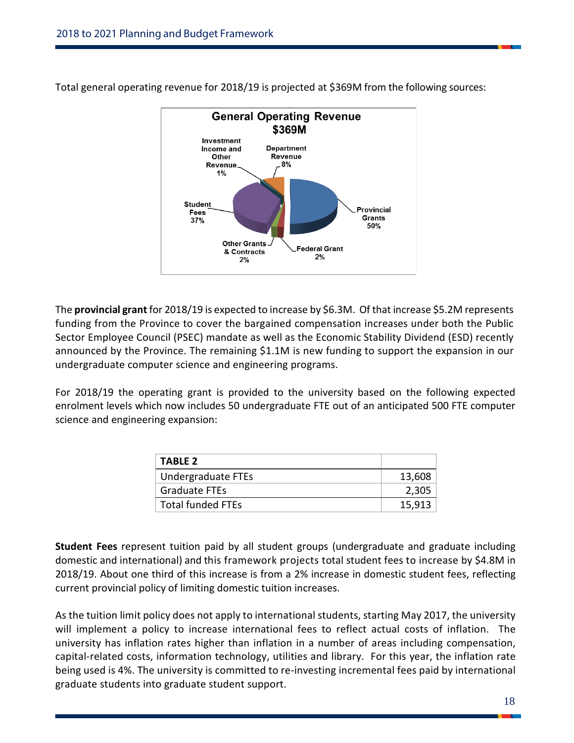Total general operating revenue for 2018/19 is projected at $369M from the following sources:

General Operating Revenue
$369M

Investment Income and Other Revenue 1%
Department Revenue 8%
Provincial Grants 50%
Student Fees 37%
Other Grants & Contracts 2%
Federal Grant 2%

The **provincial grant** for 2018/19 is expected to increase by $6.3M. Of that increase $5.2M represents funding from the Province to cover the bargained compensation increases under both the Public Sector Employee Council (PSEC) mandate as well as the Economic Stability Dividend (ESD) recently announced by the Province. The remaining $1.1M is new funding to support the expansion in our undergraduate computer science and engineering programs.

For 2018/19 the operating grant is provided to the university based on the following expected enrolment levels which now includes 50 undergraduate FTE out of an anticipated 500 FTE computer science and engineering expansion:

| TABLE 2 | |
|---|---|
| Undergraduate FTEs | 13,608 |
| Graduate FTEs | 2,305 |
| Total funded FTEs | 15,913 |

**Student Fees** represent tuition paid by all student groups (undergraduate and graduate including domestic and international) and this framework projects total student fees to increase by $4.8M in 2018/19. About one third of this increase is from a 2% increase in domestic student fees, reflecting current provincial policy of limiting domestic tuition increases.

As the tuition limit policy does not apply to international students, starting May 2017, the university will implement a policy to increase international fees to reflect actual costs of inflation. The university has inflation rates higher than inflation in a number of areas including compensation, capital-related costs, information technology, utilities and library. For this year, the inflation rate being used is 4%. The university is committed to re-investing incremental fees paid by international graduate students into graduate student support.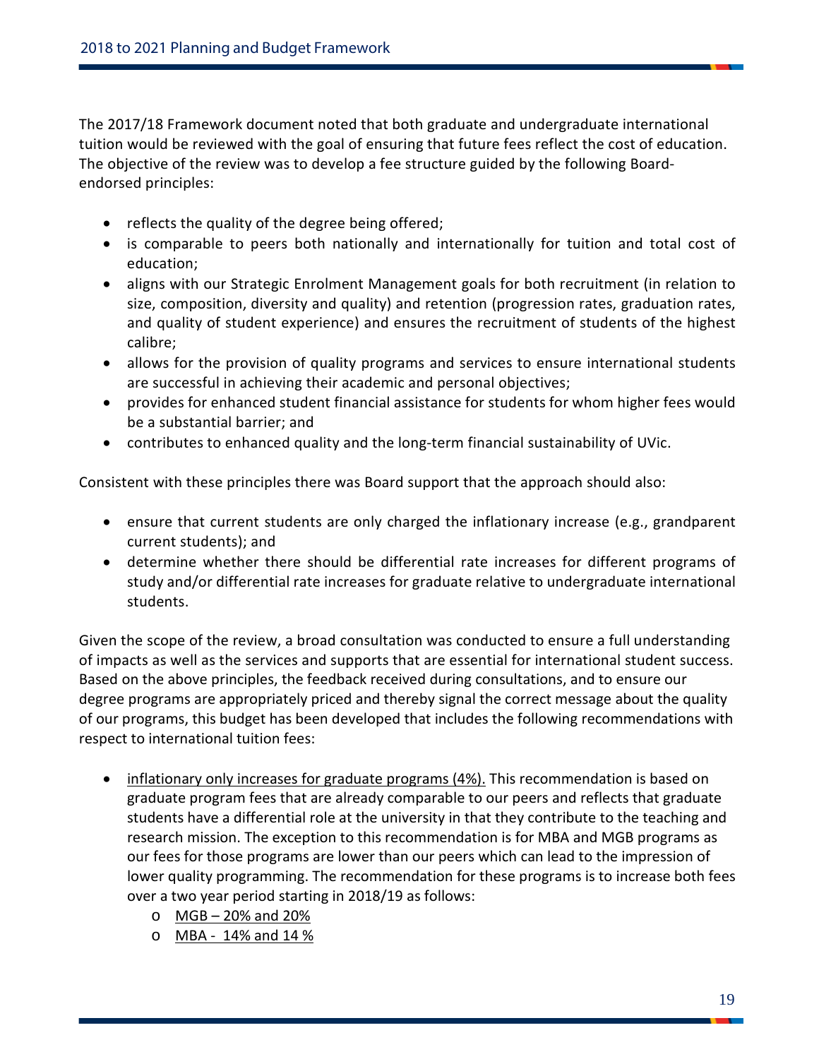The 2017/18 Framework document noted that both graduate and undergraduate international tuition would be reviewed with the goal of ensuring that future fees reflect the cost of education. The objective of the review was to develop a fee structure guided by the following Board-endorsed principles:

- reflects the quality of the degree being offered;
- is comparable to peers both nationally and internationally for tuition and total cost of education;
- aligns with our Strategic Enrolment Management goals for both recruitment (in relation to size, composition, diversity and quality) and retention (progression rates, graduation rates, and quality of student experience) and ensures the recruitment of students of the highest calibre;
- allows for the provision of quality programs and services to ensure international students are successful in achieving their academic and personal objectives;
- provides for enhanced student financial assistance for students for whom higher fees would be a substantial barrier; and
- contributes to enhanced quality and the long-term financial sustainability of UVic.

Consistent with these principles there was Board support that the approach should also:

- ensure that current students are only charged the inflationary increase (e.g., grandparent current students); and
- determine whether there should be differential rate increases for different programs of study and/or differential rate increases for graduate relative to undergraduate international students.

Given the scope of the review, a broad consultation was conducted to ensure a full understanding of impacts as well as the services and supports that are essential for international student success. Based on the above principles, the feedback received during consultations, and to ensure our degree programs are appropriately priced and thereby signal the correct message about the quality of our programs, this budget has been developed that includes the following recommendations with respect to international tuition fees:

- <u>inflationary only increases for graduate programs (4%).</u> This recommendation is based on graduate program fees that are already comparable to our peers and reflects that graduate students have a differential role at the university in that they contribute to the teaching and research mission. The exception to this recommendation is for MBA and MGB programs as our fees for those programs are lower than our peers which can lead to the impression of lower quality programming. The recommendation for these programs is to increase both fees over a two year period starting in 2018/19 as follows:
    - <u>MGB – 20% and 20%</u>
    - <u>MBA - 14% and 14 %</u>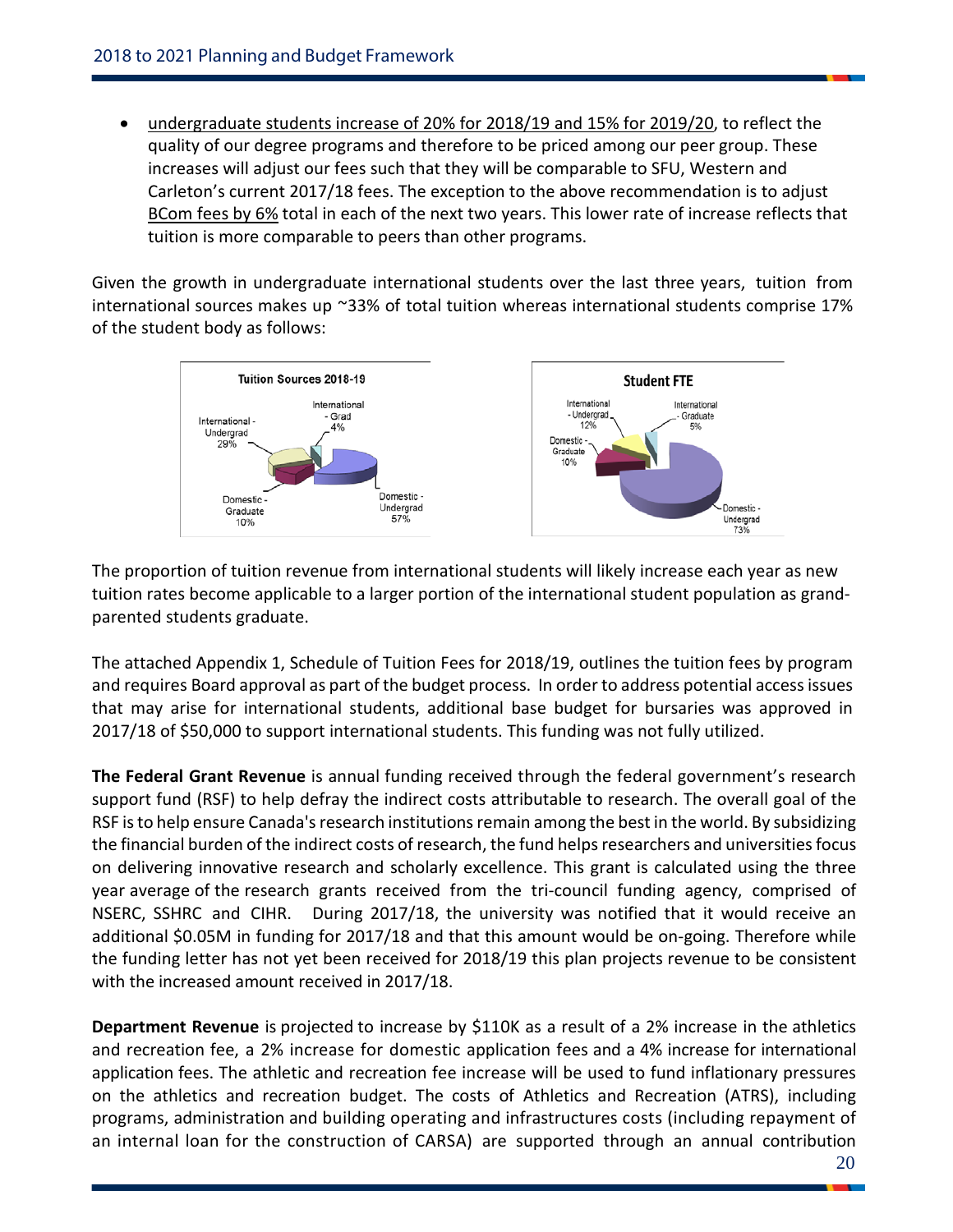- undergraduate students increase of 20% for 2018/19 and 15% for 2019/20, to reflect the quality of our degree programs and therefore to be priced among our peer group. These increases will adjust our fees such that they will be comparable to SFU, Western and Carleton's current 2017/18 fees. The exception to the above recommendation is to adjust BCom fees by 6% total in each of the next two years. This lower rate of increase reflects that tuition is more comparable to peers than other programs.

Given the growth in undergraduate international students over the last three years, tuition from international sources makes up ~33% of total tuition whereas international students comprise 17% of the student body as follows:

**Tuition Sources 2018-19**

| Source | % |
| --- | --- |
| Domestic - Undergrad | 57% |
| Domestic - Graduate | 10% |
| International - Undergrad | 29% |
| International - Grad | 4% |

**Student FTE**

| Source | % |
| --- | --- |
| Domestic - Undergrad | 73% |
| Domestic - Graduate | 10% |
| International - Undergrad | 12% |
| International - Graduate | 5% |

The proportion of tuition revenue from international students will likely increase each year as new tuition rates become applicable to a larger portion of the international student population as grand-parented students graduate.

The attached Appendix 1, Schedule of Tuition Fees for 2018/19, outlines the tuition fees by program and requires Board approval as part of the budget process. In order to address potential access issues that may arise for international students, additional base budget for bursaries was approved in 2017/18 of $50,000 to support international students. This funding was not fully utilized.

**The Federal Grant Revenue** is annual funding received through the federal government's research support fund (RSF) to help defray the indirect costs attributable to research. The overall goal of the RSF is to help ensure Canada's research institutions remain among the best in the world. By subsidizing the financial burden of the indirect costs of research, the fund helps researchers and universities focus on delivering innovative research and scholarly excellence. This grant is calculated using the three year average of the research grants received from the tri-council funding agency, comprised of NSERC, SSHRC and CIHR. During 2017/18, the university was notified that it would receive an additional $0.05M in funding for 2017/18 and that this amount would be on-going. Therefore while the funding letter has not yet been received for 2018/19 this plan projects revenue to be consistent with the increased amount received in 2017/18.

**Department Revenue** is projected to increase by $110K as a result of a 2% increase in the athletics and recreation fee, a 2% increase for domestic application fees and a 4% increase for international application fees. The athletic and recreation fee increase will be used to fund inflationary pressures on the athletics and recreation budget. The costs of Athletics and Recreation (ATRS), including programs, administration and building operating and infrastructures costs (including repayment of an internal loan for the construction of CARSA) are supported through an annual contribution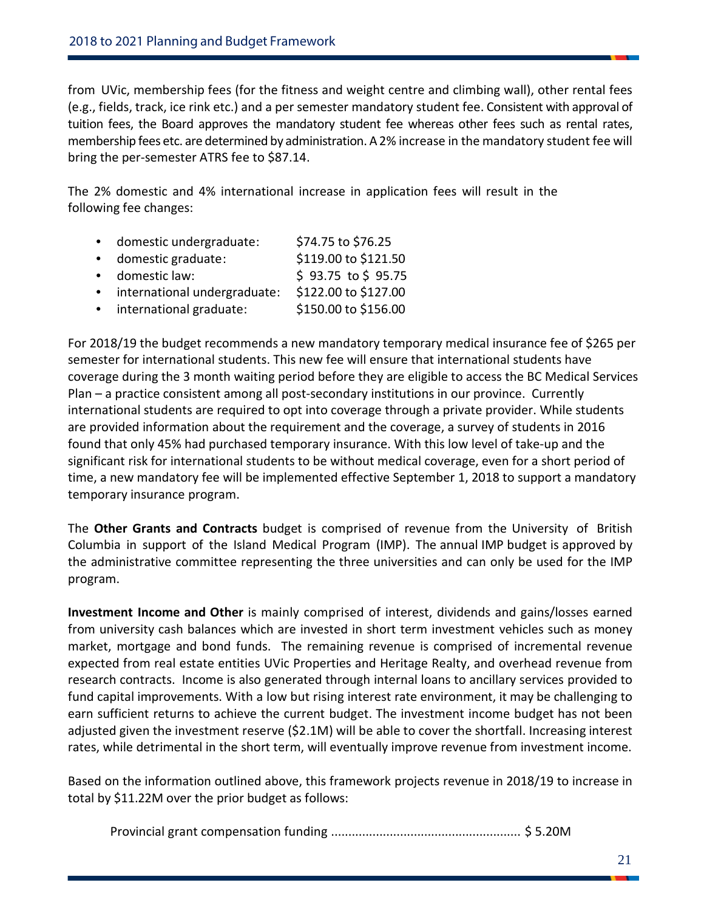from UVic, membership fees (for the fitness and weight centre and climbing wall), other rental fees (e.g., fields, track, ice rink etc.) and a per semester mandatory student fee. Consistent with approval of tuition fees, the Board approves the mandatory student fee whereas other fees such as rental rates, membership fees etc. are determined by administration. A 2% increase in the mandatory student fee will bring the per-semester ATRS fee to $87.14.

The 2% domestic and 4% international increase in application fees will result in the following fee changes:

- domestic undergraduate: $74.75 to $76.25
- domestic graduate: $119.00 to $121.50
- domestic law: $ 93.75 to $ 95.75
- international undergraduate: $122.00 to $127.00
- international graduate: $150.00 to $156.00

For 2018/19 the budget recommends a new mandatory temporary medical insurance fee of $265 per semester for international students. This new fee will ensure that international students have coverage during the 3 month waiting period before they are eligible to access the BC Medical Services Plan – a practice consistent among all post-secondary institutions in our province. Currently international students are required to opt into coverage through a private provider. While students are provided information about the requirement and the coverage, a survey of students in 2016 found that only 45% had purchased temporary insurance. With this low level of take-up and the significant risk for international students to be without medical coverage, even for a short period of time, a new mandatory fee will be implemented effective September 1, 2018 to support a mandatory temporary insurance program.

The **Other Grants and Contracts** budget is comprised of revenue from the University of British Columbia in support of the Island Medical Program (IMP). The annual IMP budget is approved by the administrative committee representing the three universities and can only be used for the IMP program.

**Investment Income and Other** is mainly comprised of interest, dividends and gains/losses earned from university cash balances which are invested in short term investment vehicles such as money market, mortgage and bond funds. The remaining revenue is comprised of incremental revenue expected from real estate entities UVic Properties and Heritage Realty, and overhead revenue from research contracts. Income is also generated through internal loans to ancillary services provided to fund capital improvements. With a low but rising interest rate environment, it may be challenging to earn sufficient returns to achieve the current budget. The investment income budget has not been adjusted given the investment reserve ($2.1M) will be able to cover the shortfall. Increasing interest rates, while detrimental in the short term, will eventually improve revenue from investment income.

Based on the information outlined above, this framework projects revenue in 2018/19 to increase in total by $11.22M over the prior budget as follows:

Provincial grant compensation funding ...................................................... $ 5.20M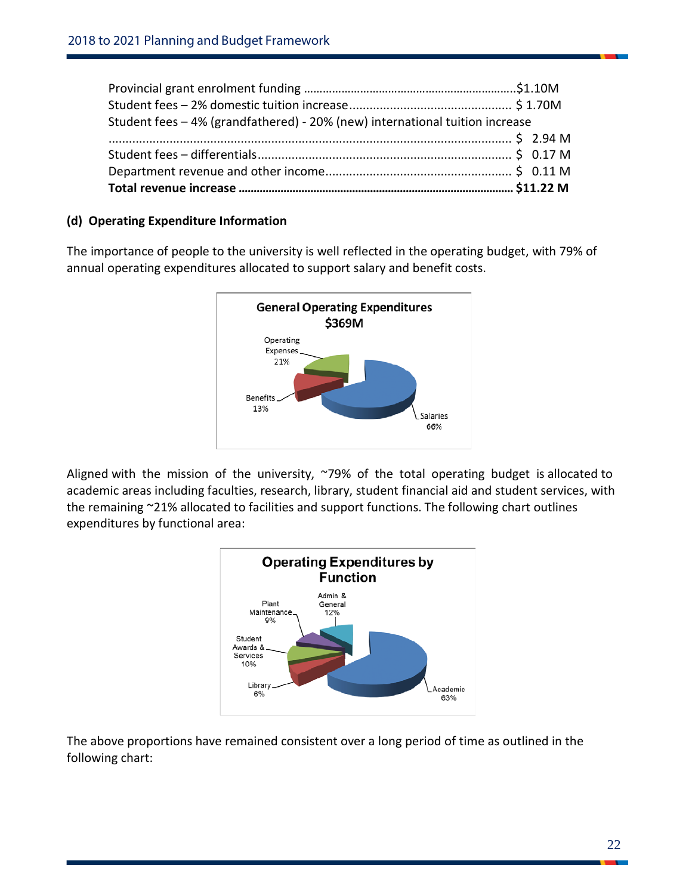Provincial grant enrolment funding ....................................................................$1.10M
Student fees – 2% domestic tuition increase................................................ $ 1.70M
Student fees – 4% (grandfathered) - 20% (new) international tuition increase
....................................................................................................................... $ 2.94 M
Student fees – differentials.......................................................................... $ 0.17 M
Department revenue and other income...................................................... $ 0.11 M
**Total revenue increase ........................................................................................ $11.22 M**

**(d) Operating Expenditure Information**

The importance of people to the university is well reflected in the operating budget, with 79% of annual operating expenditures allocated to support salary and benefit costs.

General Operating Expenditures
$369M

Operating Expenses
21%

Benefits
13%

Salaries
66%

Aligned with the mission of the university, ~79% of the total operating budget is allocated to academic areas including faculties, research, library, student financial aid and student services, with the remaining ~21% allocated to facilities and support functions. The following chart outlines expenditures by functional area:

Operating Expenditures by Function

Admin & General
12%

Plant Maintenance
9%

Student Awards & Services
10%

Library
6%

Academic
63%

The above proportions have remained consistent over a long period of time as outlined in the following chart: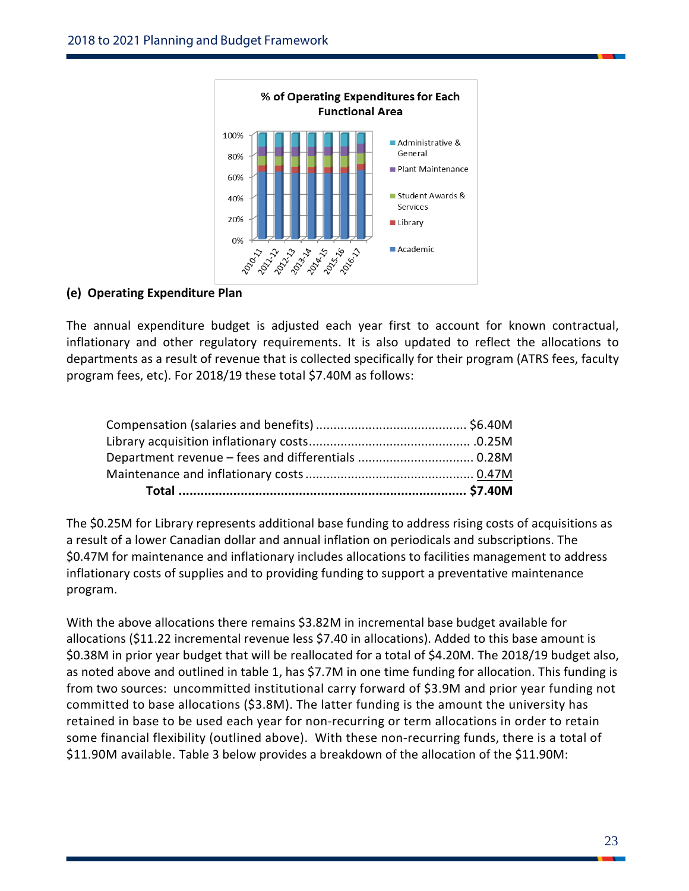% of Operating Expenditures for Each Functional Area

100%
80%
60%
40%
20%
0%

2010-11
2011-12
2012-13
2013-14
2014-15
2015-16
2016-17

Administrative & General
Plant Maintenance
Student Awards & Services
Library
Academic

**(e) Operating Expenditure Plan**

The annual expenditure budget is adjusted each year first to account for known contractual, inflationary and other regulatory requirements. It is also updated to reflect the allocations to departments as a result of revenue that is collected specifically for their program (ATRS fees, faculty program fees, etc). For 2018/19 these total $7.40M as follows:

| | |
|---|---|
| Compensation (salaries and benefits) | $6.40M |
| Library acquisition inflationary costs | .0.25M |
| Department revenue – fees and differentials | 0.28M |
| Maintenance and inflationary costs | 0.47M |
| **Total** | **$7.40M** |

The $0.25M for Library represents additional base funding to address rising costs of acquisitions as a result of a lower Canadian dollar and annual inflation on periodicals and subscriptions. The $0.47M for maintenance and inflationary includes allocations to facilities management to address inflationary costs of supplies and to providing funding to support a preventative maintenance program.

With the above allocations there remains $3.82M in incremental base budget available for allocations ($11.22 incremental revenue less $7.40 in allocations). Added to this base amount is $0.38M in prior year budget that will be reallocated for a total of $4.20M. The 2018/19 budget also, as noted above and outlined in table 1, has $7.7M in one time funding for allocation. This funding is from two sources: uncommitted institutional carry forward of $3.9M and prior year funding not committed to base allocations ($3.8M). The latter funding is the amount the university has retained in base to be used each year for non-recurring or term allocations in order to retain some financial flexibility (outlined above). With these non-recurring funds, there is a total of $11.90M available. Table 3 below provides a breakdown of the allocation of the $11.90M: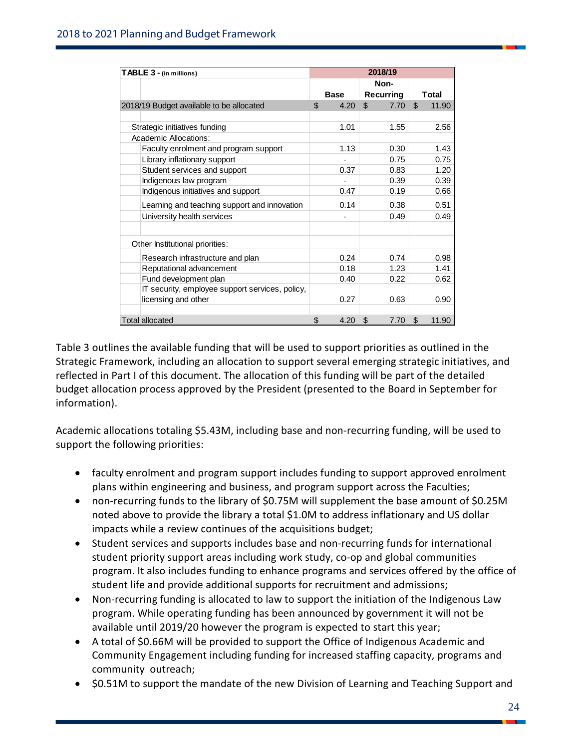| TABLE 3 - (in millions) | 2018/19 | | |
|---|---|---|---|
| | Base | Non-Recurring | Total |
| 2018/19 Budget available to be allocated | $ 4.20 | $ 7.70 | $ 11.90 |
| | | | |
| Strategic initiatives funding | 1.01 | 1.55 | 2.56 |
| Academic Allocations: | | | |
| Faculty enrolment and program support | 1.13 | 0.30 | 1.43 |
| Library inflationary support | - | 0.75 | 0.75 |
| Student services and support | 0.37 | 0.83 | 1.20 |
| Indigenous law program | - | 0.39 | 0.39 |
| Indigenous initiatives and support | 0.47 | 0.19 | 0.66 |
| Learning and teaching support and innovation | 0.14 | 0.38 | 0.51 |
| University health services | - | 0.49 | 0.49 |
| | | | |
| Other Institutional priorities: | | | |
| Research infrastructure and plan | 0.24 | 0.74 | 0.98 |
| Reputational advancement | 0.18 | 1.23 | 1.41 |
| Fund development plan | 0.40 | 0.22 | 0.62 |
| IT security, employee support services, policy, licensing and other | 0.27 | 0.63 | 0.90 |
| | | | |
| Total allocated | $ 4.20 | $ 7.70 | $ 11.90 |

Table 3 outlines the available funding that will be used to support priorities as outlined in the Strategic Framework, including an allocation to support several emerging strategic initiatives, and reflected in Part I of this document. The allocation of this funding will be part of the detailed budget allocation process approved by the President (presented to the Board in September for information).

Academic allocations totaling $5.43M, including base and non-recurring funding, will be used to support the following priorities:

- faculty enrolment and program support includes funding to support approved enrolment plans within engineering and business, and program support across the Faculties;
- non-recurring funds to the library of $0.75M will supplement the base amount of $0.25M noted above to provide the library a total $1.0M to address inflationary and US dollar impacts while a review continues of the acquisitions budget;
- Student services and supports includes base and non-recurring funds for international student priority support areas including work study, co-op and global communities program. It also includes funding to enhance programs and services offered by the office of student life and provide additional supports for recruitment and admissions;
- Non-recurring funding is allocated to law to support the initiation of the Indigenous Law program. While operating funding has been announced by government it will not be available until 2019/20 however the program is expected to start this year;
- A total of $0.66M will be provided to support the Office of Indigenous Academic and Community Engagement including funding for increased staffing capacity, programs and community outreach;
- $0.51M to support the mandate of the new Division of Learning and Teaching Support and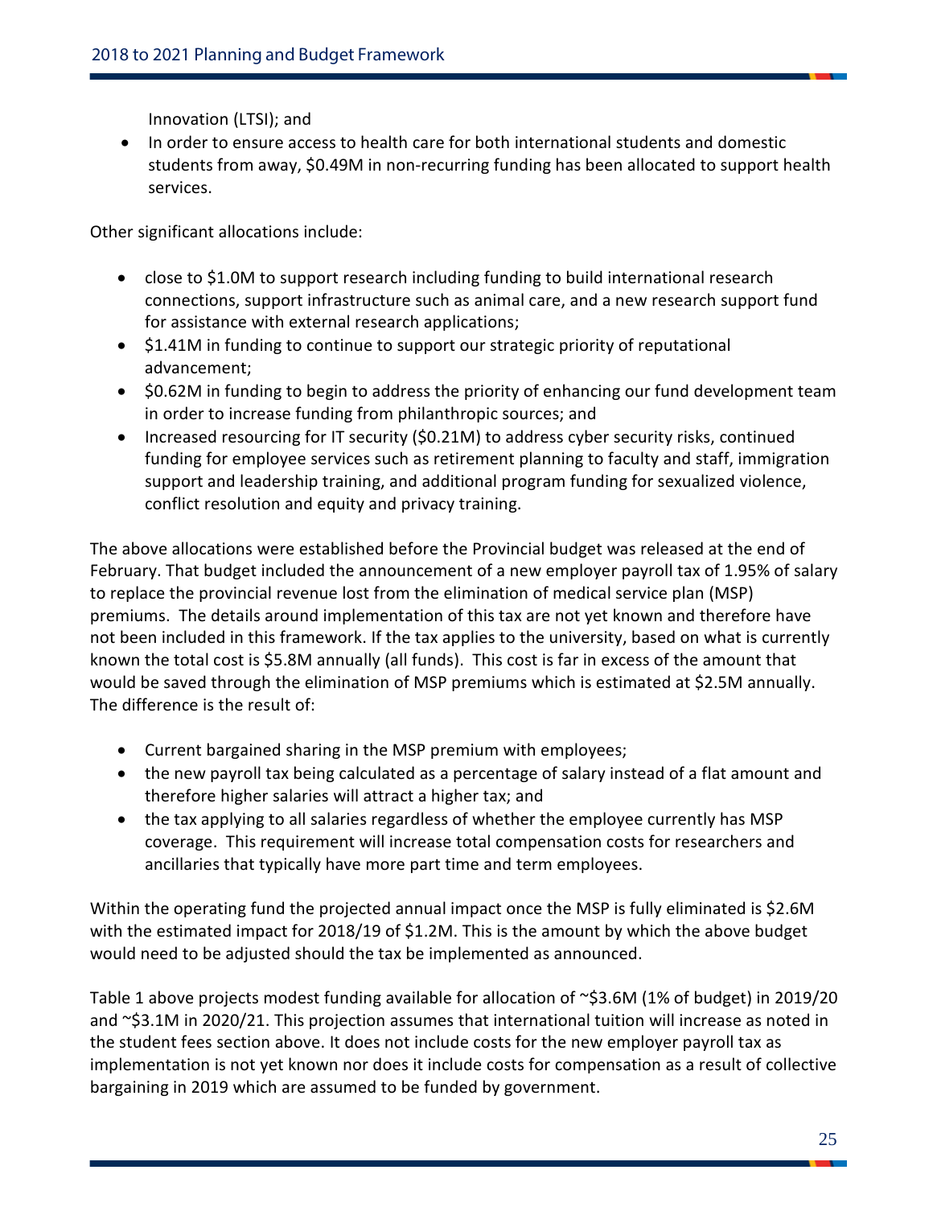Innovation (LTSI); and

- In order to ensure access to health care for both international students and domestic students from away, $0.49M in non-recurring funding has been allocated to support health services.

Other significant allocations include:

- close to $1.0M to support research including funding to build international research connections, support infrastructure such as animal care, and a new research support fund for assistance with external research applications;
- $1.41M in funding to continue to support our strategic priority of reputational advancement;
- $0.62M in funding to begin to address the priority of enhancing our fund development team in order to increase funding from philanthropic sources; and
- Increased resourcing for IT security ($0.21M) to address cyber security risks, continued funding for employee services such as retirement planning to faculty and staff, immigration support and leadership training, and additional program funding for sexualized violence, conflict resolution and equity and privacy training.

The above allocations were established before the Provincial budget was released at the end of February. That budget included the announcement of a new employer payroll tax of 1.95% of salary to replace the provincial revenue lost from the elimination of medical service plan (MSP) premiums. The details around implementation of this tax are not yet known and therefore have not been included in this framework. If the tax applies to the university, based on what is currently known the total cost is $5.8M annually (all funds). This cost is far in excess of the amount that would be saved through the elimination of MSP premiums which is estimated at $2.5M annually. The difference is the result of:

- Current bargained sharing in the MSP premium with employees;
- the new payroll tax being calculated as a percentage of salary instead of a flat amount and therefore higher salaries will attract a higher tax; and
- the tax applying to all salaries regardless of whether the employee currently has MSP coverage. This requirement will increase total compensation costs for researchers and ancillaries that typically have more part time and term employees.

Within the operating fund the projected annual impact once the MSP is fully eliminated is $2.6M with the estimated impact for 2018/19 of $1.2M. This is the amount by which the above budget would need to be adjusted should the tax be implemented as announced.

Table 1 above projects modest funding available for allocation of ~$3.6M (1% of budget) in 2019/20 and ~$3.1M in 2020/21. This projection assumes that international tuition will increase as noted in the student fees section above. It does not include costs for the new employer payroll tax as implementation is not yet known nor does it include costs for compensation as a result of collective bargaining in 2019 which are assumed to be funded by government.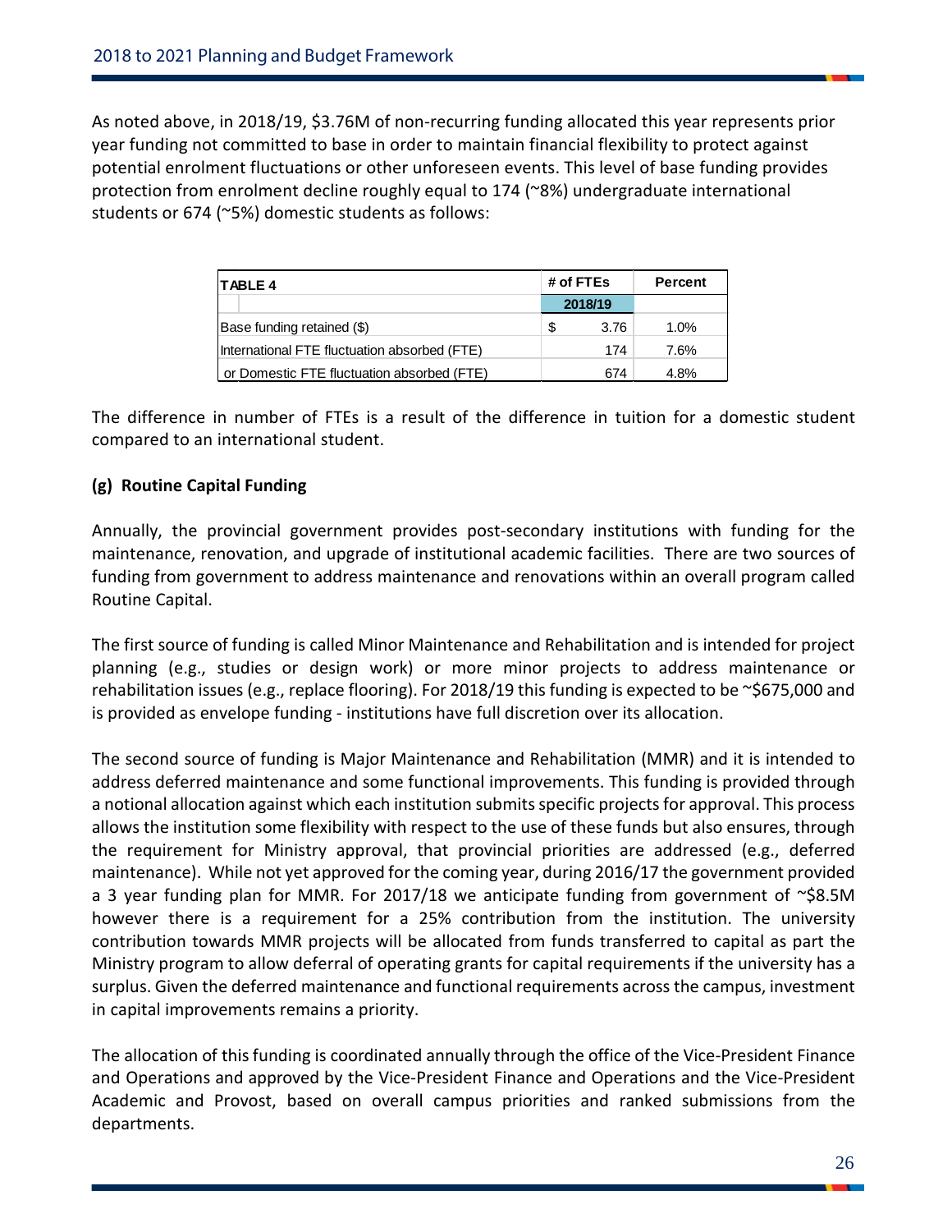As noted above, in 2018/19, $3.76M of non-recurring funding allocated this year represents prior year funding not committed to base in order to maintain financial flexibility to protect against potential enrolment fluctuations or other unforeseen events. This level of base funding provides protection from enrolment decline roughly equal to 174 (~8%) undergraduate international students or 674 (~5%) domestic students as follows:

| TABLE 4 | # of FTEs | Percent |
|---|---|---|
| | 2018/19 | |
| Base funding retained ($) | $ 3.76 | 1.0% |
| International FTE fluctuation absorbed (FTE) | 174 | 7.6% |
| or Domestic FTE fluctuation absorbed (FTE) | 674 | 4.8% |

The difference in number of FTEs is a result of the difference in tuition for a domestic student compared to an international student.

**(g) Routine Capital Funding**

Annually, the provincial government provides post-secondary institutions with funding for the maintenance, renovation, and upgrade of institutional academic facilities. There are two sources of funding from government to address maintenance and renovations within an overall program called Routine Capital.

The first source of funding is called Minor Maintenance and Rehabilitation and is intended for project planning (e.g., studies or design work) or more minor projects to address maintenance or rehabilitation issues (e.g., replace flooring). For 2018/19 this funding is expected to be ~$675,000 and is provided as envelope funding - institutions have full discretion over its allocation.

The second source of funding is Major Maintenance and Rehabilitation (MMR) and it is intended to address deferred maintenance and some functional improvements. This funding is provided through a notional allocation against which each institution submits specific projects for approval. This process allows the institution some flexibility with respect to the use of these funds but also ensures, through the requirement for Ministry approval, that provincial priorities are addressed (e.g., deferred maintenance). While not yet approved for the coming year, during 2016/17 the government provided a 3 year funding plan for MMR. For 2017/18 we anticipate funding from government of ~$8.5M however there is a requirement for a 25% contribution from the institution. The university contribution towards MMR projects will be allocated from funds transferred to capital as part the Ministry program to allow deferral of operating grants for capital requirements if the university has a surplus. Given the deferred maintenance and functional requirements across the campus, investment in capital improvements remains a priority.

The allocation of this funding is coordinated annually through the office of the Vice-President Finance and Operations and approved by the Vice-President Finance and Operations and the Vice-President Academic and Provost, based on overall campus priorities and ranked submissions from the departments.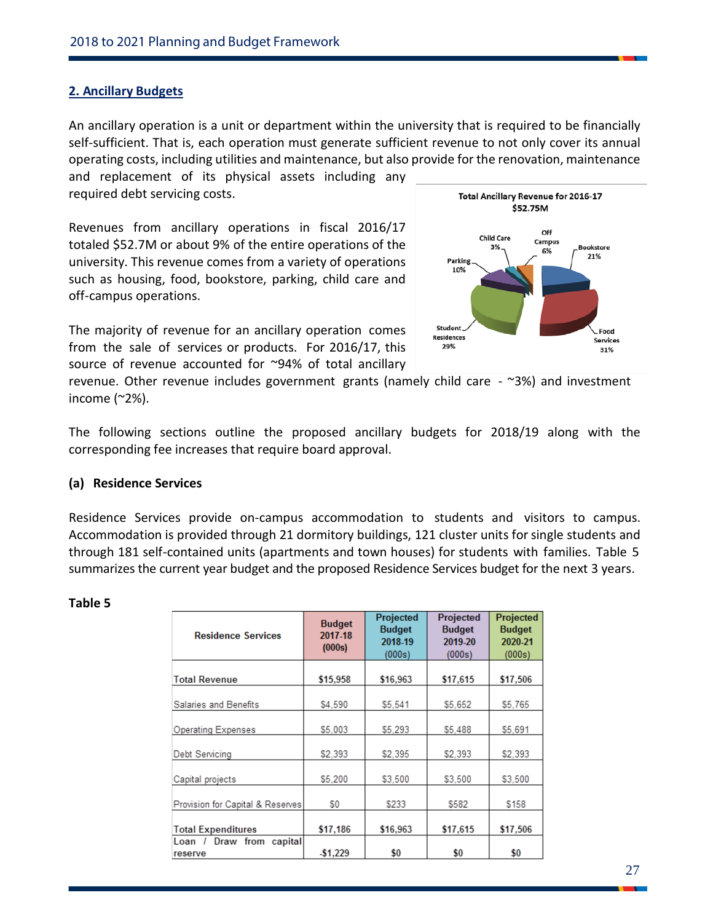## 2. Ancillary Budgets

An ancillary operation is a unit or department within the university that is required to be financially self-sufficient. That is, each operation must generate sufficient revenue to not only cover its annual operating costs, including utilities and maintenance, but also provide for the renovation, maintenance and replacement of its physical assets including any required debt servicing costs.

Revenues from ancillary operations in fiscal 2016/17 totaled $52.7M or about 9% of the entire operations of the university. This revenue comes from a variety of operations such as housing, food, bookstore, parking, child care and off-campus operations.

Total Ancillary Revenue for 2016-17
$52.75M

Child Care
3%

Off Campus
6%

Bookstore
21%

Parking
10%

Student Residences
29%

Food Services
31%

The majority of revenue for an ancillary operation comes from the sale of services or products. For 2016/17, this source of revenue accounted for ~94% of total ancillary revenue. Other revenue includes government grants (namely child care - ~3%) and investment income (~2%).

The following sections outline the proposed ancillary budgets for 2018/19 along with the corresponding fee increases that require board approval.

### (a) Residence Services

Residence Services provide on-campus accommodation to students and visitors to campus. Accommodation is provided through 21 dormitory buildings, 121 cluster units for single students and through 181 self-contained units (apartments and town houses) for students with families. Table 5 summarizes the current year budget and the proposed Residence Services budget for the next 3 years.

**Table 5**

| Residence Services | Budget 2017-18 (000s) | Projected Budget 2018-19 (000s) | Projected Budget 2019-20 (000s) | Projected Budget 2020-21 (000s) |
|---|---|---|---|---|
| Total Revenue | $15,958 | $16,963 | $17,615 | $17,506 |
| Salaries and Benefits | $4,590 | $5,541 | $5,652 | $5,765 |
| Operating Expenses | $5,003 | $5,293 | $5,488 | $5,691 |
| Debt Servicing | $2,393 | $2,395 | $2,393 | $2,393 |
| Capital projects | $5,200 | $3,500 | $3,500 | $3,500 |
| Provision for Capital & Reserves | $0 | $233 | $582 | $158 |
| Total Expenditures | $17,186 | $16,963 | $17,615 | $17,506 |
| Loan / Draw from capital reserve | -$1,229 | $0 | $0 | $0 |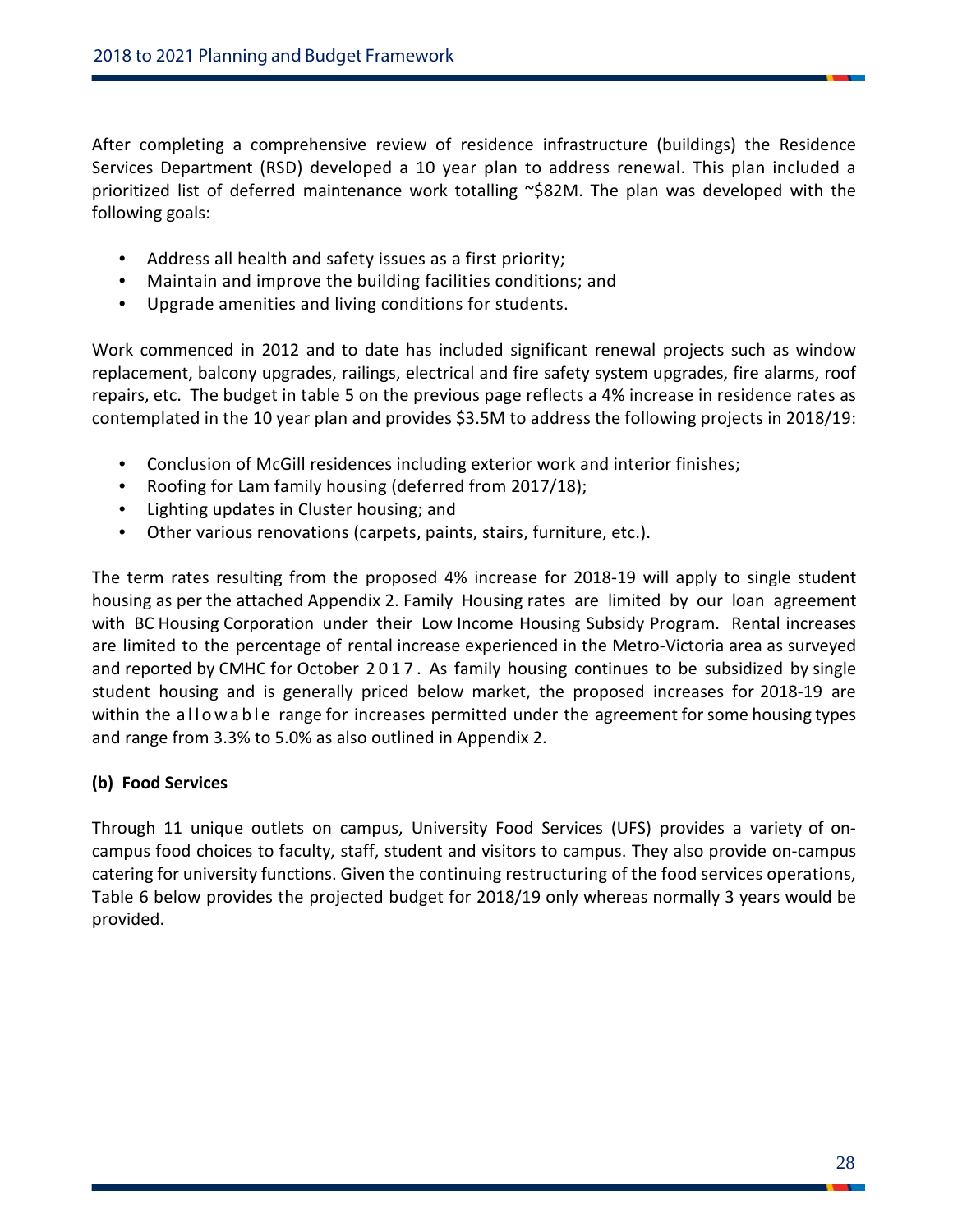After completing a comprehensive review of residence infrastructure (buildings) the Residence Services Department (RSD) developed a 10 year plan to address renewal. This plan included a prioritized list of deferred maintenance work totalling ~$82M. The plan was developed with the following goals:

- Address all health and safety issues as a first priority;
- Maintain and improve the building facilities conditions; and
- Upgrade amenities and living conditions for students.

Work commenced in 2012 and to date has included significant renewal projects such as window replacement, balcony upgrades, railings, electrical and fire safety system upgrades, fire alarms, roof repairs, etc. The budget in table 5 on the previous page reflects a 4% increase in residence rates as contemplated in the 10 year plan and provides $3.5M to address the following projects in 2018/19:

- Conclusion of McGill residences including exterior work and interior finishes;
- Roofing for Lam family housing (deferred from 2017/18);
- Lighting updates in Cluster housing; and
- Other various renovations (carpets, paints, stairs, furniture, etc.).

The term rates resulting from the proposed 4% increase for 2018-19 will apply to single student housing as per the attached Appendix 2. Family Housing rates are limited by our loan agreement with BC Housing Corporation under their Low Income Housing Subsidy Program. Rental increases are limited to the percentage of rental increase experienced in the Metro-Victoria area as surveyed and reported by CMHC for October 2017. As family housing continues to be subsidized by single student housing and is generally priced below market, the proposed increases for 2018-19 are within the allowable range for increases permitted under the agreement for some housing types and range from 3.3% to 5.0% as also outlined in Appendix 2.

**(b) Food Services**

Through 11 unique outlets on campus, University Food Services (UFS) provides a variety of on-campus food choices to faculty, staff, student and visitors to campus. They also provide on-campus catering for university functions. Given the continuing restructuring of the food services operations, Table 6 below provides the projected budget for 2018/19 only whereas normally 3 years would be provided.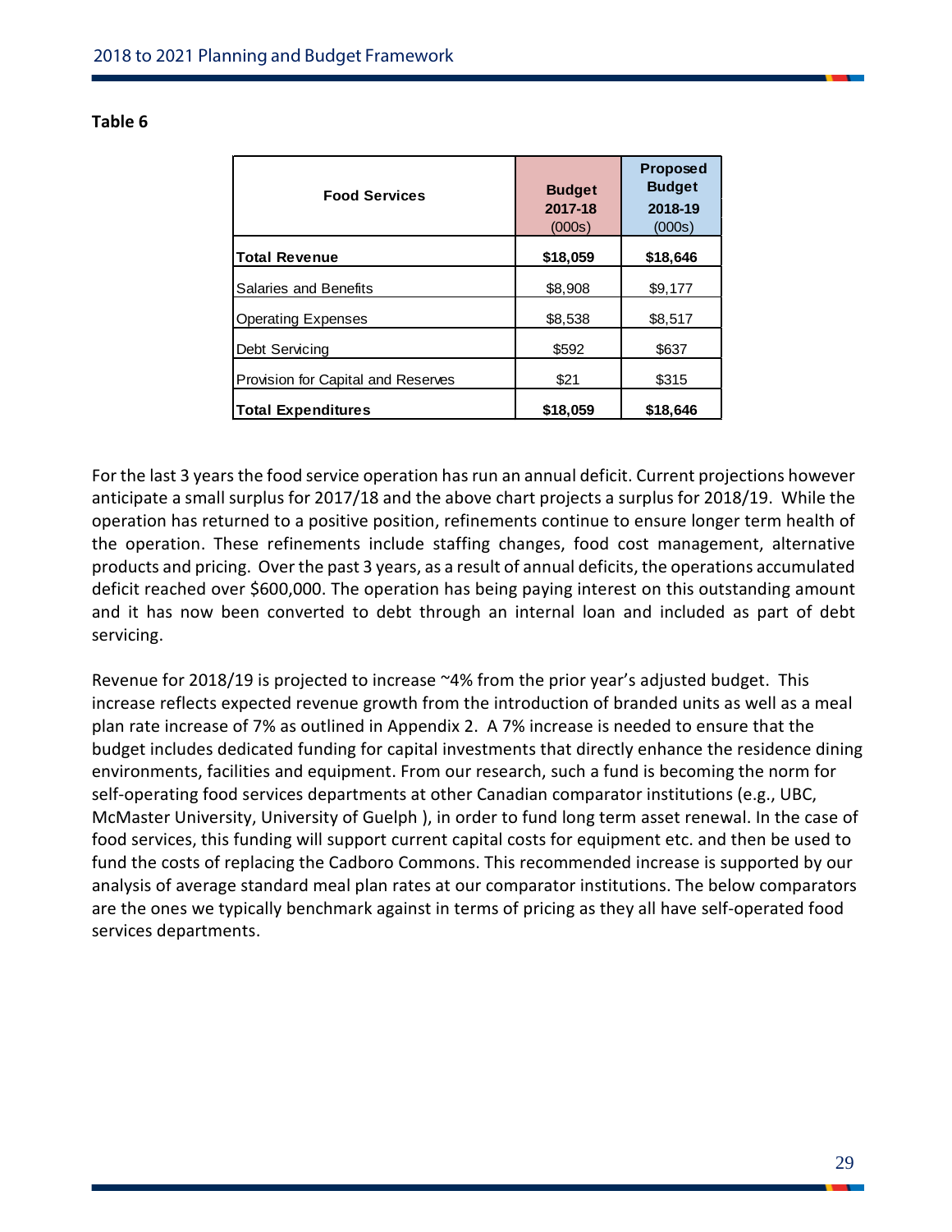**Table 6**

| Food Services | Budget 2017-18 (000s) | Proposed Budget 2018-19 (000s) |
|---|---|---|
| **Total Revenue** | **$18,059** | **$18,646** |
| Salaries and Benefits | $8,908 | $9,177 |
| Operating Expenses | $8,538 | $8,517 |
| Debt Servicing | $592 | $637 |
| Provision for Capital and Reserves | $21 | $315 |
| **Total Expenditures** | **$18,059** | **$18,646** |

For the last 3 years the food service operation has run an annual deficit. Current projections however anticipate a small surplus for 2017/18 and the above chart projects a surplus for 2018/19. While the operation has returned to a positive position, refinements continue to ensure longer term health of the operation. These refinements include staffing changes, food cost management, alternative products and pricing. Over the past 3 years, as a result of annual deficits, the operations accumulated deficit reached over $600,000. The operation has being paying interest on this outstanding amount and it has now been converted to debt through an internal loan and included as part of debt servicing.

Revenue for 2018/19 is projected to increase ~4% from the prior year's adjusted budget. This increase reflects expected revenue growth from the introduction of branded units as well as a meal plan rate increase of 7% as outlined in Appendix 2. A 7% increase is needed to ensure that the budget includes dedicated funding for capital investments that directly enhance the residence dining environments, facilities and equipment. From our research, such a fund is becoming the norm for self-operating food services departments at other Canadian comparator institutions (e.g., UBC, McMaster University, University of Guelph ), in order to fund long term asset renewal. In the case of food services, this funding will support current capital costs for equipment etc. and then be used to fund the costs of replacing the Cadboro Commons. This recommended increase is supported by our analysis of average standard meal plan rates at our comparator institutions. The below comparators are the ones we typically benchmark against in terms of pricing as they all have self-operated food services departments.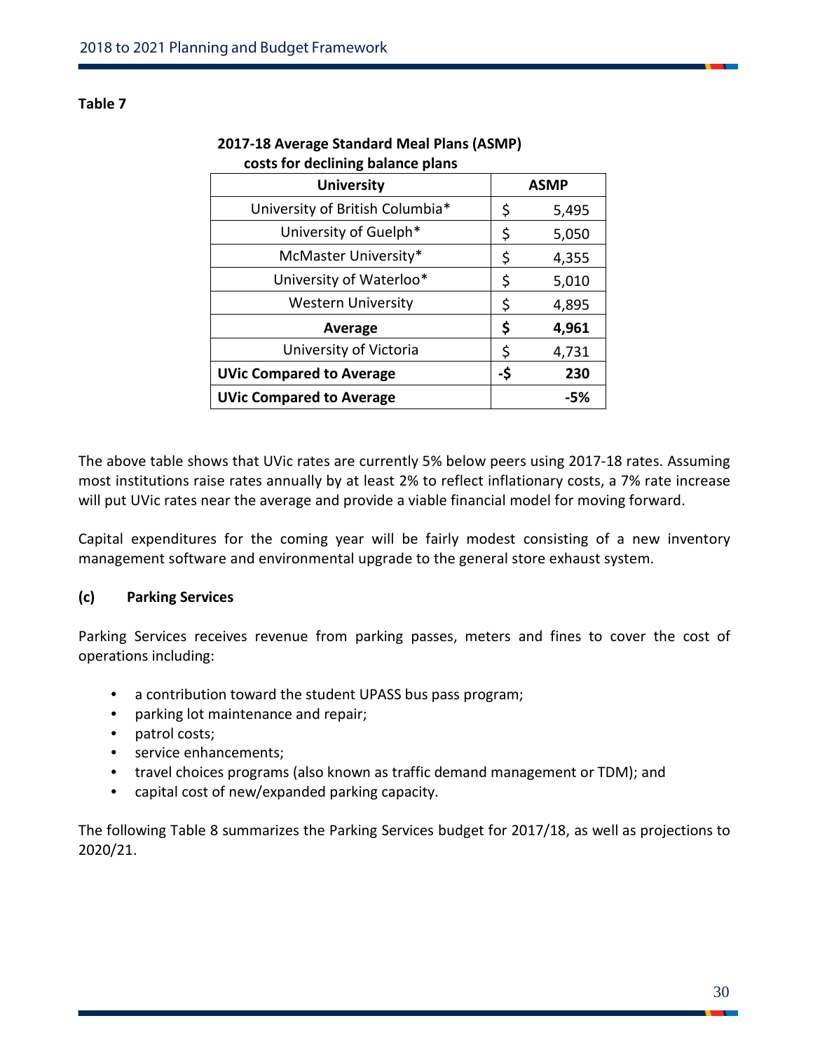**Table 7**

**2017-18 Average Standard Meal Plans (ASMP) costs for declining balance plans**

| University | ASMP |
|---|---|
| University of British Columbia* | $ 5,495 |
| University of Guelph* | $ 5,050 |
| McMaster University* | $ 4,355 |
| University of Waterloo* | $ 5,010 |
| Western University | $ 4,895 |
| **Average** | **$ 4,961** |
| University of Victoria | $ 4,731 |
| **UVic Compared to Average** | **-$ 230** |
| **UVic Compared to Average** | **-5%** |

The above table shows that UVic rates are currently 5% below peers using 2017-18 rates. Assuming most institutions raise rates annually by at least 2% to reflect inflationary costs, a 7% rate increase will put UVic rates near the average and provide a viable financial model for moving forward.

Capital expenditures for the coming year will be fairly modest consisting of a new inventory management software and environmental upgrade to the general store exhaust system.

### (c) Parking Services

Parking Services receives revenue from parking passes, meters and fines to cover the cost of operations including:

- a contribution toward the student UPASS bus pass program;
- parking lot maintenance and repair;
- patrol costs;
- service enhancements;
- travel choices programs (also known as traffic demand management or TDM); and
- capital cost of new/expanded parking capacity.

The following Table 8 summarizes the Parking Services budget for 2017/18, as well as projections to 2020/21.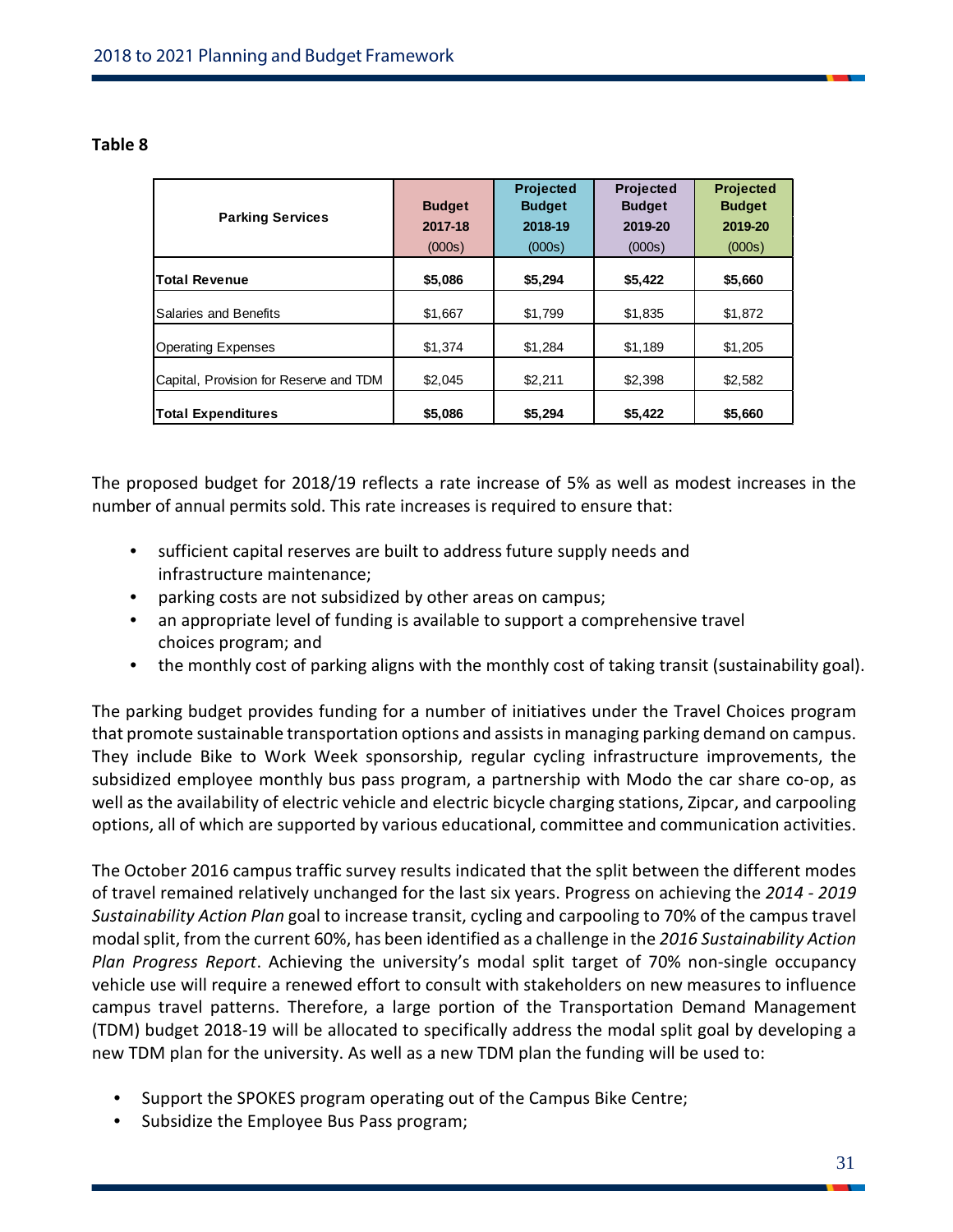**Table 8**

| Parking Services | Budget 2017-18 (000s) | Projected Budget 2018-19 (000s) | Projected Budget 2019-20 (000s) | Projected Budget 2019-20 (000s) |
|---|---|---|---|---|
| **Total Revenue** | **$5,086** | **$5,294** | **$5,422** | **$5,660** |
| Salaries and Benefits | $1,667 | $1,799 | $1,835 | $1,872 |
| Operating Expenses | $1,374 | $1,284 | $1,189 | $1,205 |
| Capital, Provision for Reserve and TDM | $2,045 | $2,211 | $2,398 | $2,582 |
| **Total Expenditures** | **$5,086** | **$5,294** | **$5,422** | **$5,660** |

The proposed budget for 2018/19 reflects a rate increase of 5% as well as modest increases in the number of annual permits sold. This rate increases is required to ensure that:

- sufficient capital reserves are built to address future supply needs and infrastructure maintenance;
- parking costs are not subsidized by other areas on campus;
- an appropriate level of funding is available to support a comprehensive travel choices program; and
- the monthly cost of parking aligns with the monthly cost of taking transit (sustainability goal).

The parking budget provides funding for a number of initiatives under the Travel Choices program that promote sustainable transportation options and assists in managing parking demand on campus. They include Bike to Work Week sponsorship, regular cycling infrastructure improvements, the subsidized employee monthly bus pass program, a partnership with Modo the car share co-op, as well as the availability of electric vehicle and electric bicycle charging stations, Zipcar, and carpooling options, all of which are supported by various educational, committee and communication activities.

The October 2016 campus traffic survey results indicated that the split between the different modes of travel remained relatively unchanged for the last six years. Progress on achieving the *2014 - 2019 Sustainability Action Plan* goal to increase transit, cycling and carpooling to 70% of the campus travel modal split, from the current 60%, has been identified as a challenge in the *2016 Sustainability Action Plan Progress Report*. Achieving the university's modal split target of 70% non-single occupancy vehicle use will require a renewed effort to consult with stakeholders on new measures to influence campus travel patterns. Therefore, a large portion of the Transportation Demand Management (TDM) budget 2018-19 will be allocated to specifically address the modal split goal by developing a new TDM plan for the university. As well as a new TDM plan the funding will be used to:

- Support the SPOKES program operating out of the Campus Bike Centre;
- Subsidize the Employee Bus Pass program;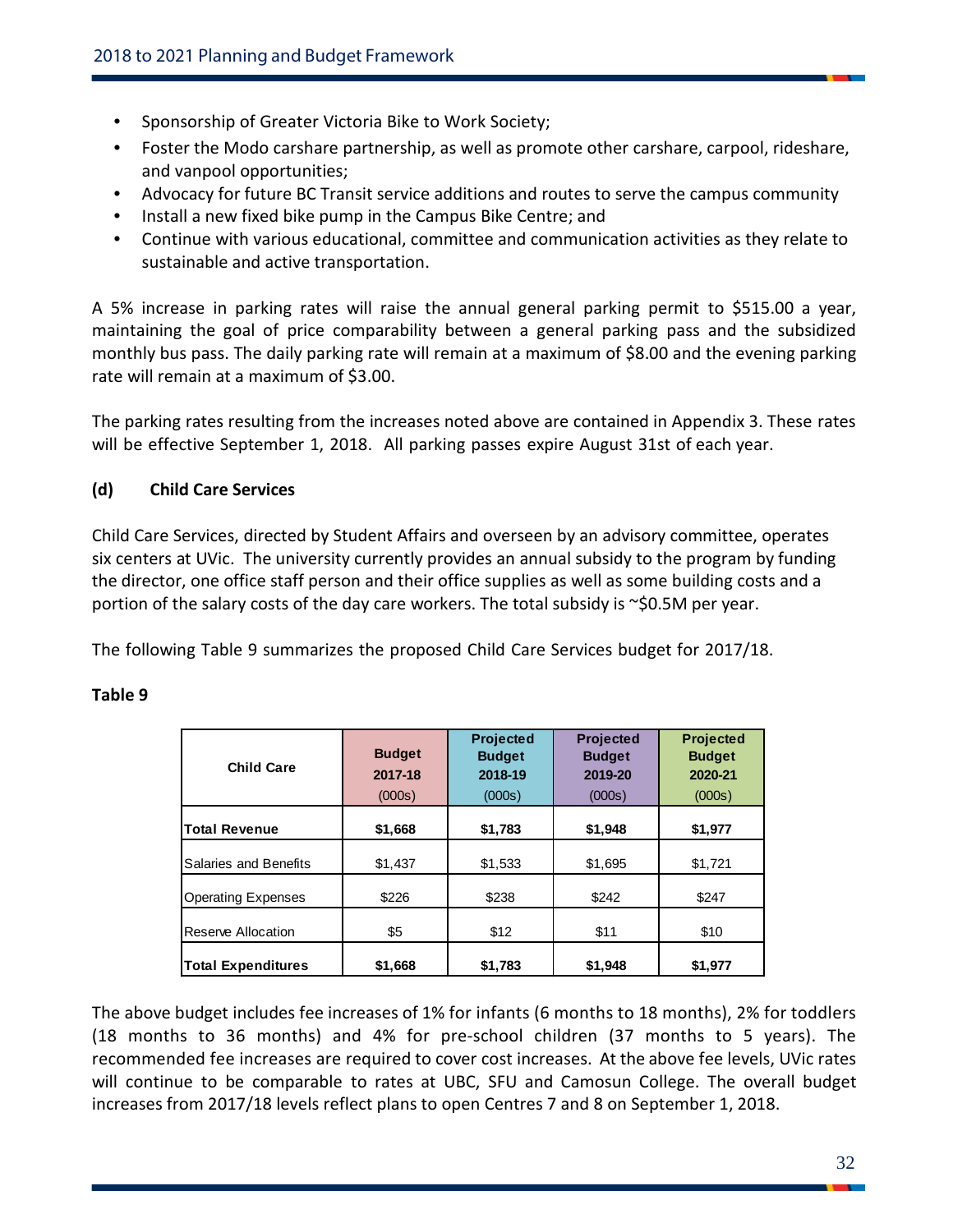- Sponsorship of Greater Victoria Bike to Work Society;
- Foster the Modo carshare partnership, as well as promote other carshare, carpool, rideshare, and vanpool opportunities;
- Advocacy for future BC Transit service additions and routes to serve the campus community
- Install a new fixed bike pump in the Campus Bike Centre; and
- Continue with various educational, committee and communication activities as they relate to sustainable and active transportation.

A 5% increase in parking rates will raise the annual general parking permit to $515.00 a year, maintaining the goal of price comparability between a general parking pass and the subsidized monthly bus pass. The daily parking rate will remain at a maximum of $8.00 and the evening parking rate will remain at a maximum of $3.00.

The parking rates resulting from the increases noted above are contained in Appendix 3. These rates will be effective September 1, 2018. All parking passes expire August 31st of each year.

### (d) Child Care Services

Child Care Services, directed by Student Affairs and overseen by an advisory committee, operates six centers at UVic. The university currently provides an annual subsidy to the program by funding the director, one office staff person and their office supplies as well as some building costs and a portion of the salary costs of the day care workers. The total subsidy is ~$0.5M per year.

The following Table 9 summarizes the proposed Child Care Services budget for 2017/18.

**Table 9**

| Child Care | Budget 2017-18 (000s) | Projected Budget 2018-19 (000s) | Projected Budget 2019-20 (000s) | Projected Budget 2020-21 (000s) |
|---|---|---|---|---|
| **Total Revenue** | **$1,668** | **$1,783** | **$1,948** | **$1,977** |
| Salaries and Benefits | $1,437 | $1,533 | $1,695 | $1,721 |
| Operating Expenses | $226 | $238 | $242 | $247 |
| Reserve Allocation | $5 | $12 | $11 | $10 |
| **Total Expenditures** | **$1,668** | **$1,783** | **$1,948** | **$1,977** |

The above budget includes fee increases of 1% for infants (6 months to 18 months), 2% for toddlers (18 months to 36 months) and 4% for pre-school children (37 months to 5 years). The recommended fee increases are required to cover cost increases. At the above fee levels, UVic rates will continue to be comparable to rates at UBC, SFU and Camosun College. The overall budget increases from 2017/18 levels reflect plans to open Centres 7 and 8 on September 1, 2018.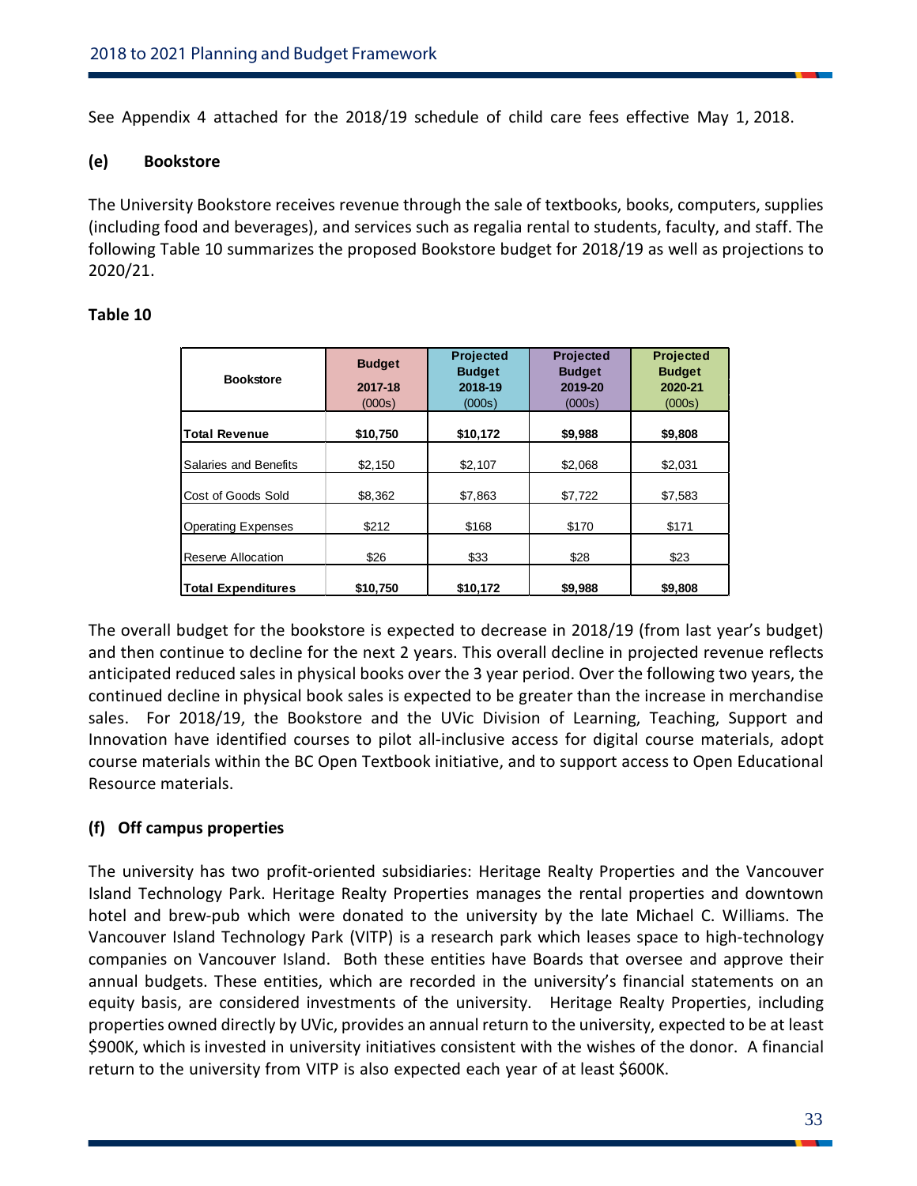See Appendix 4 attached for the 2018/19 schedule of child care fees effective May 1, 2018.

### (e) Bookstore

The University Bookstore receives revenue through the sale of textbooks, books, computers, supplies (including food and beverages), and services such as regalia rental to students, faculty, and staff. The following Table 10 summarizes the proposed Bookstore budget for 2018/19 as well as projections to 2020/21.

**Table 10**

| Bookstore | Budget 2017-18 (000s) | Projected Budget 2018-19 (000s) | Projected Budget 2019-20 (000s) | Projected Budget 2020-21 (000s) |
|---|---|---|---|---|
| **Total Revenue** | **$10,750** | **$10,172** | **$9,988** | **$9,808** |
| Salaries and Benefits | $2,150 | $2,107 | $2,068 | $2,031 |
| Cost of Goods Sold | $8,362 | $7,863 | $7,722 | $7,583 |
| Operating Expenses | $212 | $168 | $170 | $171 |
| Reserve Allocation | $26 | $33 | $28 | $23 |
| **Total Expenditures** | **$10,750** | **$10,172** | **$9,988** | **$9,808** |

The overall budget for the bookstore is expected to decrease in 2018/19 (from last year's budget) and then continue to decline for the next 2 years. This overall decline in projected revenue reflects anticipated reduced sales in physical books over the 3 year period. Over the following two years, the continued decline in physical book sales is expected to be greater than the increase in merchandise sales. For 2018/19, the Bookstore and the UVic Division of Learning, Teaching, Support and Innovation have identified courses to pilot all-inclusive access for digital course materials, adopt course materials within the BC Open Textbook initiative, and to support access to Open Educational Resource materials.

### (f) Off campus properties

The university has two profit-oriented subsidiaries: Heritage Realty Properties and the Vancouver Island Technology Park. Heritage Realty Properties manages the rental properties and downtown hotel and brew-pub which were donated to the university by the late Michael C. Williams. The Vancouver Island Technology Park (VITP) is a research park which leases space to high-technology companies on Vancouver Island. Both these entities have Boards that oversee and approve their annual budgets. These entities, which are recorded in the university's financial statements on an equity basis, are considered investments of the university. Heritage Realty Properties, including properties owned directly by UVic, provides an annual return to the university, expected to be at least $900K, which is invested in university initiatives consistent with the wishes of the donor. A financial return to the university from VITP is also expected each year of at least $600K.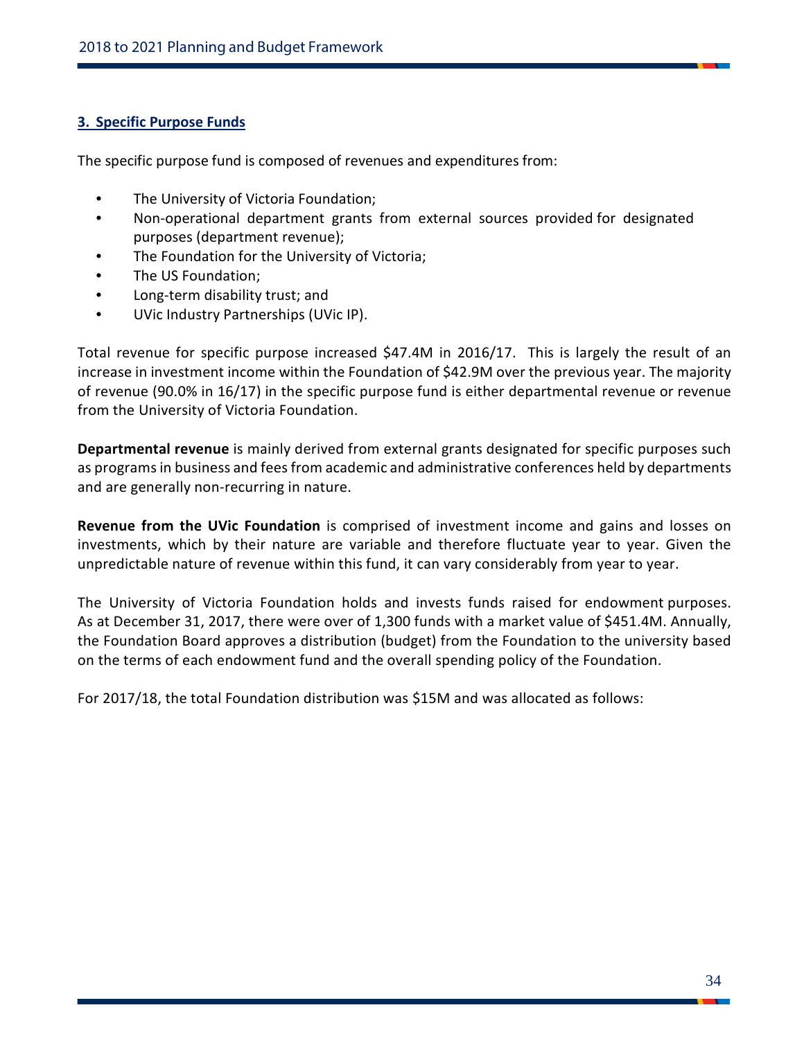**3. Specific Purpose Funds**

The specific purpose fund is composed of revenues and expenditures from:

- The University of Victoria Foundation;
- Non-operational department grants from external sources provided for designated purposes (department revenue);
- The Foundation for the University of Victoria;
- The US Foundation;
- Long-term disability trust; and
- UVic Industry Partnerships (UVic IP).

Total revenue for specific purpose increased $47.4M in 2016/17. This is largely the result of an increase in investment income within the Foundation of $42.9M over the previous year. The majority of revenue (90.0% in 16/17) in the specific purpose fund is either departmental revenue or revenue from the University of Victoria Foundation.

**Departmental revenue** is mainly derived from external grants designated for specific purposes such as programs in business and fees from academic and administrative conferences held by departments and are generally non-recurring in nature.

**Revenue from the UVic Foundation** is comprised of investment income and gains and losses on investments, which by their nature are variable and therefore fluctuate year to year. Given the unpredictable nature of revenue within this fund, it can vary considerably from year to year.

The University of Victoria Foundation holds and invests funds raised for endowment purposes. As at December 31, 2017, there were over of 1,300 funds with a market value of $451.4M. Annually, the Foundation Board approves a distribution (budget) from the Foundation to the university based on the terms of each endowment fund and the overall spending policy of the Foundation.

For 2017/18, the total Foundation distribution was $15M and was allocated as follows: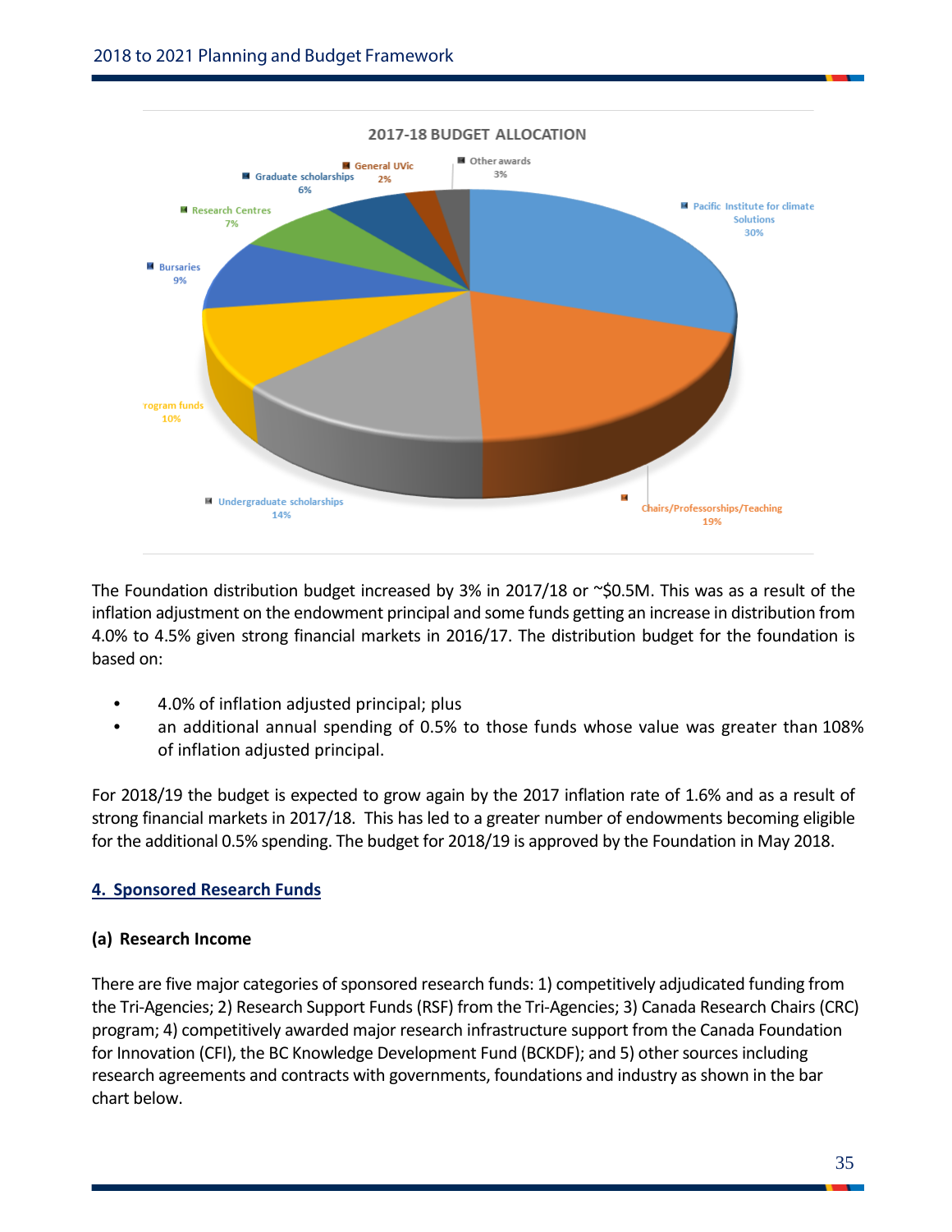2017-18 BUDGET ALLOCATION

Pacific Institute for climate Solutions
30%

Chairs/Professorships/Teaching
19%

Undergraduate scholarships
14%

rogram funds
10%

Bursaries
9%

Research Centres
7%

Graduate scholarships
6%

General UVic
2%

Other awards
3%

The Foundation distribution budget increased by 3% in 2017/18 or ~$0.5M. This was as a result of the inflation adjustment on the endowment principal and some funds getting an increase in distribution from 4.0% to 4.5% given strong financial markets in 2016/17. The distribution budget for the foundation is based on:

- 4.0% of inflation adjusted principal; plus
- an additional annual spending of 0.5% to those funds whose value was greater than 108% of inflation adjusted principal.

For 2018/19 the budget is expected to grow again by the 2017 inflation rate of 1.6% and as a result of strong financial markets in 2017/18. This has led to a greater number of endowments becoming eligible for the additional 0.5% spending. The budget for 2018/19 is approved by the Foundation in May 2018.

## 4. Sponsored Research Funds

### (a) Research Income

There are five major categories of sponsored research funds: 1) competitively adjudicated funding from the Tri-Agencies; 2) Research Support Funds (RSF) from the Tri-Agencies; 3) Canada Research Chairs (CRC) program; 4) competitively awarded major research infrastructure support from the Canada Foundation for Innovation (CFI), the BC Knowledge Development Fund (BCKDF); and 5) other sources including research agreements and contracts with governments, foundations and industry as shown in the bar chart below.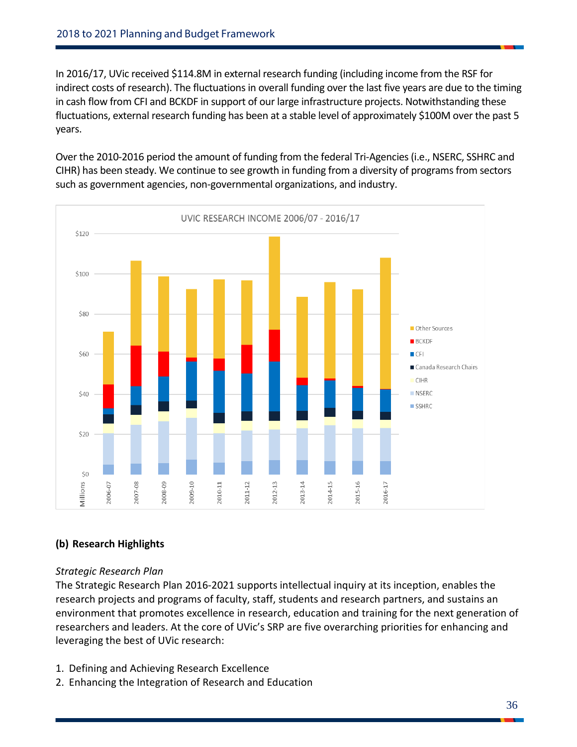In 2016/17, UVic received $114.8M in external research funding (including income from the RSF for indirect costs of research). The fluctuations in overall funding over the last five years are due to the timing in cash flow from CFI and BCKDF in support of our large infrastructure projects. Notwithstanding these fluctuations, external research funding has been at a stable level of approximately $100M over the past 5 years.

Over the 2010-2016 period the amount of funding from the federal Tri-Agencies (i.e., NSERC, SSHRC and CIHR) has been steady. We continue to see growth in funding from a diversity of programs from sectors such as government agencies, non-governmental organizations, and industry.

UVIC RESEARCH INCOME 2006/07 - 2016/17

$120
$100
$80
$60
$40
$20
$0
Millions

2006-07
2007-08
2008-09
2009-10
2010-11
2011-12
2012-13
2013-14
2014-15
2015-16
2016-17

Other Sources
BCKDF
CFI
Canada Research Chairs
CIHR
NSERC
SSHRC

## (b) Research Highlights

*Strategic Research Plan*

The Strategic Research Plan 2016-2021 supports intellectual inquiry at its inception, enables the research projects and programs of faculty, staff, students and research partners, and sustains an environment that promotes excellence in research, education and training for the next generation of researchers and leaders. At the core of UVic's SRP are five overarching priorities for enhancing and leveraging the best of UVic research:

1. Defining and Achieving Research Excellence
2. Enhancing the Integration of Research and Education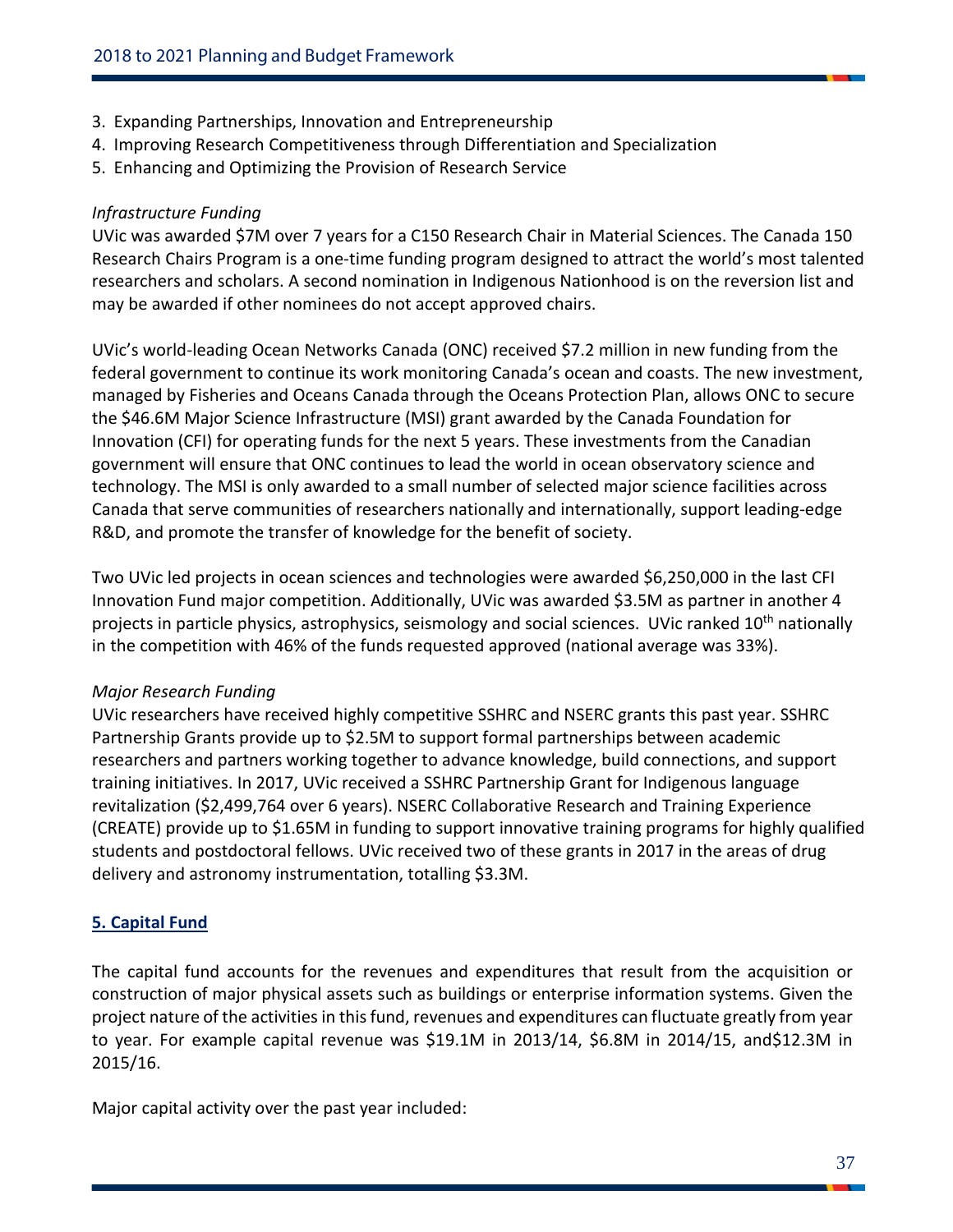3. Expanding Partnerships, Innovation and Entrepreneurship
4. Improving Research Competitiveness through Differentiation and Specialization
5. Enhancing and Optimizing the Provision of Research Service

*Infrastructure Funding*

UVic was awarded $7M over 7 years for a C150 Research Chair in Material Sciences. The Canada 150 Research Chairs Program is a one-time funding program designed to attract the world's most talented researchers and scholars. A second nomination in Indigenous Nationhood is on the reversion list and may be awarded if other nominees do not accept approved chairs.

UVic's world-leading Ocean Networks Canada (ONC) received $7.2 million in new funding from the federal government to continue its work monitoring Canada's ocean and coasts. The new investment, managed by Fisheries and Oceans Canada through the Oceans Protection Plan, allows ONC to secure the $46.6M Major Science Infrastructure (MSI) grant awarded by the Canada Foundation for Innovation (CFI) for operating funds for the next 5 years. These investments from the Canadian government will ensure that ONC continues to lead the world in ocean observatory science and technology. The MSI is only awarded to a small number of selected major science facilities across Canada that serve communities of researchers nationally and internationally, support leading-edge R&D, and promote the transfer of knowledge for the benefit of society.

Two UVic led projects in ocean sciences and technologies were awarded $6,250,000 in the last CFI Innovation Fund major competition. Additionally, UVic was awarded $3.5M as partner in another 4 projects in particle physics, astrophysics, seismology and social sciences. UVic ranked 10th nationally in the competition with 46% of the funds requested approved (national average was 33%).

*Major Research Funding*

UVic researchers have received highly competitive SSHRC and NSERC grants this past year. SSHRC Partnership Grants provide up to $2.5M to support formal partnerships between academic researchers and partners working together to advance knowledge, build connections, and support training initiatives. In 2017, UVic received a SSHRC Partnership Grant for Indigenous language revitalization ($2,499,764 over 6 years). NSERC Collaborative Research and Training Experience (CREATE) provide up to $1.65M in funding to support innovative training programs for highly qualified students and postdoctoral fellows. UVic received two of these grants in 2017 in the areas of drug delivery and astronomy instrumentation, totalling $3.3M.

## 5. Capital Fund

The capital fund accounts for the revenues and expenditures that result from the acquisition or construction of major physical assets such as buildings or enterprise information systems. Given the project nature of the activities in this fund, revenues and expenditures can fluctuate greatly from year to year. For example capital revenue was $19.1M in 2013/14, $6.8M in 2014/15, and$12.3M in 2015/16.

Major capital activity over the past year included: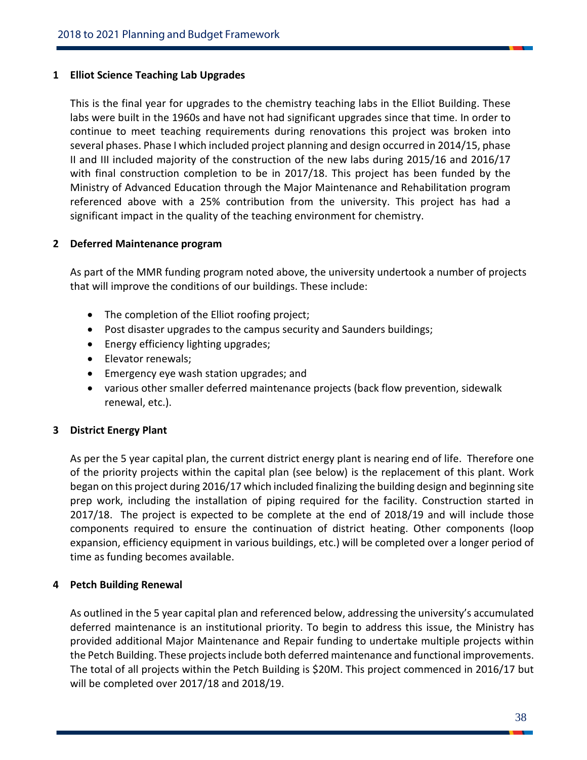**1 Elliot Science Teaching Lab Upgrades**

This is the final year for upgrades to the chemistry teaching labs in the Elliot Building. These labs were built in the 1960s and have not had significant upgrades since that time. In order to continue to meet teaching requirements during renovations this project was broken into several phases. Phase I which included project planning and design occurred in 2014/15, phase II and III included majority of the construction of the new labs during 2015/16 and 2016/17 with final construction completion to be in 2017/18. This project has been funded by the Ministry of Advanced Education through the Major Maintenance and Rehabilitation program referenced above with a 25% contribution from the university. This project has had a significant impact in the quality of the teaching environment for chemistry.

**2 Deferred Maintenance program**

As part of the MMR funding program noted above, the university undertook a number of projects that will improve the conditions of our buildings. These include:

- The completion of the Elliot roofing project;
- Post disaster upgrades to the campus security and Saunders buildings;
- Energy efficiency lighting upgrades;
- Elevator renewals;
- Emergency eye wash station upgrades; and
- various other smaller deferred maintenance projects (back flow prevention, sidewalk renewal, etc.).

**3 District Energy Plant**

As per the 5 year capital plan, the current district energy plant is nearing end of life. Therefore one of the priority projects within the capital plan (see below) is the replacement of this plant. Work began on this project during 2016/17 which included finalizing the building design and beginning site prep work, including the installation of piping required for the facility. Construction started in 2017/18. The project is expected to be complete at the end of 2018/19 and will include those components required to ensure the continuation of district heating. Other components (loop expansion, efficiency equipment in various buildings, etc.) will be completed over a longer period of time as funding becomes available.

**4 Petch Building Renewal**

As outlined in the 5 year capital plan and referenced below, addressing the university's accumulated deferred maintenance is an institutional priority. To begin to address this issue, the Ministry has provided additional Major Maintenance and Repair funding to undertake multiple projects within the Petch Building. These projects include both deferred maintenance and functional improvements. The total of all projects within the Petch Building is $20M. This project commenced in 2016/17 but will be completed over 2017/18 and 2018/19.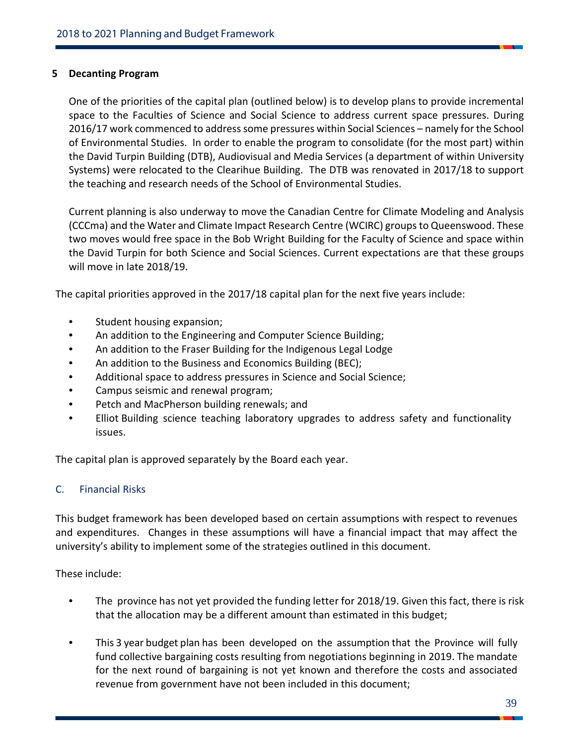### 5 Decanting Program

One of the priorities of the capital plan (outlined below) is to develop plans to provide incremental space to the Faculties of Science and Social Science to address current space pressures. During 2016/17 work commenced to address some pressures within Social Sciences – namely for the School of Environmental Studies. In order to enable the program to consolidate (for the most part) within the David Turpin Building (DTB), Audiovisual and Media Services (a department of within University Systems) were relocated to the Clearihue Building. The DTB was renovated in 2017/18 to support the teaching and research needs of the School of Environmental Studies.

Current planning is also underway to move the Canadian Centre for Climate Modeling and Analysis (CCCma) and the Water and Climate Impact Research Centre (WCIRC) groups to Queenswood. These two moves would free space in the Bob Wright Building for the Faculty of Science and space within the David Turpin for both Science and Social Sciences. Current expectations are that these groups will move in late 2018/19.

The capital priorities approved in the 2017/18 capital plan for the next five years include:

- Student housing expansion;
- An addition to the Engineering and Computer Science Building;
- An addition to the Fraser Building for the Indigenous Legal Lodge
- An addition to the Business and Economics Building (BEC);
- Additional space to address pressures in Science and Social Science;
- Campus seismic and renewal program;
- Petch and MacPherson building renewals; and
- Elliot Building science teaching laboratory upgrades to address safety and functionality issues.

The capital plan is approved separately by the Board each year.

## C. Financial Risks

This budget framework has been developed based on certain assumptions with respect to revenues and expenditures. Changes in these assumptions will have a financial impact that may affect the university's ability to implement some of the strategies outlined in this document.

These include:

- The province has not yet provided the funding letter for 2018/19. Given this fact, there is risk that the allocation may be a different amount than estimated in this budget;
- This 3 year budget plan has been developed on the assumption that the Province will fully fund collective bargaining costs resulting from negotiations beginning in 2019. The mandate for the next round of bargaining is not yet known and therefore the costs and associated revenue from government have not been included in this document;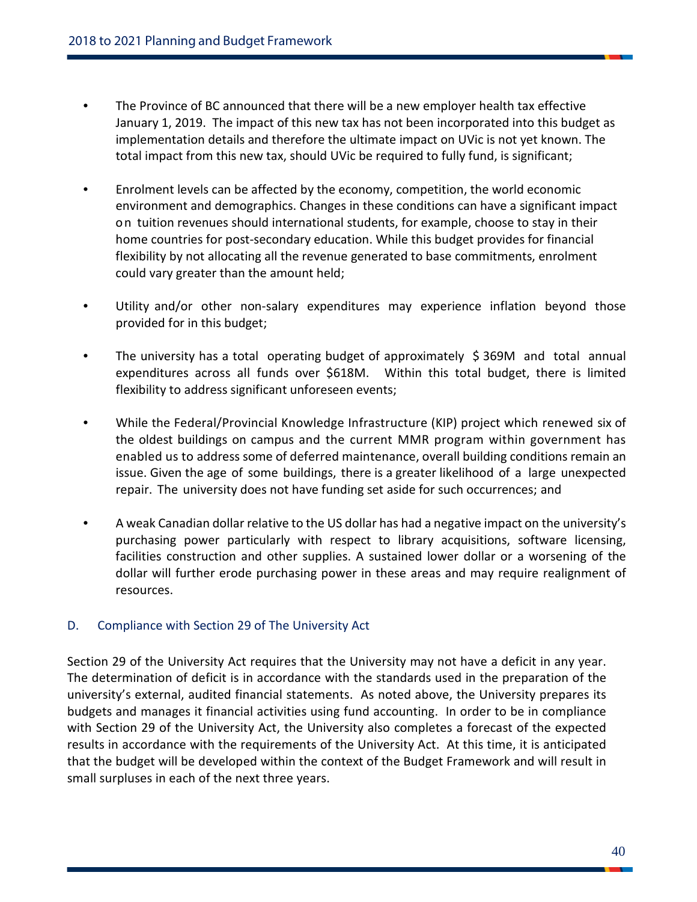- The Province of BC announced that there will be a new employer health tax effective January 1, 2019. The impact of this new tax has not been incorporated into this budget as implementation details and therefore the ultimate impact on UVic is not yet known. The total impact from this new tax, should UVic be required to fully fund, is significant;

- Enrolment levels can be affected by the economy, competition, the world economic environment and demographics. Changes in these conditions can have a significant impact on tuition revenues should international students, for example, choose to stay in their home countries for post-secondary education. While this budget provides for financial flexibility by not allocating all the revenue generated to base commitments, enrolment could vary greater than the amount held;

- Utility and/or other non-salary expenditures may experience inflation beyond those provided for in this budget;

- The university has a total operating budget of approximately $ 369M and total annual expenditures across all funds over $618M. Within this total budget, there is limited flexibility to address significant unforeseen events;

- While the Federal/Provincial Knowledge Infrastructure (KIP) project which renewed six of the oldest buildings on campus and the current MMR program within government has enabled us to address some of deferred maintenance, overall building conditions remain an issue. Given the age of some buildings, there is a greater likelihood of a large unexpected repair. The university does not have funding set aside for such occurrences; and

- A weak Canadian dollar relative to the US dollar has had a negative impact on the university's purchasing power particularly with respect to library acquisitions, software licensing, facilities construction and other supplies. A sustained lower dollar or a worsening of the dollar will further erode purchasing power in these areas and may require realignment of resources.

## D. Compliance with Section 29 of The University Act

Section 29 of the University Act requires that the University may not have a deficit in any year. The determination of deficit is in accordance with the standards used in the preparation of the university's external, audited financial statements. As noted above, the University prepares its budgets and manages it financial activities using fund accounting. In order to be in compliance with Section 29 of the University Act, the University also completes a forecast of the expected results in accordance with the requirements of the University Act. At this time, it is anticipated that the budget will be developed within the context of the Budget Framework and will result in small surpluses in each of the next three years.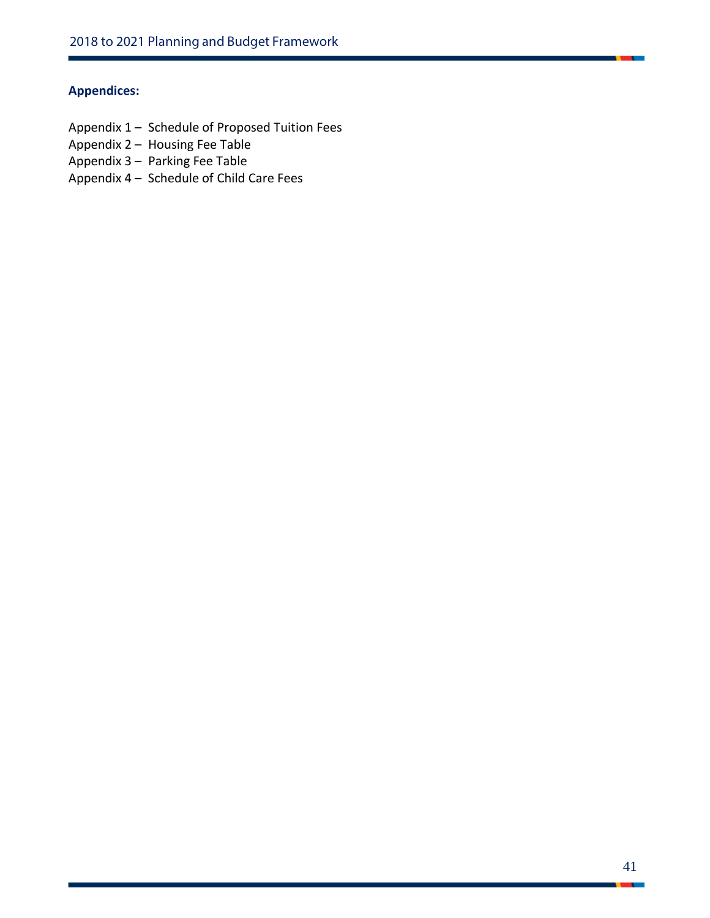**Appendices:**

Appendix 1 – Schedule of Proposed Tuition Fees
Appendix 2 – Housing Fee Table
Appendix 3 – Parking Fee Table
Appendix 4 – Schedule of Child Care Fees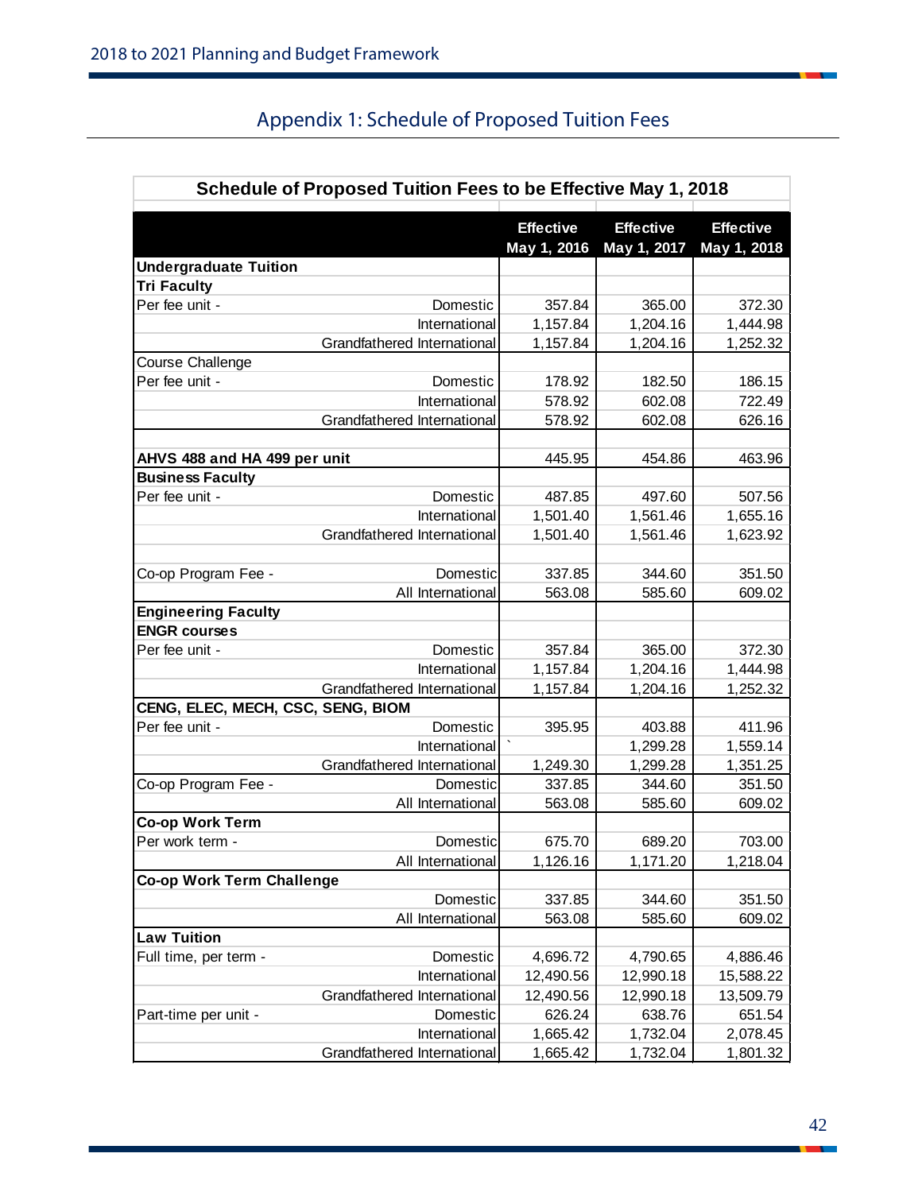## Appendix 1: Schedule of Proposed Tuition Fees

**Schedule of Proposed Tuition Fees to be Effective May 1, 2018**

| | | Effective May 1, 2016 | Effective May 1, 2017 | Effective May 1, 2018 |
|---|---|---|---|---|
| **Undergraduate Tuition** | | | | |
| **Tri Faculty** | | | | |
| Per fee unit - | Domestic | 357.84 | 365.00 | 372.30 |
| | International | 1,157.84 | 1,204.16 | 1,444.98 |
| | Grandfathered International | 1,157.84 | 1,204.16 | 1,252.32 |
| Course Challenge | | | | |
| Per fee unit - | Domestic | 178.92 | 182.50 | 186.15 |
| | International | 578.92 | 602.08 | 722.49 |
| | Grandfathered International | 578.92 | 602.08 | 626.16 |
| | | | | |
| **AHVS 488 and HA 499 per unit** | | 445.95 | 454.86 | 463.96 |
| **Business Faculty** | | | | |
| Per fee unit - | Domestic | 487.85 | 497.60 | 507.56 |
| | International | 1,501.40 | 1,561.46 | 1,655.16 |
| | Grandfathered International | 1,501.40 | 1,561.46 | 1,623.92 |
| | | | | |
| Co-op Program Fee - | Domestic | 337.85 | 344.60 | 351.50 |
| | All International | 563.08 | 585.60 | 609.02 |
| **Engineering Faculty** | | | | |
| **ENGR courses** | | | | |
| Per fee unit - | Domestic | 357.84 | 365.00 | 372.30 |
| | International | 1,157.84 | 1,204.16 | 1,444.98 |
| | Grandfathered International | 1,157.84 | 1,204.16 | 1,252.32 |
| **CENG, ELEC, MECH, CSC, SENG, BIOM** | | | | |
| Per fee unit - | Domestic | 395.95 | 403.88 | 411.96 |
| | International | ` | 1,299.28 | 1,559.14 |
| | Grandfathered International | 1,249.30 | 1,299.28 | 1,351.25 |
| Co-op Program Fee - | Domestic | 337.85 | 344.60 | 351.50 |
| | All International | 563.08 | 585.60 | 609.02 |
| **Co-op Work Term** | | | | |
| Per work term - | Domestic | 675.70 | 689.20 | 703.00 |
| | All International | 1,126.16 | 1,171.20 | 1,218.04 |
| **Co-op Work Term Challenge** | | | | |
| | Domestic | 337.85 | 344.60 | 351.50 |
| | All International | 563.08 | 585.60 | 609.02 |
| **Law Tuition** | | | | |
| Full time, per term - | Domestic | 4,696.72 | 4,790.65 | 4,886.46 |
| | International | 12,490.56 | 12,990.18 | 15,588.22 |
| | Grandfathered International | 12,490.56 | 12,990.18 | 13,509.79 |
| Part-time per unit - | Domestic | 626.24 | 638.76 | 651.54 |
| | International | 1,665.42 | 1,732.04 | 2,078.45 |
| | Grandfathered International | 1,665.42 | 1,732.04 | 1,801.32 |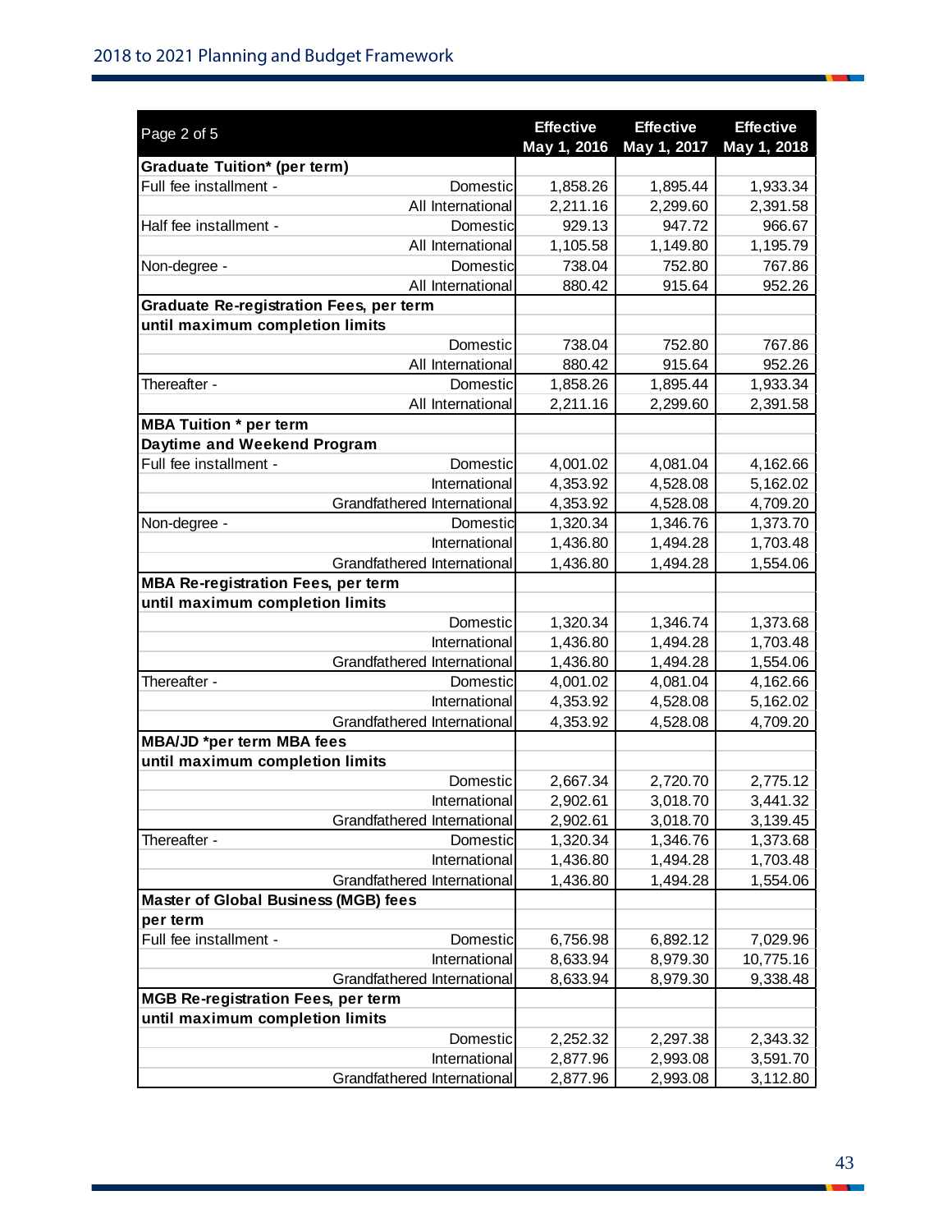| Page 2 of 5 | | Effective May 1, 2016 | Effective May 1, 2017 | Effective May 1, 2018 |
|---|---|---|---|---|
| **Graduate Tuition* (per term)** | | | | |
| Full fee installment - | Domestic | 1,858.26 | 1,895.44 | 1,933.34 |
| | All International | 2,211.16 | 2,299.60 | 2,391.58 |
| Half fee installment - | Domestic | 929.13 | 947.72 | 966.67 |
| | All International | 1,105.58 | 1,149.80 | 1,195.79 |
| Non-degree - | Domestic | 738.04 | 752.80 | 767.86 |
| | All International | 880.42 | 915.64 | 952.26 |
| **Graduate Re-registration Fees, per term** | | | | |
| **until maximum completion limits** | | | | |
| | Domestic | 738.04 | 752.80 | 767.86 |
| | All International | 880.42 | 915.64 | 952.26 |
| Thereafter - | Domestic | 1,858.26 | 1,895.44 | 1,933.34 |
| | All International | 2,211.16 | 2,299.60 | 2,391.58 |
| **MBA Tuition * per term** | | | | |
| **Daytime and Weekend Program** | | | | |
| Full fee installment - | Domestic | 4,001.02 | 4,081.04 | 4,162.66 |
| | International | 4,353.92 | 4,528.08 | 5,162.02 |
| | Grandfathered International | 4,353.92 | 4,528.08 | 4,709.20 |
| Non-degree - | Domestic | 1,320.34 | 1,346.76 | 1,373.70 |
| | International | 1,436.80 | 1,494.28 | 1,703.48 |
| | Grandfathered International | 1,436.80 | 1,494.28 | 1,554.06 |
| **MBA Re-registration Fees, per term** | | | | |
| **until maximum completion limits** | | | | |
| | Domestic | 1,320.34 | 1,346.74 | 1,373.68 |
| | International | 1,436.80 | 1,494.28 | 1,703.48 |
| | Grandfathered International | 1,436.80 | 1,494.28 | 1,554.06 |
| Thereafter - | Domestic | 4,001.02 | 4,081.04 | 4,162.66 |
| | International | 4,353.92 | 4,528.08 | 5,162.02 |
| | Grandfathered International | 4,353.92 | 4,528.08 | 4,709.20 |
| **MBA/JD *per term MBA fees** | | | | |
| **until maximum completion limits** | | | | |
| | Domestic | 2,667.34 | 2,720.70 | 2,775.12 |
| | International | 2,902.61 | 3,018.70 | 3,441.32 |
| | Grandfathered International | 2,902.61 | 3,018.70 | 3,139.45 |
| Thereafter - | Domestic | 1,320.34 | 1,346.76 | 1,373.68 |
| | International | 1,436.80 | 1,494.28 | 1,703.48 |
| | Grandfathered International | 1,436.80 | 1,494.28 | 1,554.06 |
| **Master of Global Business (MGB) fees** | | | | |
| **per term** | | | | |
| Full fee installment - | Domestic | 6,756.98 | 6,892.12 | 7,029.96 |
| | International | 8,633.94 | 8,979.30 | 10,775.16 |
| | Grandfathered International | 8,633.94 | 8,979.30 | 9,338.48 |
| **MGB Re-registration Fees, per term** | | | | |
| **until maximum completion limits** | | | | |
| | Domestic | 2,252.32 | 2,297.38 | 2,343.32 |
| | International | 2,877.96 | 2,993.08 | 3,591.70 |
| | Grandfathered International | 2,877.96 | 2,993.08 | 3,112.80 |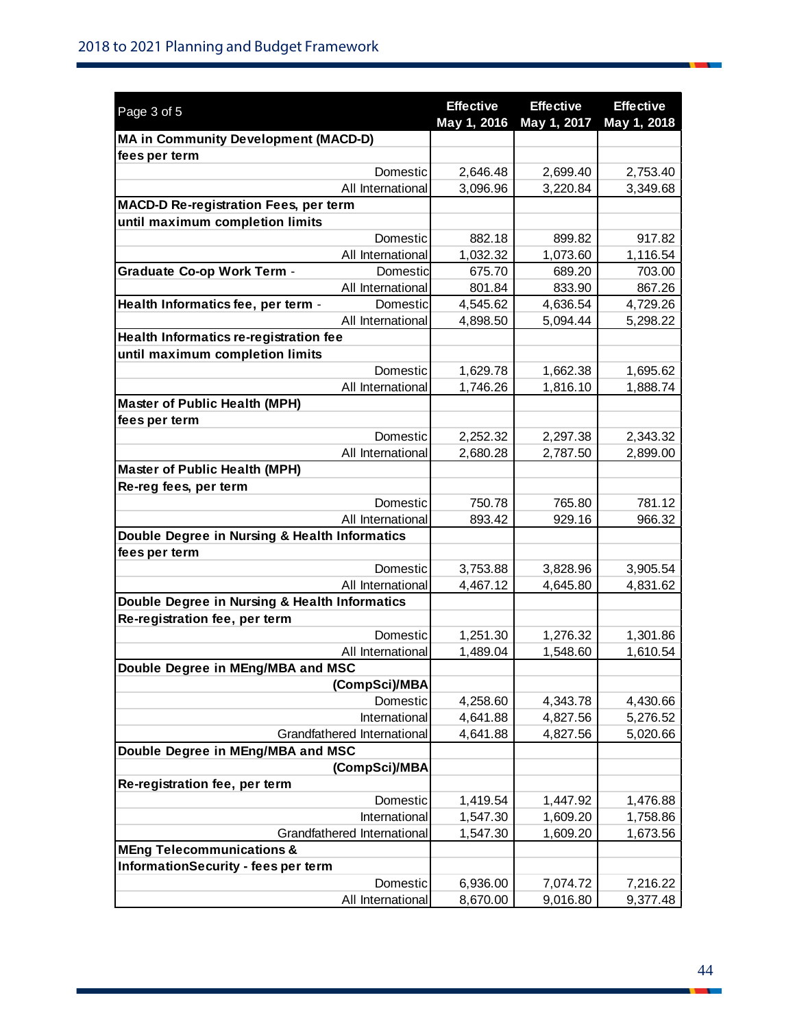| Page 3 of 5 | Effective May 1, 2016 | Effective May 1, 2017 | Effective May 1, 2018 |
|---|---|---|---|
| **MA in Community Development (MACD-D)** | | | |
| **fees per term** | | | |
| Domestic | 2,646.48 | 2,699.40 | 2,753.40 |
| All International | 3,096.96 | 3,220.84 | 3,349.68 |
| **MACD-D Re-registration Fees, per term** | | | |
| **until maximum completion limits** | | | |
| Domestic | 882.18 | 899.82 | 917.82 |
| All International | 1,032.32 | 1,073.60 | 1,116.54 |
| **Graduate Co-op Work Term** - Domestic | 675.70 | 689.20 | 703.00 |
| All International | 801.84 | 833.90 | 867.26 |
| **Health Informatics fee, per term** - Domestic | 4,545.62 | 4,636.54 | 4,729.26 |
| All International | 4,898.50 | 5,094.44 | 5,298.22 |
| **Health Informatics re-registration fee** | | | |
| **until maximum completion limits** | | | |
| Domestic | 1,629.78 | 1,662.38 | 1,695.62 |
| All International | 1,746.26 | 1,816.10 | 1,888.74 |
| **Master of Public Health (MPH)** | | | |
| **fees per term** | | | |
| Domestic | 2,252.32 | 2,297.38 | 2,343.32 |
| All International | 2,680.28 | 2,787.50 | 2,899.00 |
| **Master of Public Health (MPH)** | | | |
| **Re-reg fees, per term** | | | |
| Domestic | 750.78 | 765.80 | 781.12 |
| All International | 893.42 | 929.16 | 966.32 |
| **Double Degree in Nursing & Health Informatics** | | | |
| **fees per term** | | | |
| Domestic | 3,753.88 | 3,828.96 | 3,905.54 |
| All International | 4,467.12 | 4,645.80 | 4,831.62 |
| **Double Degree in Nursing & Health Informatics** | | | |
| **Re-registration fee, per term** | | | |
| Domestic | 1,251.30 | 1,276.32 | 1,301.86 |
| All International | 1,489.04 | 1,548.60 | 1,610.54 |
| **Double Degree in MEng/MBA and MSC** | | | |
| **(CompSci)/MBA** | | | |
| Domestic | 4,258.60 | 4,343.78 | 4,430.66 |
| International | 4,641.88 | 4,827.56 | 5,276.52 |
| Grandfathered International | 4,641.88 | 4,827.56 | 5,020.66 |
| **Double Degree in MEng/MBA and MSC** | | | |
| **(CompSci)/MBA** | | | |
| **Re-registration fee, per term** | | | |
| Domestic | 1,419.54 | 1,447.92 | 1,476.88 |
| International | 1,547.30 | 1,609.20 | 1,758.86 |
| Grandfathered International | 1,547.30 | 1,609.20 | 1,673.56 |
| **MEng Telecommunications &** | | | |
| **InformationSecurity - fees per term** | | | |
| Domestic | 6,936.00 | 7,074.72 | 7,216.22 |
| All International | 8,670.00 | 9,016.80 | 9,377.48 |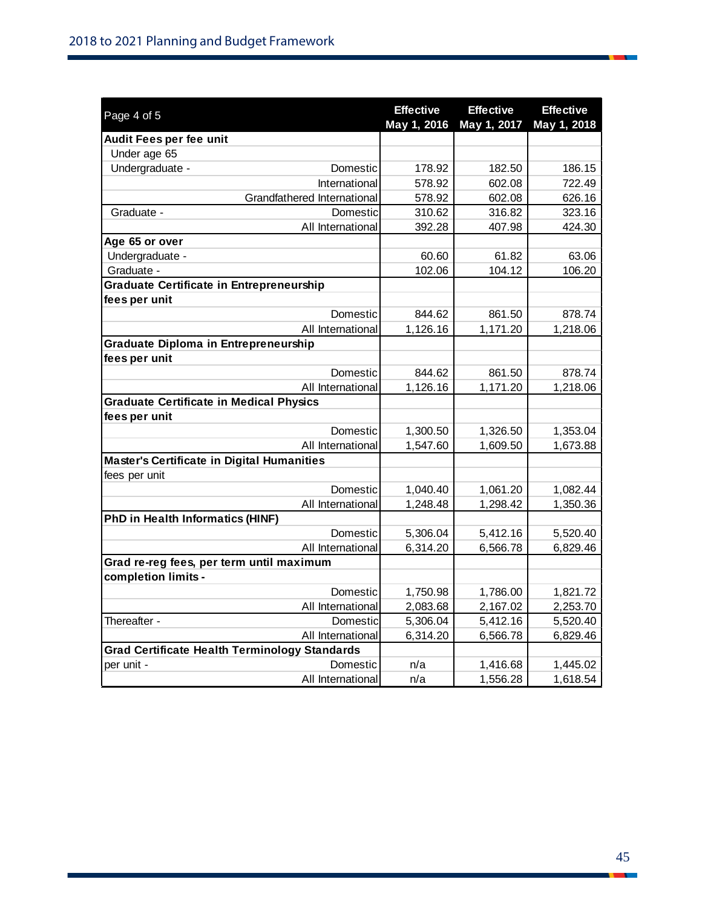| Page 4 of 5 | | Effective May 1, 2016 | Effective May 1, 2017 | Effective May 1, 2018 |
|---|---|---|---|---|
| **Audit Fees per fee unit** | | | | |
| Under age 65 | | | | |
| Undergraduate - | Domestic | 178.92 | 182.50 | 186.15 |
| | International | 578.92 | 602.08 | 722.49 |
| | Grandfathered International | 578.92 | 602.08 | 626.16 |
| Graduate - | Domestic | 310.62 | 316.82 | 323.16 |
| | All International | 392.28 | 407.98 | 424.30 |
| **Age 65 or over** | | | | |
| Undergraduate - | | 60.60 | 61.82 | 63.06 |
| Graduate - | | 102.06 | 104.12 | 106.20 |
| **Graduate Certificate in Entrepreneurship** | | | | |
| **fees per unit** | | | | |
| | Domestic | 844.62 | 861.50 | 878.74 |
| | All International | 1,126.16 | 1,171.20 | 1,218.06 |
| **Graduate Diploma in Entrepreneurship** | | | | |
| **fees per unit** | | | | |
| | Domestic | 844.62 | 861.50 | 878.74 |
| | All International | 1,126.16 | 1,171.20 | 1,218.06 |
| **Graduate Certificate in Medical Physics** | | | | |
| **fees per unit** | | | | |
| | Domestic | 1,300.50 | 1,326.50 | 1,353.04 |
| | All International | 1,547.60 | 1,609.50 | 1,673.88 |
| **Master's Certificate in Digital Humanities** | | | | |
| fees per unit | | | | |
| | Domestic | 1,040.40 | 1,061.20 | 1,082.44 |
| | All International | 1,248.48 | 1,298.42 | 1,350.36 |
| **PhD in Health Informatics (HINF)** | | | | |
| | Domestic | 5,306.04 | 5,412.16 | 5,520.40 |
| | All International | 6,314.20 | 6,566.78 | 6,829.46 |
| **Grad re-reg fees, per term until maximum** | | | | |
| **completion limits -** | | | | |
| | Domestic | 1,750.98 | 1,786.00 | 1,821.72 |
| | All International | 2,083.68 | 2,167.02 | 2,253.70 |
| Thereafter - | Domestic | 5,306.04 | 5,412.16 | 5,520.40 |
| | All International | 6,314.20 | 6,566.78 | 6,829.46 |
| **Grad Certificate Health Terminology Standards** | | | | |
| per unit - | Domestic | n/a | 1,416.68 | 1,445.02 |
| | All International | n/a | 1,556.28 | 1,618.54 |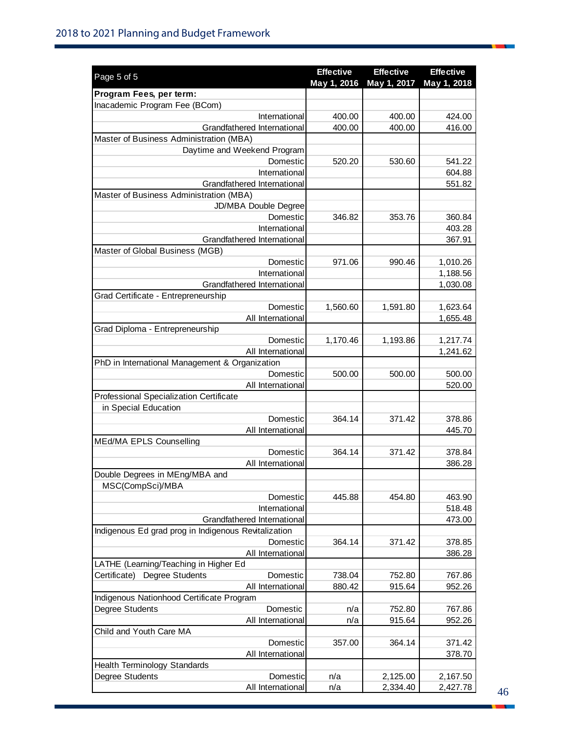## 2018 to 2021 Planning and Budget Framework

| Page 5 of 5 | Effective May 1, 2016 | Effective May 1, 2017 | Effective May 1, 2018 |
|---|---|---|---|
| **Program Fees, per term:** | | | |
| Inacademic Program Fee (BCom) | | | |
| International | 400.00 | 400.00 | 424.00 |
| Grandfathered International | 400.00 | 400.00 | 416.00 |
| Master of Business Administration (MBA) | | | |
| Daytime and Weekend Program | | | |
| Domestic | 520.20 | 530.60 | 541.22 |
| International | | | 604.88 |
| Grandfathered International | | | 551.82 |
| Master of Business Administration (MBA) | | | |
| JD/MBA Double Degree | | | |
| Domestic | 346.82 | 353.76 | 360.84 |
| International | | | 403.28 |
| Grandfathered International | | | 367.91 |
| Master of Global Business (MGB) | | | |
| Domestic | 971.06 | 990.46 | 1,010.26 |
| International | | | 1,188.56 |
| Grandfathered International | | | 1,030.08 |
| Grad Certificate - Entrepreneurship | | | |
| Domestic | 1,560.60 | 1,591.80 | 1,623.64 |
| All International | | | 1,655.48 |
| Grad Diploma - Entrepreneurship | | | |
| Domestic | 1,170.46 | 1,193.86 | 1,217.74 |
| All International | | | 1,241.62 |
| PhD in International Management & Organization | | | |
| Domestic | 500.00 | 500.00 | 500.00 |
| All International | | | 520.00 |
| Professional Specialization Certificate in Special Education | | | |
| Domestic | 364.14 | 371.42 | 378.86 |
| All International | | | 445.70 |
| MEd/MA EPLS Counselling | | | |
| Domestic | 364.14 | 371.42 | 378.84 |
| All International | | | 386.28 |
| Double Degrees in MEng/MBA and MSC(CompSci)/MBA | | | |
| Domestic | 445.88 | 454.80 | 463.90 |
| International | | | 518.48 |
| Grandfathered International | | | 473.00 |
| Indigenous Ed grad prog in Indigenous Revitalization | | | |
| Domestic | 364.14 | 371.42 | 378.85 |
| All International | | | 386.28 |
| LATHE (Learning/Teaching in Higher Ed Certificate) Degree Students Domestic | 738.04 | 752.80 | 767.86 |
| All International | 880.42 | 915.64 | 952.26 |
| Indigenous Nationhood Certificate Program | | | |
| Degree Students Domestic | n/a | 752.80 | 767.86 |
| All International | n/a | 915.64 | 952.26 |
| Child and Youth Care MA | | | |
| Domestic | 357.00 | 364.14 | 371.42 |
| All International | | | 378.70 |
| Health Terminology Standards | | | |
| Degree Students Domestic | n/a | 2,125.00 | 2,167.50 |
| All International | n/a | 2,334.40 | 2,427.78 |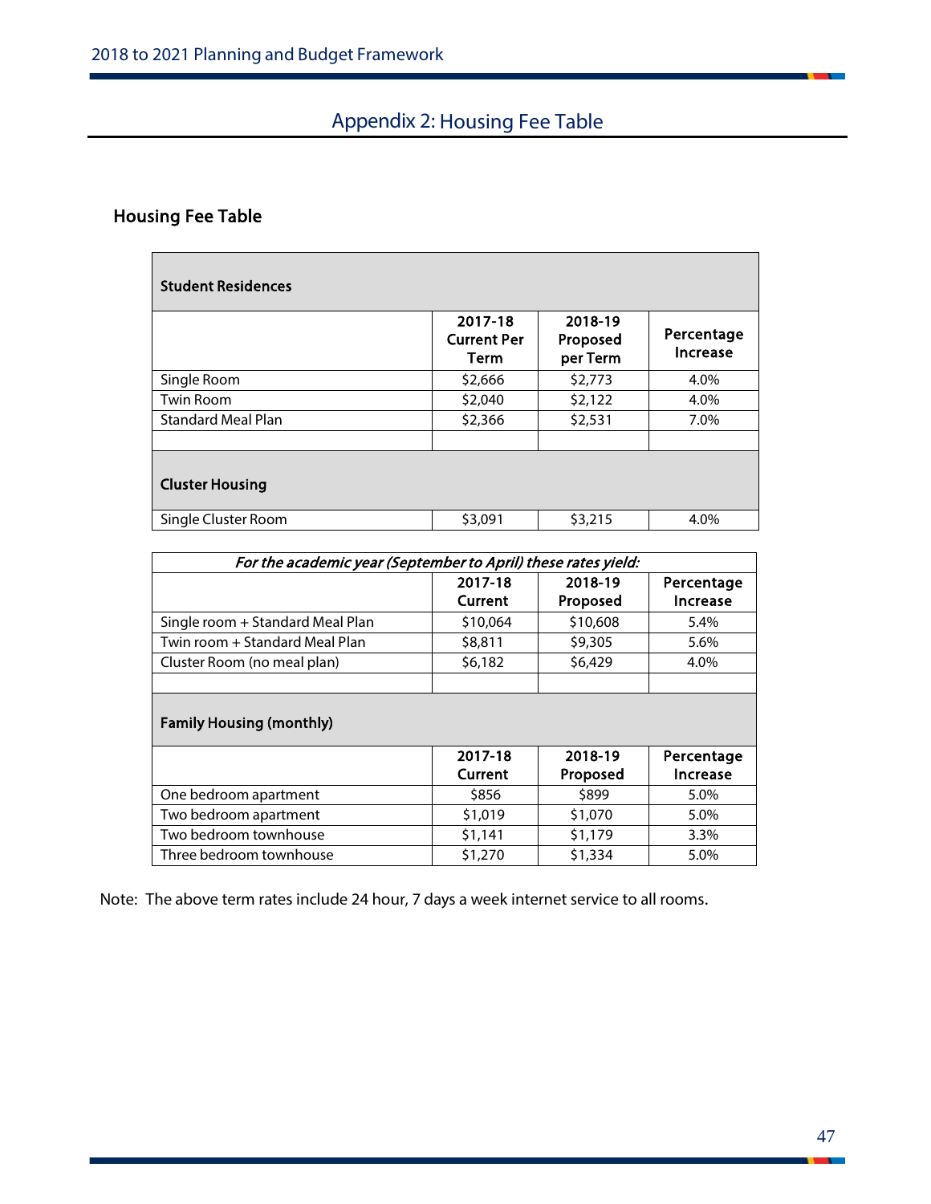# Appendix 2: Housing Fee Table

## Housing Fee Table

| Student Residences | | | |
|---|---|---|---|
| | 2017-18 Current Per Term | 2018-19 Proposed per Term | Percentage Increase |
| Single Room | $2,666 | $2,773 | 4.0% |
| Twin Room | $2,040 | $2,122 | 4.0% |
| Standard Meal Plan | $2,366 | $2,531 | 7.0% |
| | | | |
| **Cluster Housing** | | | |
| Single Cluster Room | $3,091 | $3,215 | 4.0% |

| *For the academic year (September to April) these rates yield:* | | | |
|---|---|---|---|
| | 2017-18 Current | 2018-19 Proposed | Percentage Increase |
| Single room + Standard Meal Plan | $10,064 | $10,608 | 5.4% |
| Twin room + Standard Meal Plan | $8,811 | $9,305 | 5.6% |
| Cluster Room (no meal plan) | $6,182 | $6,429 | 4.0% |
| | | | |
| **Family Housing (monthly)** | | | |
| | 2017-18 Current | 2018-19 Proposed | Percentage Increase |
| One bedroom apartment | $856 | $899 | 5.0% |
| Two bedroom apartment | $1,019 | $1,070 | 5.0% |
| Two bedroom townhouse | $1,141 | $1,179 | 3.3% |
| Three bedroom townhouse | $1,270 | $1,334 | 5.0% |

Note: The above term rates include 24 hour, 7 days a week internet service to all rooms.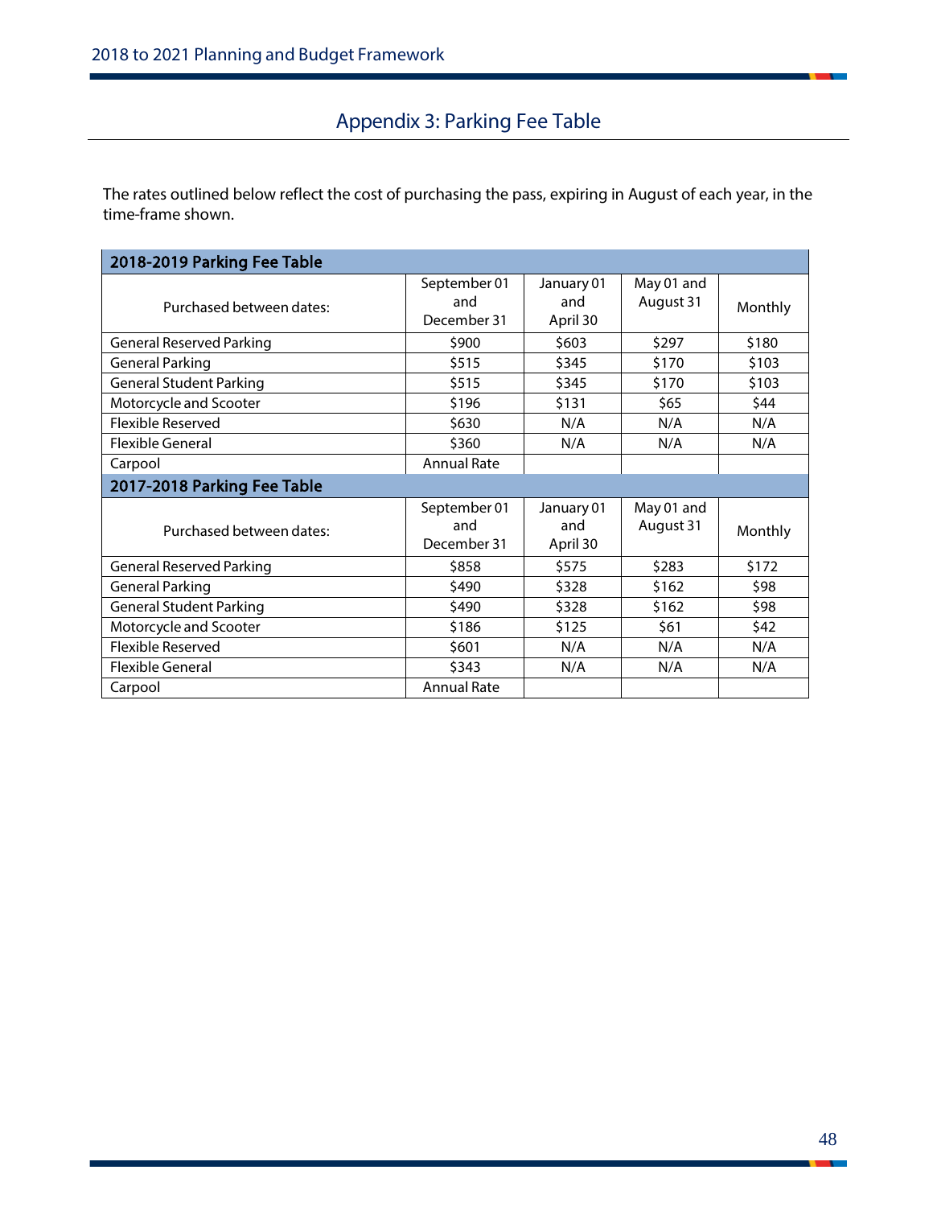## Appendix 3: Parking Fee Table

The rates outlined below reflect the cost of purchasing the pass, expiring in August of each year, in the time-frame shown.

| **2018-2019 Parking Fee Table** | | | | |
|---|---|---|---|---|
| Purchased between dates: | September 01 and December 31 | January 01 and April 30 | May 01 and August 31 | Monthly |
| General Reserved Parking | $900 | $603 | $297 | $180 |
| General Parking | $515 | $345 | $170 | $103 |
| General Student Parking | $515 | $345 | $170 | $103 |
| Motorcycle and Scooter | $196 | $131 | $65 | $44 |
| Flexible Reserved | $630 | N/A | N/A | N/A |
| Flexible General | $360 | N/A | N/A | N/A |
| Carpool | Annual Rate | | | |
| **2017-2018 Parking Fee Table** | | | | |
| Purchased between dates: | September 01 and December 31 | January 01 and April 30 | May 01 and August 31 | Monthly |
| General Reserved Parking | $858 | $575 | $283 | $172 |
| General Parking | $490 | $328 | $162 | $98 |
| General Student Parking | $490 | $328 | $162 | $98 |
| Motorcycle and Scooter | $186 | $125 | $61 | $42 |
| Flexible Reserved | $601 | N/A | N/A | N/A |
| Flexible General | $343 | N/A | N/A | N/A |
| Carpool | Annual Rate | | | |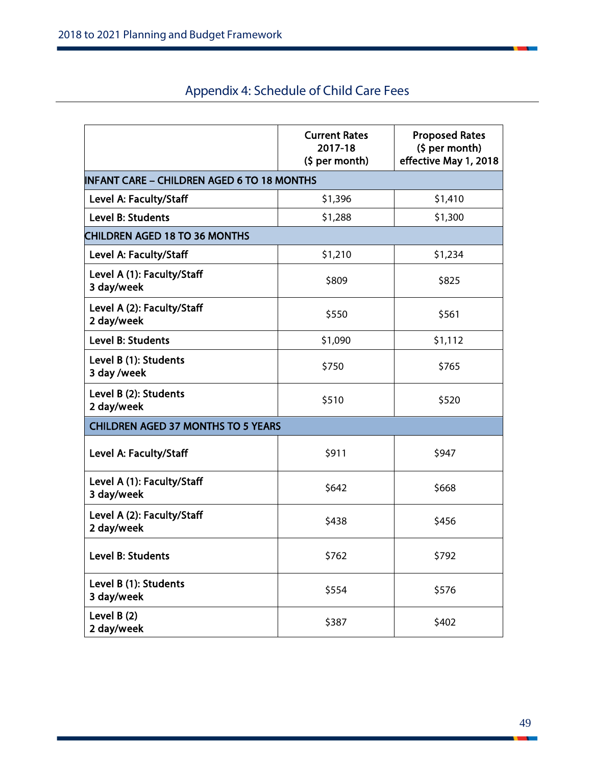## Appendix 4: Schedule of Child Care Fees

| | Current Rates 2017-18 ($ per month) | Proposed Rates ($ per month) effective May 1, 2018 |
|---|---|---|
| **INFANT CARE – CHILDREN AGED 6 TO 18 MONTHS** | | |
| **Level A: Faculty/Staff** | $1,396 | $1,410 |
| **Level B: Students** | $1,288 | $1,300 |
| **CHILDREN AGED 18 TO 36 MONTHS** | | |
| **Level A: Faculty/Staff** | $1,210 | $1,234 |
| **Level A (1): Faculty/Staff 3 day/week** | $809 | $825 |
| **Level A (2): Faculty/Staff 2 day/week** | $550 | $561 |
| **Level B: Students** | $1,090 | $1,112 |
| **Level B (1): Students 3 day /week** | $750 | $765 |
| **Level B (2): Students 2 day/week** | $510 | $520 |
| **CHILDREN AGED 37 MONTHS TO 5 YEARS** | | |
| **Level A: Faculty/Staff** | $911 | $947 |
| **Level A (1): Faculty/Staff 3 day/week** | $642 | $668 |
| **Level A (2): Faculty/Staff 2 day/week** | $438 | $456 |
| **Level B: Students** | $762 | $792 |
| **Level B (1): Students 3 day/week** | $554 | $576 |
| **Level B (2) 2 day/week** | $387 | $402 |